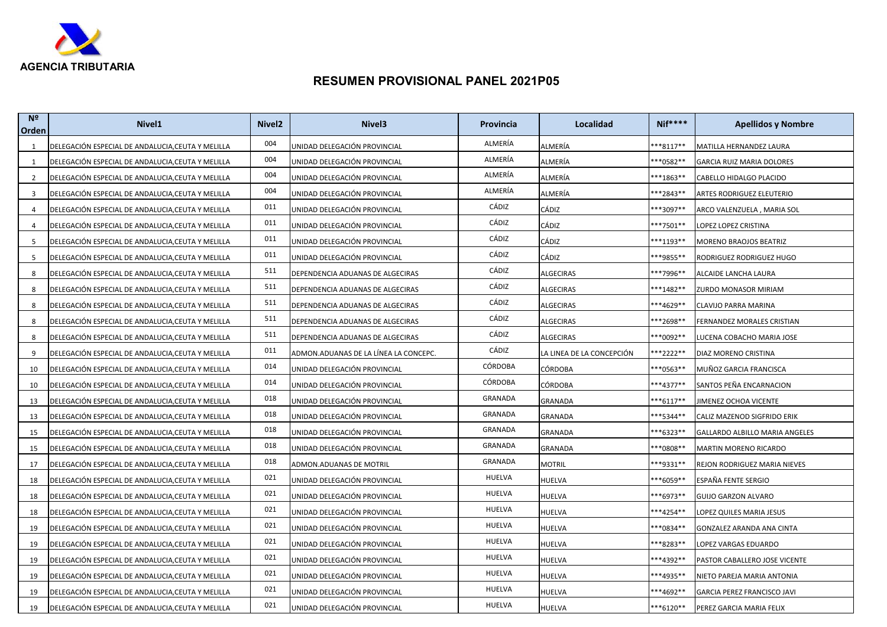AGENCIA TRIBUTARIA

# RESUMEN PROVISIONAL PANEL 2021P05

| Nº Orden | Nivel1 | Nivel2 | Nivel3 | Provincia | Localidad | Nif**** | Apellidos y Nombre |
|---|---|---|---|---|---|---|---|
| 1 | DELEGACIÓN ESPECIAL DE ANDALUCIA,CEUTA Y MELILLA | 004 | UNIDAD DELEGACIÓN PROVINCIAL | ALMERÍA | ALMERÍA | ***8117** | MATILLA HERNANDEZ LAURA |
| 1 | DELEGACIÓN ESPECIAL DE ANDALUCIA,CEUTA Y MELILLA | 004 | UNIDAD DELEGACIÓN PROVINCIAL | ALMERÍA | ALMERÍA | ***0582** | GARCIA RUIZ MARIA DOLORES |
| 2 | DELEGACIÓN ESPECIAL DE ANDALUCIA,CEUTA Y MELILLA | 004 | UNIDAD DELEGACIÓN PROVINCIAL | ALMERÍA | ALMERÍA | ***1863** | CABELLO HIDALGO PLACIDO |
| 3 | DELEGACIÓN ESPECIAL DE ANDALUCIA,CEUTA Y MELILLA | 004 | UNIDAD DELEGACIÓN PROVINCIAL | ALMERÍA | ALMERÍA | ***2843** | ARTES RODRIGUEZ ELEUTERIO |
| 4 | DELEGACIÓN ESPECIAL DE ANDALUCIA,CEUTA Y MELILLA | 011 | UNIDAD DELEGACIÓN PROVINCIAL | CÁDIZ | CÁDIZ | ***3097** | ARCO VALENZUELA , MARIA SOL |
| 4 | DELEGACIÓN ESPECIAL DE ANDALUCIA,CEUTA Y MELILLA | 011 | UNIDAD DELEGACIÓN PROVINCIAL | CÁDIZ | CÁDIZ | ***7501** | LOPEZ LOPEZ CRISTINA |
| 5 | DELEGACIÓN ESPECIAL DE ANDALUCIA,CEUTA Y MELILLA | 011 | UNIDAD DELEGACIÓN PROVINCIAL | CÁDIZ | CÁDIZ | ***1193** | MORENO BRAOJOS BEATRIZ |
| 5 | DELEGACIÓN ESPECIAL DE ANDALUCIA,CEUTA Y MELILLA | 011 | UNIDAD DELEGACIÓN PROVINCIAL | CÁDIZ | CÁDIZ | ***9855** | RODRIGUEZ RODRIGUEZ HUGO |
| 8 | DELEGACIÓN ESPECIAL DE ANDALUCIA,CEUTA Y MELILLA | 511 | DEPENDENCIA ADUANAS DE ALGECIRAS | CÁDIZ | ALGECIRAS | ***7996** | ALCAIDE LANCHA LAURA |
| 8 | DELEGACIÓN ESPECIAL DE ANDALUCIA,CEUTA Y MELILLA | 511 | DEPENDENCIA ADUANAS DE ALGECIRAS | CÁDIZ | ALGECIRAS | ***1482** | ZURDO MONASOR MIRIAM |
| 8 | DELEGACIÓN ESPECIAL DE ANDALUCIA,CEUTA Y MELILLA | 511 | DEPENDENCIA ADUANAS DE ALGECIRAS | CÁDIZ | ALGECIRAS | ***4629** | CLAVIJO PARRA MARINA |
| 8 | DELEGACIÓN ESPECIAL DE ANDALUCIA,CEUTA Y MELILLA | 511 | DEPENDENCIA ADUANAS DE ALGECIRAS | CÁDIZ | ALGECIRAS | ***2698** | FERNANDEZ MORALES CRISTIAN |
| 8 | DELEGACIÓN ESPECIAL DE ANDALUCIA,CEUTA Y MELILLA | 511 | DEPENDENCIA ADUANAS DE ALGECIRAS | CÁDIZ | ALGECIRAS | ***0092** | LUCENA COBACHO MARIA JOSE |
| 9 | DELEGACIÓN ESPECIAL DE ANDALUCIA,CEUTA Y MELILLA | 011 | ADMON.ADUANAS DE LA LÍNEA LA CONCEPC. | CÁDIZ | LA LINEA DE LA CONCEPCIÓN | ***2222** | DIAZ MORENO CRISTINA |
| 10 | DELEGACIÓN ESPECIAL DE ANDALUCIA,CEUTA Y MELILLA | 014 | UNIDAD DELEGACIÓN PROVINCIAL | CÓRDOBA | CÓRDOBA | ***0563** | MUÑOZ GARCIA FRANCISCA |
| 10 | DELEGACIÓN ESPECIAL DE ANDALUCIA,CEUTA Y MELILLA | 014 | UNIDAD DELEGACIÓN PROVINCIAL | CÓRDOBA | CÓRDOBA | ***4377** | SANTOS PEÑA ENCARNACION |
| 13 | DELEGACIÓN ESPECIAL DE ANDALUCIA,CEUTA Y MELILLA | 018 | UNIDAD DELEGACIÓN PROVINCIAL | GRANADA | GRANADA | ***6117** | JIMENEZ OCHOA VICENTE |
| 13 | DELEGACIÓN ESPECIAL DE ANDALUCIA,CEUTA Y MELILLA | 018 | UNIDAD DELEGACIÓN PROVINCIAL | GRANADA | GRANADA | ***5344** | CALIZ MAZENOD SIGFRIDO ERIK |
| 15 | DELEGACIÓN ESPECIAL DE ANDALUCIA,CEUTA Y MELILLA | 018 | UNIDAD DELEGACIÓN PROVINCIAL | GRANADA | GRANADA | ***6323** | GALLARDO ALBILLO MARIA ANGELES |
| 15 | DELEGACIÓN ESPECIAL DE ANDALUCIA,CEUTA Y MELILLA | 018 | UNIDAD DELEGACIÓN PROVINCIAL | GRANADA | GRANADA | ***0808** | MARTIN MORENO RICARDO |
| 17 | DELEGACIÓN ESPECIAL DE ANDALUCIA,CEUTA Y MELILLA | 018 | ADMON.ADUANAS DE MOTRIL | GRANADA | MOTRIL | ***9331** | REJON RODRIGUEZ MARIA NIEVES |
| 18 | DELEGACIÓN ESPECIAL DE ANDALUCIA,CEUTA Y MELILLA | 021 | UNIDAD DELEGACIÓN PROVINCIAL | HUELVA | HUELVA | ***6059** | ESPAÑA FENTE SERGIO |
| 18 | DELEGACIÓN ESPECIAL DE ANDALUCIA,CEUTA Y MELILLA | 021 | UNIDAD DELEGACIÓN PROVINCIAL | HUELVA | HUELVA | ***6973** | GUIJO GARZON ALVARO |
| 18 | DELEGACIÓN ESPECIAL DE ANDALUCIA,CEUTA Y MELILLA | 021 | UNIDAD DELEGACIÓN PROVINCIAL | HUELVA | HUELVA | ***4254** | LOPEZ QUILES MARIA JESUS |
| 19 | DELEGACIÓN ESPECIAL DE ANDALUCIA,CEUTA Y MELILLA | 021 | UNIDAD DELEGACIÓN PROVINCIAL | HUELVA | HUELVA | ***0834** | GONZALEZ ARANDA ANA CINTA |
| 19 | DELEGACIÓN ESPECIAL DE ANDALUCIA,CEUTA Y MELILLA | 021 | UNIDAD DELEGACIÓN PROVINCIAL | HUELVA | HUELVA | ***8283** | LOPEZ VARGAS EDUARDO |
| 19 | DELEGACIÓN ESPECIAL DE ANDALUCIA,CEUTA Y MELILLA | 021 | UNIDAD DELEGACIÓN PROVINCIAL | HUELVA | HUELVA | ***4392** | PASTOR CABALLERO JOSE VICENTE |
| 19 | DELEGACIÓN ESPECIAL DE ANDALUCIA,CEUTA Y MELILLA | 021 | UNIDAD DELEGACIÓN PROVINCIAL | HUELVA | HUELVA | ***4935** | NIETO PAREJA MARIA ANTONIA |
| 19 | DELEGACIÓN ESPECIAL DE ANDALUCIA,CEUTA Y MELILLA | 021 | UNIDAD DELEGACIÓN PROVINCIAL | HUELVA | HUELVA | ***4692** | GARCIA PEREZ FRANCISCO JAVI |
| 19 | DELEGACIÓN ESPECIAL DE ANDALUCIA,CEUTA Y MELILLA | 021 | UNIDAD DELEGACIÓN PROVINCIAL | HUELVA | HUELVA | ***6120** | PEREZ GARCIA MARIA FELIX |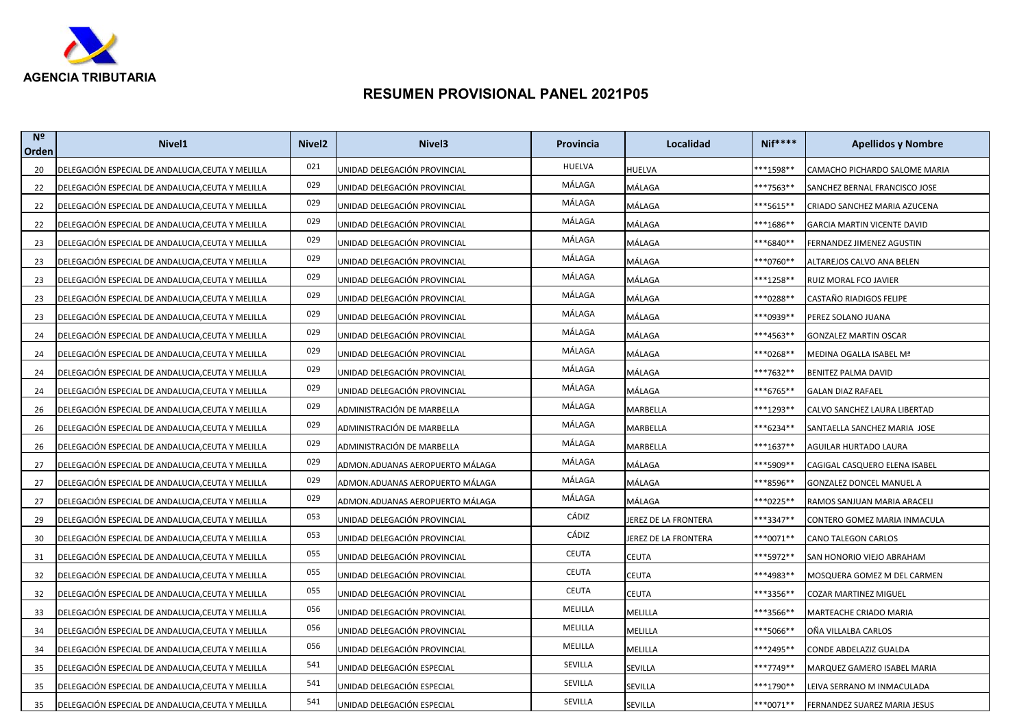**AGENCIA TRIBUTARIA**

# RESUMEN PROVISIONAL PANEL 2021P05

| Nº Orden | Nivel1 | Nivel2 | Nivel3 | Provincia | Localidad | Nif**** | Apellidos y Nombre |
|---|---|---|---|---|---|---|---|
| 20 | DELEGACIÓN ESPECIAL DE ANDALUCIA,CEUTA Y MELILLA | 021 | UNIDAD DELEGACIÓN PROVINCIAL | HUELVA | HUELVA | ***1598** | CAMACHO PICHARDO SALOME MARIA |
| 22 | DELEGACIÓN ESPECIAL DE ANDALUCIA,CEUTA Y MELILLA | 029 | UNIDAD DELEGACIÓN PROVINCIAL | MÁLAGA | MÁLAGA | ***7563** | SANCHEZ BERNAL FRANCISCO JOSE |
| 22 | DELEGACIÓN ESPECIAL DE ANDALUCIA,CEUTA Y MELILLA | 029 | UNIDAD DELEGACIÓN PROVINCIAL | MÁLAGA | MÁLAGA | ***5615** | CRIADO SANCHEZ MARIA AZUCENA |
| 22 | DELEGACIÓN ESPECIAL DE ANDALUCIA,CEUTA Y MELILLA | 029 | UNIDAD DELEGACIÓN PROVINCIAL | MÁLAGA | MÁLAGA | ***1686** | GARCIA MARTIN VICENTE DAVID |
| 23 | DELEGACIÓN ESPECIAL DE ANDALUCIA,CEUTA Y MELILLA | 029 | UNIDAD DELEGACIÓN PROVINCIAL | MÁLAGA | MÁLAGA | ***6840** | FERNANDEZ JIMENEZ AGUSTIN |
| 23 | DELEGACIÓN ESPECIAL DE ANDALUCIA,CEUTA Y MELILLA | 029 | UNIDAD DELEGACIÓN PROVINCIAL | MÁLAGA | MÁLAGA | ***0760** | ALTAREJOS CALVO ANA BELEN |
| 23 | DELEGACIÓN ESPECIAL DE ANDALUCIA,CEUTA Y MELILLA | 029 | UNIDAD DELEGACIÓN PROVINCIAL | MÁLAGA | MÁLAGA | ***1258** | RUIZ MORAL FCO JAVIER |
| 23 | DELEGACIÓN ESPECIAL DE ANDALUCIA,CEUTA Y MELILLA | 029 | UNIDAD DELEGACIÓN PROVINCIAL | MÁLAGA | MÁLAGA | ***0288** | CASTAÑO RIADIGOS FELIPE |
| 23 | DELEGACIÓN ESPECIAL DE ANDALUCIA,CEUTA Y MELILLA | 029 | UNIDAD DELEGACIÓN PROVINCIAL | MÁLAGA | MÁLAGA | ***0939** | PEREZ SOLANO JUANA |
| 24 | DELEGACIÓN ESPECIAL DE ANDALUCIA,CEUTA Y MELILLA | 029 | UNIDAD DELEGACIÓN PROVINCIAL | MÁLAGA | MÁLAGA | ***4563** | GONZALEZ MARTIN OSCAR |
| 24 | DELEGACIÓN ESPECIAL DE ANDALUCIA,CEUTA Y MELILLA | 029 | UNIDAD DELEGACIÓN PROVINCIAL | MÁLAGA | MÁLAGA | ***0268** | MEDINA OGALLA ISABEL Mª |
| 24 | DELEGACIÓN ESPECIAL DE ANDALUCIA,CEUTA Y MELILLA | 029 | UNIDAD DELEGACIÓN PROVINCIAL | MÁLAGA | MÁLAGA | ***7632** | BENITEZ PALMA DAVID |
| 24 | DELEGACIÓN ESPECIAL DE ANDALUCIA,CEUTA Y MELILLA | 029 | UNIDAD DELEGACIÓN PROVINCIAL | MÁLAGA | MÁLAGA | ***6765** | GALAN DIAZ RAFAEL |
| 26 | DELEGACIÓN ESPECIAL DE ANDALUCIA,CEUTA Y MELILLA | 029 | ADMINISTRACIÓN DE MARBELLA | MÁLAGA | MARBELLA | ***1293** | CALVO SANCHEZ LAURA LIBERTAD |
| 26 | DELEGACIÓN ESPECIAL DE ANDALUCIA,CEUTA Y MELILLA | 029 | ADMINISTRACIÓN DE MARBELLA | MÁLAGA | MARBELLA | ***6234** | SANTAELLA SANCHEZ MARIA JOSE |
| 26 | DELEGACIÓN ESPECIAL DE ANDALUCIA,CEUTA Y MELILLA | 029 | ADMINISTRACIÓN DE MARBELLA | MÁLAGA | MARBELLA | ***1637** | AGUILAR HURTADO LAURA |
| 27 | DELEGACIÓN ESPECIAL DE ANDALUCIA,CEUTA Y MELILLA | 029 | ADMON.ADUANAS AEROPUERTO MÁLAGA | MÁLAGA | MÁLAGA | ***5909** | CAGIGAL CASQUERO ELENA ISABEL |
| 27 | DELEGACIÓN ESPECIAL DE ANDALUCIA,CEUTA Y MELILLA | 029 | ADMON.ADUANAS AEROPUERTO MÁLAGA | MÁLAGA | MÁLAGA | ***8596** | GONZALEZ DONCEL MANUEL A |
| 27 | DELEGACIÓN ESPECIAL DE ANDALUCIA,CEUTA Y MELILLA | 029 | ADMON.ADUANAS AEROPUERTO MÁLAGA | MÁLAGA | MÁLAGA | ***0225** | RAMOS SANJUAN MARIA ARACELI |
| 29 | DELEGACIÓN ESPECIAL DE ANDALUCIA,CEUTA Y MELILLA | 053 | UNIDAD DELEGACIÓN PROVINCIAL | CÁDIZ | JEREZ DE LA FRONTERA | ***3347** | CONTERO GOMEZ MARIA INMACULA |
| 30 | DELEGACIÓN ESPECIAL DE ANDALUCIA,CEUTA Y MELILLA | 053 | UNIDAD DELEGACIÓN PROVINCIAL | CÁDIZ | JEREZ DE LA FRONTERA | ***0071** | CANO TALEGON CARLOS |
| 31 | DELEGACIÓN ESPECIAL DE ANDALUCIA,CEUTA Y MELILLA | 055 | UNIDAD DELEGACIÓN PROVINCIAL | CEUTA | CEUTA | ***5972** | SAN HONORIO VIEJO ABRAHAM |
| 32 | DELEGACIÓN ESPECIAL DE ANDALUCIA,CEUTA Y MELILLA | 055 | UNIDAD DELEGACIÓN PROVINCIAL | CEUTA | CEUTA | ***4983** | MOSQUERA GOMEZ M DEL CARMEN |
| 32 | DELEGACIÓN ESPECIAL DE ANDALUCIA,CEUTA Y MELILLA | 055 | UNIDAD DELEGACIÓN PROVINCIAL | CEUTA | CEUTA | ***3356** | COZAR MARTINEZ MIGUEL |
| 33 | DELEGACIÓN ESPECIAL DE ANDALUCIA,CEUTA Y MELILLA | 056 | UNIDAD DELEGACIÓN PROVINCIAL | MELILLA | MELILLA | ***3566** | MARTEACHE CRIADO MARIA |
| 34 | DELEGACIÓN ESPECIAL DE ANDALUCIA,CEUTA Y MELILLA | 056 | UNIDAD DELEGACIÓN PROVINCIAL | MELILLA | MELILLA | ***5066** | OÑA VILLALBA CARLOS |
| 34 | DELEGACIÓN ESPECIAL DE ANDALUCIA,CEUTA Y MELILLA | 056 | UNIDAD DELEGACIÓN PROVINCIAL | MELILLA | MELILLA | ***2495** | CONDE ABDELAZIZ GUALDA |
| 35 | DELEGACIÓN ESPECIAL DE ANDALUCIA,CEUTA Y MELILLA | 541 | UNIDAD DELEGACIÓN ESPECIAL | SEVILLA | SEVILLA | ***7749** | MARQUEZ GAMERO ISABEL MARIA |
| 35 | DELEGACIÓN ESPECIAL DE ANDALUCIA,CEUTA Y MELILLA | 541 | UNIDAD DELEGACIÓN ESPECIAL | SEVILLA | SEVILLA | ***1790** | LEIVA SERRANO M INMACULADA |
| 35 | DELEGACIÓN ESPECIAL DE ANDALUCIA,CEUTA Y MELILLA | 541 | UNIDAD DELEGACIÓN ESPECIAL | SEVILLA | SEVILLA | ***0071** | FERNANDEZ SUAREZ MARIA JESUS |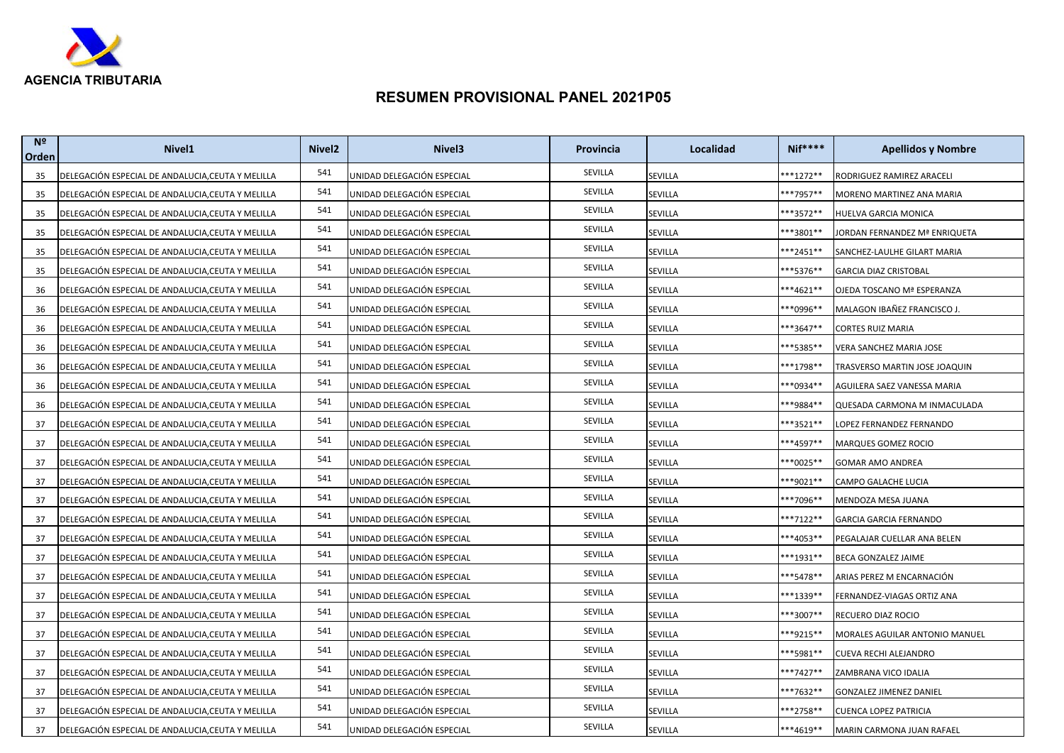AGENCIA TRIBUTARIA

# RESUMEN PROVISIONAL PANEL 2021P05

| Nº Orden | Nivel1 | Nivel2 | Nivel3 | Provincia | Localidad | Nif**** | Apellidos y Nombre |
|---|---|---|---|---|---|---|---|
| 35 | DELEGACIÓN ESPECIAL DE ANDALUCIA,CEUTA Y MELILLA | 541 | UNIDAD DELEGACIÓN ESPECIAL | SEVILLA | SEVILLA | ***1272** | RODRIGUEZ RAMIREZ ARACELI |
| 35 | DELEGACIÓN ESPECIAL DE ANDALUCIA,CEUTA Y MELILLA | 541 | UNIDAD DELEGACIÓN ESPECIAL | SEVILLA | SEVILLA | ***7957** | MORENO MARTINEZ ANA MARIA |
| 35 | DELEGACIÓN ESPECIAL DE ANDALUCIA,CEUTA Y MELILLA | 541 | UNIDAD DELEGACIÓN ESPECIAL | SEVILLA | SEVILLA | ***3572** | HUELVA GARCIA MONICA |
| 35 | DELEGACIÓN ESPECIAL DE ANDALUCIA,CEUTA Y MELILLA | 541 | UNIDAD DELEGACIÓN ESPECIAL | SEVILLA | SEVILLA | ***3801** | JORDAN FERNANDEZ Mª ENRIQUETA |
| 35 | DELEGACIÓN ESPECIAL DE ANDALUCIA,CEUTA Y MELILLA | 541 | UNIDAD DELEGACIÓN ESPECIAL | SEVILLA | SEVILLA | ***2451** | SANCHEZ-LAULHE GILART MARIA |
| 35 | DELEGACIÓN ESPECIAL DE ANDALUCIA,CEUTA Y MELILLA | 541 | UNIDAD DELEGACIÓN ESPECIAL | SEVILLA | SEVILLA | ***5376** | GARCIA DIAZ CRISTOBAL |
| 36 | DELEGACIÓN ESPECIAL DE ANDALUCIA,CEUTA Y MELILLA | 541 | UNIDAD DELEGACIÓN ESPECIAL | SEVILLA | SEVILLA | ***4621** | OJEDA TOSCANO Mª ESPERANZA |
| 36 | DELEGACIÓN ESPECIAL DE ANDALUCIA,CEUTA Y MELILLA | 541 | UNIDAD DELEGACIÓN ESPECIAL | SEVILLA | SEVILLA | ***0996** | MALAGON IBAÑEZ FRANCISCO J. |
| 36 | DELEGACIÓN ESPECIAL DE ANDALUCIA,CEUTA Y MELILLA | 541 | UNIDAD DELEGACIÓN ESPECIAL | SEVILLA | SEVILLA | ***3647** | CORTES RUIZ MARIA |
| 36 | DELEGACIÓN ESPECIAL DE ANDALUCIA,CEUTA Y MELILLA | 541 | UNIDAD DELEGACIÓN ESPECIAL | SEVILLA | SEVILLA | ***5385** | VERA SANCHEZ MARIA JOSE |
| 36 | DELEGACIÓN ESPECIAL DE ANDALUCIA,CEUTA Y MELILLA | 541 | UNIDAD DELEGACIÓN ESPECIAL | SEVILLA | SEVILLA | ***1798** | TRASVERSO MARTIN JOSE JOAQUIN |
| 36 | DELEGACIÓN ESPECIAL DE ANDALUCIA,CEUTA Y MELILLA | 541 | UNIDAD DELEGACIÓN ESPECIAL | SEVILLA | SEVILLA | ***0934** | AGUILERA SAEZ VANESSA MARIA |
| 36 | DELEGACIÓN ESPECIAL DE ANDALUCIA,CEUTA Y MELILLA | 541 | UNIDAD DELEGACIÓN ESPECIAL | SEVILLA | SEVILLA | ***9884** | QUESADA CARMONA M INMACULADA |
| 37 | DELEGACIÓN ESPECIAL DE ANDALUCIA,CEUTA Y MELILLA | 541 | UNIDAD DELEGACIÓN ESPECIAL | SEVILLA | SEVILLA | ***3521** | LOPEZ FERNANDEZ FERNANDO |
| 37 | DELEGACIÓN ESPECIAL DE ANDALUCIA,CEUTA Y MELILLA | 541 | UNIDAD DELEGACIÓN ESPECIAL | SEVILLA | SEVILLA | ***4597** | MARQUES GOMEZ ROCIO |
| 37 | DELEGACIÓN ESPECIAL DE ANDALUCIA,CEUTA Y MELILLA | 541 | UNIDAD DELEGACIÓN ESPECIAL | SEVILLA | SEVILLA | ***0025** | GOMAR AMO ANDREA |
| 37 | DELEGACIÓN ESPECIAL DE ANDALUCIA,CEUTA Y MELILLA | 541 | UNIDAD DELEGACIÓN ESPECIAL | SEVILLA | SEVILLA | ***9021** | CAMPO GALACHE LUCIA |
| 37 | DELEGACIÓN ESPECIAL DE ANDALUCIA,CEUTA Y MELILLA | 541 | UNIDAD DELEGACIÓN ESPECIAL | SEVILLA | SEVILLA | ***7096** | MENDOZA MESA JUANA |
| 37 | DELEGACIÓN ESPECIAL DE ANDALUCIA,CEUTA Y MELILLA | 541 | UNIDAD DELEGACIÓN ESPECIAL | SEVILLA | SEVILLA | ***7122** | GARCIA GARCIA FERNANDO |
| 37 | DELEGACIÓN ESPECIAL DE ANDALUCIA,CEUTA Y MELILLA | 541 | UNIDAD DELEGACIÓN ESPECIAL | SEVILLA | SEVILLA | ***4053** | PEGALAJAR CUELLAR ANA BELEN |
| 37 | DELEGACIÓN ESPECIAL DE ANDALUCIA,CEUTA Y MELILLA | 541 | UNIDAD DELEGACIÓN ESPECIAL | SEVILLA | SEVILLA | ***1931** | BECA GONZALEZ JAIME |
| 37 | DELEGACIÓN ESPECIAL DE ANDALUCIA,CEUTA Y MELILLA | 541 | UNIDAD DELEGACIÓN ESPECIAL | SEVILLA | SEVILLA | ***5478** | ARIAS PEREZ M ENCARNACIÓN |
| 37 | DELEGACIÓN ESPECIAL DE ANDALUCIA,CEUTA Y MELILLA | 541 | UNIDAD DELEGACIÓN ESPECIAL | SEVILLA | SEVILLA | ***1339** | FERNANDEZ-VIAGAS ORTIZ ANA |
| 37 | DELEGACIÓN ESPECIAL DE ANDALUCIA,CEUTA Y MELILLA | 541 | UNIDAD DELEGACIÓN ESPECIAL | SEVILLA | SEVILLA | ***3007** | RECUERO DIAZ ROCIO |
| 37 | DELEGACIÓN ESPECIAL DE ANDALUCIA,CEUTA Y MELILLA | 541 | UNIDAD DELEGACIÓN ESPECIAL | SEVILLA | SEVILLA | ***9215** | MORALES AGUILAR ANTONIO MANUEL |
| 37 | DELEGACIÓN ESPECIAL DE ANDALUCIA,CEUTA Y MELILLA | 541 | UNIDAD DELEGACIÓN ESPECIAL | SEVILLA | SEVILLA | ***5981** | CUEVA RECHI ALEJANDRO |
| 37 | DELEGACIÓN ESPECIAL DE ANDALUCIA,CEUTA Y MELILLA | 541 | UNIDAD DELEGACIÓN ESPECIAL | SEVILLA | SEVILLA | ***7427** | ZAMBRANA VICO IDALIA |
| 37 | DELEGACIÓN ESPECIAL DE ANDALUCIA,CEUTA Y MELILLA | 541 | UNIDAD DELEGACIÓN ESPECIAL | SEVILLA | SEVILLA | ***7632** | GONZALEZ JIMENEZ DANIEL |
| 37 | DELEGACIÓN ESPECIAL DE ANDALUCIA,CEUTA Y MELILLA | 541 | UNIDAD DELEGACIÓN ESPECIAL | SEVILLA | SEVILLA | ***2758** | CUENCA LOPEZ PATRICIA |
| 37 | DELEGACIÓN ESPECIAL DE ANDALUCIA,CEUTA Y MELILLA | 541 | UNIDAD DELEGACIÓN ESPECIAL | SEVILLA | SEVILLA | ***4619** | MARIN CARMONA JUAN RAFAEL |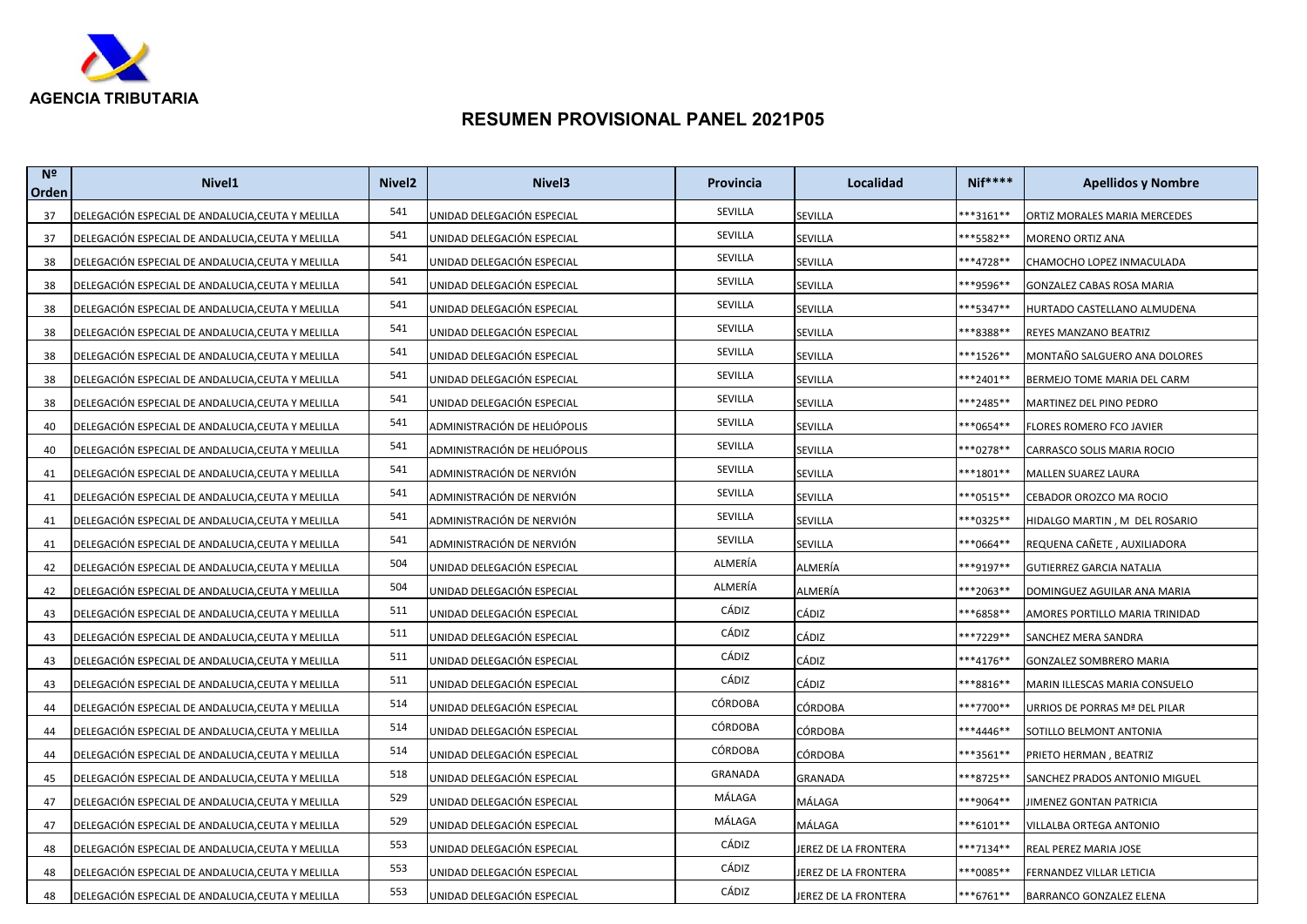AGENCIA TRIBUTARIA

## RESUMEN PROVISIONAL PANEL 2021P05

| Nº Orden | Nivel1 | Nivel2 | Nivel3 | Provincia | Localidad | Nif**** | Apellidos y Nombre |
|---|---|---|---|---|---|---|---|
| 37 | DELEGACIÓN ESPECIAL DE ANDALUCIA,CEUTA Y MELILLA | 541 | UNIDAD DELEGACIÓN ESPECIAL | SEVILLA | SEVILLA | ***3161** | ORTIZ MORALES MARIA MERCEDES |
| 37 | DELEGACIÓN ESPECIAL DE ANDALUCIA,CEUTA Y MELILLA | 541 | UNIDAD DELEGACIÓN ESPECIAL | SEVILLA | SEVILLA | ***5582** | MORENO ORTIZ ANA |
| 38 | DELEGACIÓN ESPECIAL DE ANDALUCIA,CEUTA Y MELILLA | 541 | UNIDAD DELEGACIÓN ESPECIAL | SEVILLA | SEVILLA | ***4728** | CHAMOCHO LOPEZ INMACULADA |
| 38 | DELEGACIÓN ESPECIAL DE ANDALUCIA,CEUTA Y MELILLA | 541 | UNIDAD DELEGACIÓN ESPECIAL | SEVILLA | SEVILLA | ***9596** | GONZALEZ CABAS ROSA MARIA |
| 38 | DELEGACIÓN ESPECIAL DE ANDALUCIA,CEUTA Y MELILLA | 541 | UNIDAD DELEGACIÓN ESPECIAL | SEVILLA | SEVILLA | ***5347** | HURTADO CASTELLANO ALMUDENA |
| 38 | DELEGACIÓN ESPECIAL DE ANDALUCIA,CEUTA Y MELILLA | 541 | UNIDAD DELEGACIÓN ESPECIAL | SEVILLA | SEVILLA | ***8388** | REYES MANZANO BEATRIZ |
| 38 | DELEGACIÓN ESPECIAL DE ANDALUCIA,CEUTA Y MELILLA | 541 | UNIDAD DELEGACIÓN ESPECIAL | SEVILLA | SEVILLA | ***1526** | MONTAÑO SALGUERO ANA DOLORES |
| 38 | DELEGACIÓN ESPECIAL DE ANDALUCIA,CEUTA Y MELILLA | 541 | UNIDAD DELEGACIÓN ESPECIAL | SEVILLA | SEVILLA | ***2401** | BERMEJO TOME MARIA DEL CARM |
| 38 | DELEGACIÓN ESPECIAL DE ANDALUCIA,CEUTA Y MELILLA | 541 | UNIDAD DELEGACIÓN ESPECIAL | SEVILLA | SEVILLA | ***2485** | MARTINEZ DEL PINO PEDRO |
| 40 | DELEGACIÓN ESPECIAL DE ANDALUCIA,CEUTA Y MELILLA | 541 | ADMINISTRACIÓN DE HELIÓPOLIS | SEVILLA | SEVILLA | ***0654** | FLORES ROMERO FCO JAVIER |
| 40 | DELEGACIÓN ESPECIAL DE ANDALUCIA,CEUTA Y MELILLA | 541 | ADMINISTRACIÓN DE HELIÓPOLIS | SEVILLA | SEVILLA | ***0278** | CARRASCO SOLIS MARIA ROCIO |
| 41 | DELEGACIÓN ESPECIAL DE ANDALUCIA,CEUTA Y MELILLA | 541 | ADMINISTRACIÓN DE NERVIÓN | SEVILLA | SEVILLA | ***1801** | MALLEN SUAREZ LAURA |
| 41 | DELEGACIÓN ESPECIAL DE ANDALUCIA,CEUTA Y MELILLA | 541 | ADMINISTRACIÓN DE NERVIÓN | SEVILLA | SEVILLA | ***0515** | CEBADOR OROZCO MA ROCIO |
| 41 | DELEGACIÓN ESPECIAL DE ANDALUCIA,CEUTA Y MELILLA | 541 | ADMINISTRACIÓN DE NERVIÓN | SEVILLA | SEVILLA | ***0325** | HIDALGO MARTIN , M DEL ROSARIO |
| 41 | DELEGACIÓN ESPECIAL DE ANDALUCIA,CEUTA Y MELILLA | 541 | ADMINISTRACIÓN DE NERVIÓN | SEVILLA | SEVILLA | ***0664** | REQUENA CAÑETE , AUXILIADORA |
| 42 | DELEGACIÓN ESPECIAL DE ANDALUCIA,CEUTA Y MELILLA | 504 | UNIDAD DELEGACIÓN ESPECIAL | ALMERÍA | ALMERÍA | ***9197** | GUTIERREZ GARCIA NATALIA |
| 42 | DELEGACIÓN ESPECIAL DE ANDALUCIA,CEUTA Y MELILLA | 504 | UNIDAD DELEGACIÓN ESPECIAL | ALMERÍA | ALMERÍA | ***2063** | DOMINGUEZ AGUILAR ANA MARIA |
| 43 | DELEGACIÓN ESPECIAL DE ANDALUCIA,CEUTA Y MELILLA | 511 | UNIDAD DELEGACIÓN ESPECIAL | CÁDIZ | CÁDIZ | ***6858** | AMORES PORTILLO MARIA TRINIDAD |
| 43 | DELEGACIÓN ESPECIAL DE ANDALUCIA,CEUTA Y MELILLA | 511 | UNIDAD DELEGACIÓN ESPECIAL | CÁDIZ | CÁDIZ | ***7229** | SANCHEZ MERA SANDRA |
| 43 | DELEGACIÓN ESPECIAL DE ANDALUCIA,CEUTA Y MELILLA | 511 | UNIDAD DELEGACIÓN ESPECIAL | CÁDIZ | CÁDIZ | ***4176** | GONZALEZ SOMBRERO MARIA |
| 43 | DELEGACIÓN ESPECIAL DE ANDALUCIA,CEUTA Y MELILLA | 511 | UNIDAD DELEGACIÓN ESPECIAL | CÁDIZ | CÁDIZ | ***8816** | MARIN ILLESCAS MARIA CONSUELO |
| 44 | DELEGACIÓN ESPECIAL DE ANDALUCIA,CEUTA Y MELILLA | 514 | UNIDAD DELEGACIÓN ESPECIAL | CÓRDOBA | CÓRDOBA | ***7700** | URRIOS DE PORRAS Mª DEL PILAR |
| 44 | DELEGACIÓN ESPECIAL DE ANDALUCIA,CEUTA Y MELILLA | 514 | UNIDAD DELEGACIÓN ESPECIAL | CÓRDOBA | CÓRDOBA | ***4446** | SOTILLO BELMONT ANTONIA |
| 44 | DELEGACIÓN ESPECIAL DE ANDALUCIA,CEUTA Y MELILLA | 514 | UNIDAD DELEGACIÓN ESPECIAL | CÓRDOBA | CÓRDOBA | ***3561** | PRIETO HERMAN , BEATRIZ |
| 45 | DELEGACIÓN ESPECIAL DE ANDALUCIA,CEUTA Y MELILLA | 518 | UNIDAD DELEGACIÓN ESPECIAL | GRANADA | GRANADA | ***8725** | SANCHEZ PRADOS ANTONIO MIGUEL |
| 47 | DELEGACIÓN ESPECIAL DE ANDALUCIA,CEUTA Y MELILLA | 529 | UNIDAD DELEGACIÓN ESPECIAL | MÁLAGA | MÁLAGA | ***9064** | JIMENEZ GONTAN PATRICIA |
| 47 | DELEGACIÓN ESPECIAL DE ANDALUCIA,CEUTA Y MELILLA | 529 | UNIDAD DELEGACIÓN ESPECIAL | MÁLAGA | MÁLAGA | ***6101** | VILLALBA ORTEGA ANTONIO |
| 48 | DELEGACIÓN ESPECIAL DE ANDALUCIA,CEUTA Y MELILLA | 553 | UNIDAD DELEGACIÓN ESPECIAL | CÁDIZ | JEREZ DE LA FRONTERA | ***7134** | REAL PEREZ MARIA JOSE |
| 48 | DELEGACIÓN ESPECIAL DE ANDALUCIA,CEUTA Y MELILLA | 553 | UNIDAD DELEGACIÓN ESPECIAL | CÁDIZ | JEREZ DE LA FRONTERA | ***0085** | FERNANDEZ VILLAR LETICIA |
| 48 | DELEGACIÓN ESPECIAL DE ANDALUCIA,CEUTA Y MELILLA | 553 | UNIDAD DELEGACIÓN ESPECIAL | CÁDIZ | JEREZ DE LA FRONTERA | ***6761** | BARRANCO GONZALEZ ELENA |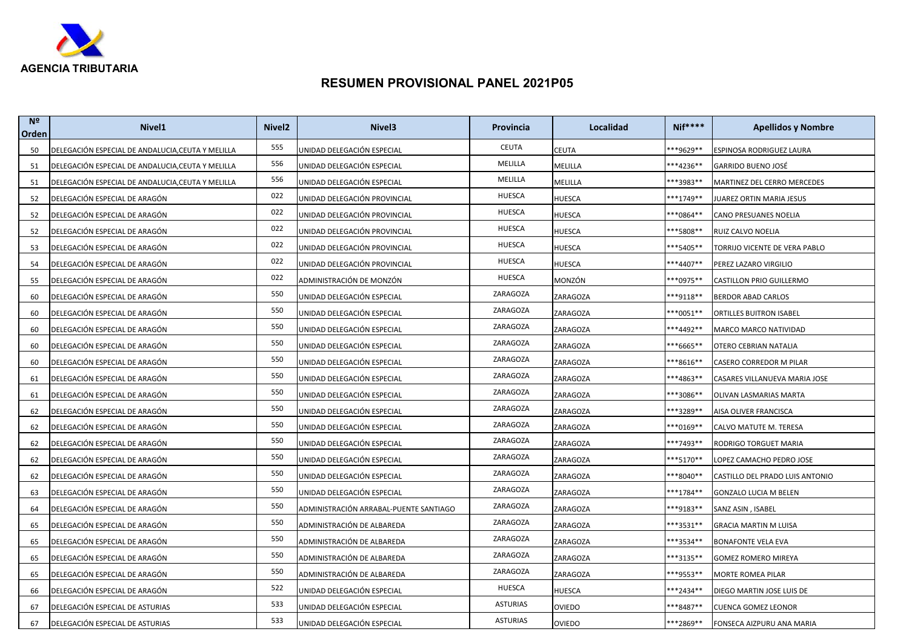AGENCIA TRIBUTARIA

## RESUMEN PROVISIONAL PANEL 2021P05

| Nº Orden | Nivel1 | Nivel2 | Nivel3 | Provincia | Localidad | Nif**** | Apellidos y Nombre |
|---|---|---|---|---|---|---|---|
| 50 | DELEGACIÓN ESPECIAL DE ANDALUCIA,CEUTA Y MELILLA | 555 | UNIDAD DELEGACIÓN ESPECIAL | CEUTA | CEUTA | ***9629** | ESPINOSA RODRIGUEZ LAURA |
| 51 | DELEGACIÓN ESPECIAL DE ANDALUCIA,CEUTA Y MELILLA | 556 | UNIDAD DELEGACIÓN ESPECIAL | MELILLA | MELILLA | ***4236** | GARRIDO BUENO JOSÉ |
| 51 | DELEGACIÓN ESPECIAL DE ANDALUCIA,CEUTA Y MELILLA | 556 | UNIDAD DELEGACIÓN ESPECIAL | MELILLA | MELILLA | ***3983** | MARTINEZ DEL CERRO MERCEDES |
| 52 | DELEGACIÓN ESPECIAL DE ARAGÓN | 022 | UNIDAD DELEGACIÓN PROVINCIAL | HUESCA | HUESCA | ***1749** | JUAREZ ORTIN MARIA JESUS |
| 52 | DELEGACIÓN ESPECIAL DE ARAGÓN | 022 | UNIDAD DELEGACIÓN PROVINCIAL | HUESCA | HUESCA | ***0864** | CANO PRESUANES NOELIA |
| 52 | DELEGACIÓN ESPECIAL DE ARAGÓN | 022 | UNIDAD DELEGACIÓN PROVINCIAL | HUESCA | HUESCA | ***5808** | RUIZ CALVO NOELIA |
| 53 | DELEGACIÓN ESPECIAL DE ARAGÓN | 022 | UNIDAD DELEGACIÓN PROVINCIAL | HUESCA | HUESCA | ***5405** | TORRIJO VICENTE DE VERA PABLO |
| 54 | DELEGACIÓN ESPECIAL DE ARAGÓN | 022 | UNIDAD DELEGACIÓN PROVINCIAL | HUESCA | HUESCA | ***4407** | PEREZ LAZARO VIRGILIO |
| 55 | DELEGACIÓN ESPECIAL DE ARAGÓN | 022 | ADMINISTRACIÓN DE MONZÓN | HUESCA | MONZÓN | ***0975** | CASTILLON PRIO GUILLERMO |
| 60 | DELEGACIÓN ESPECIAL DE ARAGÓN | 550 | UNIDAD DELEGACIÓN ESPECIAL | ZARAGOZA | ZARAGOZA | ***9118** | BERDOR ABAD CARLOS |
| 60 | DELEGACIÓN ESPECIAL DE ARAGÓN | 550 | UNIDAD DELEGACIÓN ESPECIAL | ZARAGOZA | ZARAGOZA | ***0051** | ORTILLES BUITRON ISABEL |
| 60 | DELEGACIÓN ESPECIAL DE ARAGÓN | 550 | UNIDAD DELEGACIÓN ESPECIAL | ZARAGOZA | ZARAGOZA | ***4492** | MARCO MARCO NATIVIDAD |
| 60 | DELEGACIÓN ESPECIAL DE ARAGÓN | 550 | UNIDAD DELEGACIÓN ESPECIAL | ZARAGOZA | ZARAGOZA | ***6665** | OTERO CEBRIAN NATALIA |
| 60 | DELEGACIÓN ESPECIAL DE ARAGÓN | 550 | UNIDAD DELEGACIÓN ESPECIAL | ZARAGOZA | ZARAGOZA | ***8616** | CASERO CORREDOR M PILAR |
| 61 | DELEGACIÓN ESPECIAL DE ARAGÓN | 550 | UNIDAD DELEGACIÓN ESPECIAL | ZARAGOZA | ZARAGOZA | ***4863** | CASARES VILLANUEVA MARIA JOSE |
| 61 | DELEGACIÓN ESPECIAL DE ARAGÓN | 550 | UNIDAD DELEGACIÓN ESPECIAL | ZARAGOZA | ZARAGOZA | ***3086** | OLIVAN LASMARIAS MARTA |
| 62 | DELEGACIÓN ESPECIAL DE ARAGÓN | 550 | UNIDAD DELEGACIÓN ESPECIAL | ZARAGOZA | ZARAGOZA | ***3289** | AISA OLIVER FRANCISCA |
| 62 | DELEGACIÓN ESPECIAL DE ARAGÓN | 550 | UNIDAD DELEGACIÓN ESPECIAL | ZARAGOZA | ZARAGOZA | ***0169** | CALVO MATUTE M. TERESA |
| 62 | DELEGACIÓN ESPECIAL DE ARAGÓN | 550 | UNIDAD DELEGACIÓN ESPECIAL | ZARAGOZA | ZARAGOZA | ***7493** | RODRIGO TORGUET MARIA |
| 62 | DELEGACIÓN ESPECIAL DE ARAGÓN | 550 | UNIDAD DELEGACIÓN ESPECIAL | ZARAGOZA | ZARAGOZA | ***5170** | LOPEZ CAMACHO PEDRO JOSE |
| 62 | DELEGACIÓN ESPECIAL DE ARAGÓN | 550 | UNIDAD DELEGACIÓN ESPECIAL | ZARAGOZA | ZARAGOZA | ***8040** | CASTILLO DEL PRADO LUIS ANTONIO |
| 63 | DELEGACIÓN ESPECIAL DE ARAGÓN | 550 | UNIDAD DELEGACIÓN ESPECIAL | ZARAGOZA | ZARAGOZA | ***1784** | GONZALO LUCIA M BELEN |
| 64 | DELEGACIÓN ESPECIAL DE ARAGÓN | 550 | ADMINISTRACIÓN ARRABAL-PUENTE SANTIAGO | ZARAGOZA | ZARAGOZA | ***9183** | SANZ ASIN , ISABEL |
| 65 | DELEGACIÓN ESPECIAL DE ARAGÓN | 550 | ADMINISTRACIÓN DE ALBAREDA | ZARAGOZA | ZARAGOZA | ***3531** | GRACIA MARTIN M LUISA |
| 65 | DELEGACIÓN ESPECIAL DE ARAGÓN | 550 | ADMINISTRACIÓN DE ALBAREDA | ZARAGOZA | ZARAGOZA | ***3534** | BONAFONTE VELA EVA |
| 65 | DELEGACIÓN ESPECIAL DE ARAGÓN | 550 | ADMINISTRACIÓN DE ALBAREDA | ZARAGOZA | ZARAGOZA | ***3135** | GOMEZ ROMERO MIREYA |
| 65 | DELEGACIÓN ESPECIAL DE ARAGÓN | 550 | ADMINISTRACIÓN DE ALBAREDA | ZARAGOZA | ZARAGOZA | ***9553** | MORTE ROMEA PILAR |
| 66 | DELEGACIÓN ESPECIAL DE ARAGÓN | 522 | UNIDAD DELEGACIÓN ESPECIAL | HUESCA | HUESCA | ***2434** | DIEGO MARTIN JOSE LUIS DE |
| 67 | DELEGACIÓN ESPECIAL DE ASTURIAS | 533 | UNIDAD DELEGACIÓN ESPECIAL | ASTURIAS | OVIEDO | ***8487** | CUENCA GOMEZ LEONOR |
| 67 | DELEGACIÓN ESPECIAL DE ASTURIAS | 533 | UNIDAD DELEGACIÓN ESPECIAL | ASTURIAS | OVIEDO | ***2869** | FONSECA AIZPURU ANA MARIA |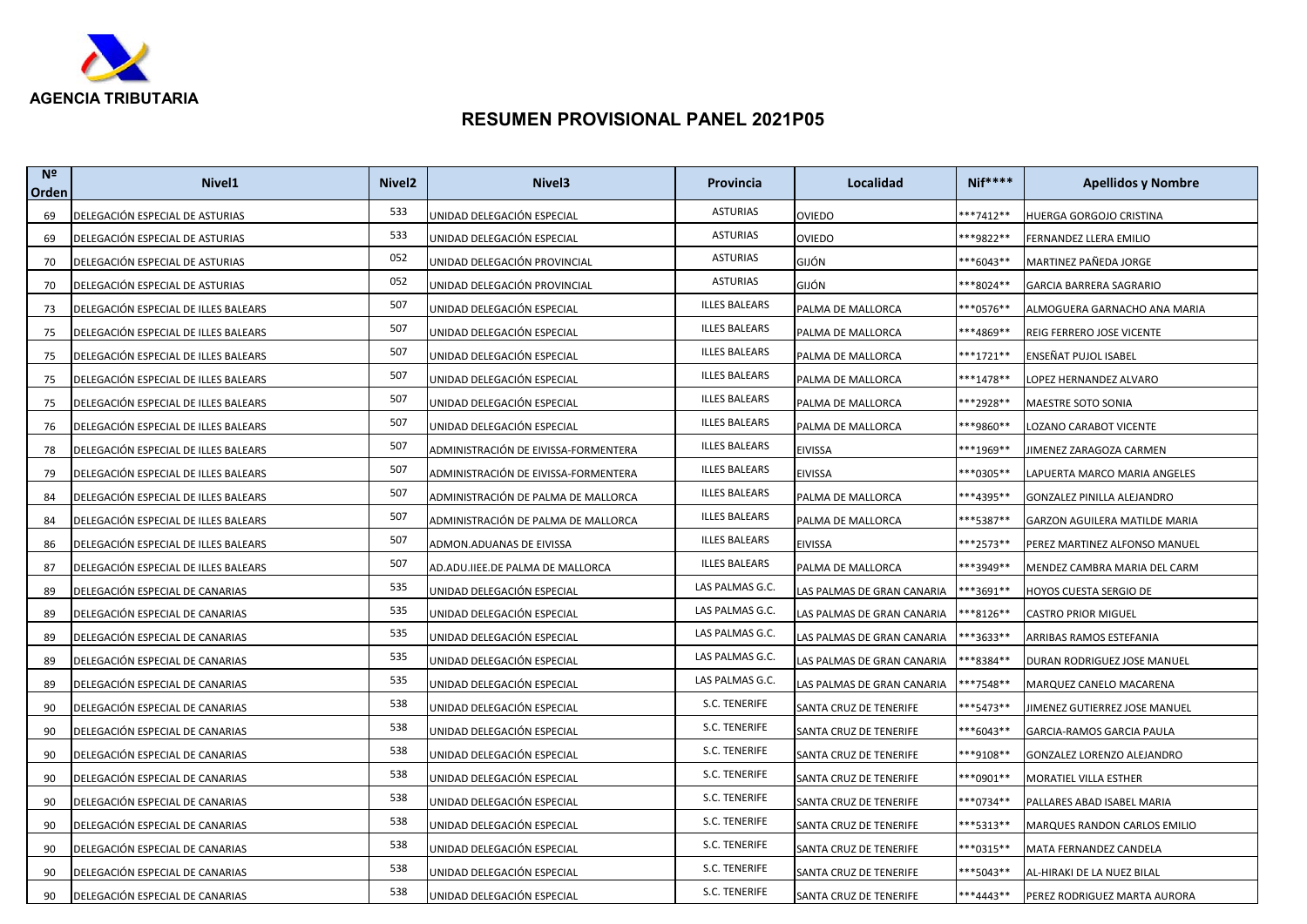AGENCIA TRIBUTARIA

## RESUMEN PROVISIONAL PANEL 2021P05

| Nº Orden | Nivel1 | Nivel2 | Nivel3 | Provincia | Localidad | Nif**** | Apellidos y Nombre |
|---|---|---|---|---|---|---|---|
| 69 | DELEGACIÓN ESPECIAL DE ASTURIAS | 533 | UNIDAD DELEGACIÓN ESPECIAL | ASTURIAS | OVIEDO | ***7412** | HUERGA GORGOJO CRISTINA |
| 69 | DELEGACIÓN ESPECIAL DE ASTURIAS | 533 | UNIDAD DELEGACIÓN ESPECIAL | ASTURIAS | OVIEDO | ***9822** | FERNANDEZ LLERA EMILIO |
| 70 | DELEGACIÓN ESPECIAL DE ASTURIAS | 052 | UNIDAD DELEGACIÓN PROVINCIAL | ASTURIAS | GIJÓN | ***6043** | MARTINEZ PAÑEDA JORGE |
| 70 | DELEGACIÓN ESPECIAL DE ASTURIAS | 052 | UNIDAD DELEGACIÓN PROVINCIAL | ASTURIAS | GIJÓN | ***8024** | GARCIA BARRERA SAGRARIO |
| 73 | DELEGACIÓN ESPECIAL DE ILLES BALEARS | 507 | UNIDAD DELEGACIÓN ESPECIAL | ILLES BALEARS | PALMA DE MALLORCA | ***0576** | ALMOGUERA GARNACHO ANA MARIA |
| 75 | DELEGACIÓN ESPECIAL DE ILLES BALEARS | 507 | UNIDAD DELEGACIÓN ESPECIAL | ILLES BALEARS | PALMA DE MALLORCA | ***4869** | REIG FERRERO JOSE VICENTE |
| 75 | DELEGACIÓN ESPECIAL DE ILLES BALEARS | 507 | UNIDAD DELEGACIÓN ESPECIAL | ILLES BALEARS | PALMA DE MALLORCA | ***1721** | ENSEÑAT PUJOL ISABEL |
| 75 | DELEGACIÓN ESPECIAL DE ILLES BALEARS | 507 | UNIDAD DELEGACIÓN ESPECIAL | ILLES BALEARS | PALMA DE MALLORCA | ***1478** | LOPEZ HERNANDEZ ALVARO |
| 75 | DELEGACIÓN ESPECIAL DE ILLES BALEARS | 507 | UNIDAD DELEGACIÓN ESPECIAL | ILLES BALEARS | PALMA DE MALLORCA | ***2928** | MAESTRE SOTO SONIA |
| 76 | DELEGACIÓN ESPECIAL DE ILLES BALEARS | 507 | UNIDAD DELEGACIÓN ESPECIAL | ILLES BALEARS | PALMA DE MALLORCA | ***9860** | LOZANO CARABOT VICENTE |
| 78 | DELEGACIÓN ESPECIAL DE ILLES BALEARS | 507 | ADMINISTRACIÓN DE EIVISSA-FORMENTERA | ILLES BALEARS | EIVISSA | ***1969** | JIMENEZ ZARAGOZA CARMEN |
| 79 | DELEGACIÓN ESPECIAL DE ILLES BALEARS | 507 | ADMINISTRACIÓN DE EIVISSA-FORMENTERA | ILLES BALEARS | EIVISSA | ***0305** | LAPUERTA MARCO MARIA ANGELES |
| 84 | DELEGACIÓN ESPECIAL DE ILLES BALEARS | 507 | ADMINISTRACIÓN DE PALMA DE MALLORCA | ILLES BALEARS | PALMA DE MALLORCA | ***4395** | GONZALEZ PINILLA ALEJANDRO |
| 84 | DELEGACIÓN ESPECIAL DE ILLES BALEARS | 507 | ADMINISTRACIÓN DE PALMA DE MALLORCA | ILLES BALEARS | PALMA DE MALLORCA | ***5387** | GARZON AGUILERA MATILDE MARIA |
| 86 | DELEGACIÓN ESPECIAL DE ILLES BALEARS | 507 | ADMON.ADUANAS DE EIVISSA | ILLES BALEARS | EIVISSA | ***2573** | PEREZ MARTINEZ ALFONSO MANUEL |
| 87 | DELEGACIÓN ESPECIAL DE ILLES BALEARS | 507 | AD.ADU.IIEE.DE PALMA DE MALLORCA | ILLES BALEARS | PALMA DE MALLORCA | ***3949** | MENDEZ CAMBRA MARIA DEL CARM |
| 89 | DELEGACIÓN ESPECIAL DE CANARIAS | 535 | UNIDAD DELEGACIÓN ESPECIAL | LAS PALMAS G.C. | LAS PALMAS DE GRAN CANARIA | ***3691** | HOYOS CUESTA SERGIO DE |
| 89 | DELEGACIÓN ESPECIAL DE CANARIAS | 535 | UNIDAD DELEGACIÓN ESPECIAL | LAS PALMAS G.C. | LAS PALMAS DE GRAN CANARIA | ***8126** | CASTRO PRIOR MIGUEL |
| 89 | DELEGACIÓN ESPECIAL DE CANARIAS | 535 | UNIDAD DELEGACIÓN ESPECIAL | LAS PALMAS G.C. | LAS PALMAS DE GRAN CANARIA | ***3633** | ARRIBAS RAMOS ESTEFANIA |
| 89 | DELEGACIÓN ESPECIAL DE CANARIAS | 535 | UNIDAD DELEGACIÓN ESPECIAL | LAS PALMAS G.C. | LAS PALMAS DE GRAN CANARIA | ***8384** | DURAN RODRIGUEZ JOSE MANUEL |
| 89 | DELEGACIÓN ESPECIAL DE CANARIAS | 535 | UNIDAD DELEGACIÓN ESPECIAL | LAS PALMAS G.C. | LAS PALMAS DE GRAN CANARIA | ***7548** | MARQUEZ CANELO MACARENA |
| 90 | DELEGACIÓN ESPECIAL DE CANARIAS | 538 | UNIDAD DELEGACIÓN ESPECIAL | S.C. TENERIFE | SANTA CRUZ DE TENERIFE | ***5473** | JIMENEZ GUTIERREZ JOSE MANUEL |
| 90 | DELEGACIÓN ESPECIAL DE CANARIAS | 538 | UNIDAD DELEGACIÓN ESPECIAL | S.C. TENERIFE | SANTA CRUZ DE TENERIFE | ***6043** | GARCIA-RAMOS GARCIA PAULA |
| 90 | DELEGACIÓN ESPECIAL DE CANARIAS | 538 | UNIDAD DELEGACIÓN ESPECIAL | S.C. TENERIFE | SANTA CRUZ DE TENERIFE | ***9108** | GONZALEZ LORENZO ALEJANDRO |
| 90 | DELEGACIÓN ESPECIAL DE CANARIAS | 538 | UNIDAD DELEGACIÓN ESPECIAL | S.C. TENERIFE | SANTA CRUZ DE TENERIFE | ***0901** | MORATIEL VILLA ESTHER |
| 90 | DELEGACIÓN ESPECIAL DE CANARIAS | 538 | UNIDAD DELEGACIÓN ESPECIAL | S.C. TENERIFE | SANTA CRUZ DE TENERIFE | ***0734** | PALLARES ABAD ISABEL MARIA |
| 90 | DELEGACIÓN ESPECIAL DE CANARIAS | 538 | UNIDAD DELEGACIÓN ESPECIAL | S.C. TENERIFE | SANTA CRUZ DE TENERIFE | ***5313** | MARQUES RANDON CARLOS EMILIO |
| 90 | DELEGACIÓN ESPECIAL DE CANARIAS | 538 | UNIDAD DELEGACIÓN ESPECIAL | S.C. TENERIFE | SANTA CRUZ DE TENERIFE | ***0315** | MATA FERNANDEZ CANDELA |
| 90 | DELEGACIÓN ESPECIAL DE CANARIAS | 538 | UNIDAD DELEGACIÓN ESPECIAL | S.C. TENERIFE | SANTA CRUZ DE TENERIFE | ***5043** | AL-HIRAKI DE LA NUEZ BILAL |
| 90 | DELEGACIÓN ESPECIAL DE CANARIAS | 538 | UNIDAD DELEGACIÓN ESPECIAL | S.C. TENERIFE | SANTA CRUZ DE TENERIFE | ***4443** | PEREZ RODRIGUEZ MARTA AURORA |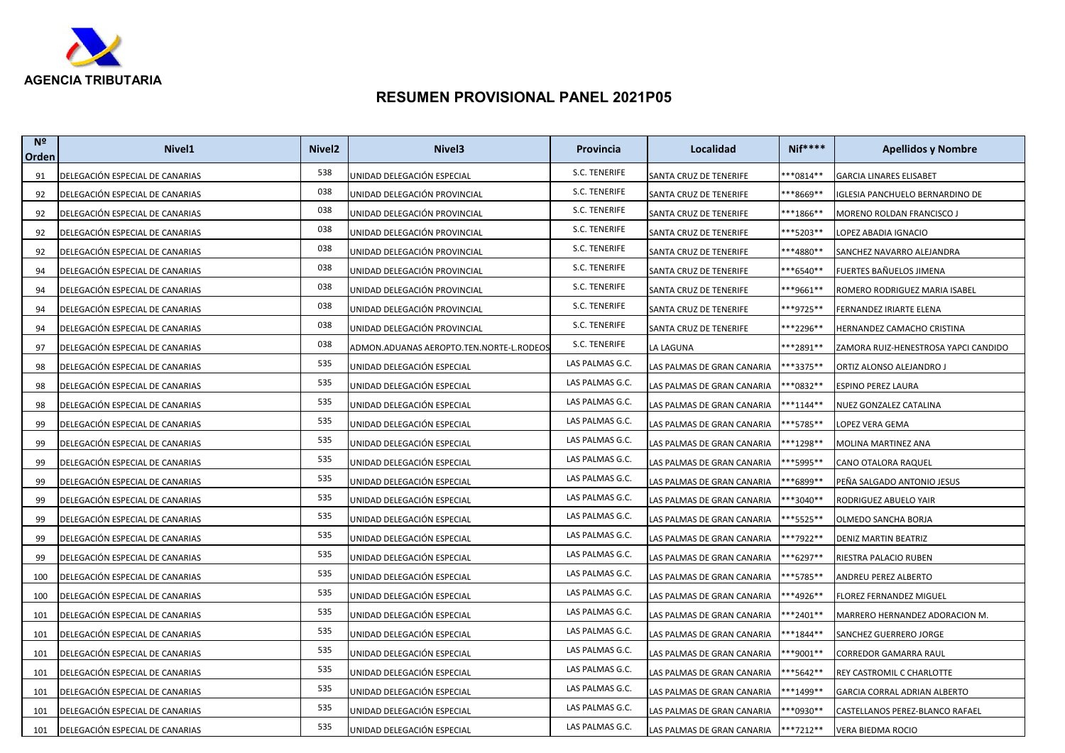**AGENCIA TRIBUTARIA**

# RESUMEN PROVISIONAL PANEL 2021P05

| Nº Orden | Nivel1 | Nivel2 | Nivel3 | Provincia | Localidad | Nif**** | Apellidos y Nombre |
|---|---|---|---|---|---|---|---|
| 91 | DELEGACIÓN ESPECIAL DE CANARIAS | 538 | UNIDAD DELEGACIÓN ESPECIAL | S.C. TENERIFE | SANTA CRUZ DE TENERIFE | ***0814** | GARCIA LINARES ELISABET |
| 92 | DELEGACIÓN ESPECIAL DE CANARIAS | 038 | UNIDAD DELEGACIÓN PROVINCIAL | S.C. TENERIFE | SANTA CRUZ DE TENERIFE | ***8669** | IGLESIA PANCHUELO BERNARDINO DE |
| 92 | DELEGACIÓN ESPECIAL DE CANARIAS | 038 | UNIDAD DELEGACIÓN PROVINCIAL | S.C. TENERIFE | SANTA CRUZ DE TENERIFE | ***1866** | MORENO ROLDAN FRANCISCO J |
| 92 | DELEGACIÓN ESPECIAL DE CANARIAS | 038 | UNIDAD DELEGACIÓN PROVINCIAL | S.C. TENERIFE | SANTA CRUZ DE TENERIFE | ***5203** | LOPEZ ABADIA IGNACIO |
| 92 | DELEGACIÓN ESPECIAL DE CANARIAS | 038 | UNIDAD DELEGACIÓN PROVINCIAL | S.C. TENERIFE | SANTA CRUZ DE TENERIFE | ***4880** | SANCHEZ NAVARRO ALEJANDRA |
| 94 | DELEGACIÓN ESPECIAL DE CANARIAS | 038 | UNIDAD DELEGACIÓN PROVINCIAL | S.C. TENERIFE | SANTA CRUZ DE TENERIFE | ***6540** | FUERTES BAÑUELOS JIMENA |
| 94 | DELEGACIÓN ESPECIAL DE CANARIAS | 038 | UNIDAD DELEGACIÓN PROVINCIAL | S.C. TENERIFE | SANTA CRUZ DE TENERIFE | ***9661** | ROMERO RODRIGUEZ MARIA ISABEL |
| 94 | DELEGACIÓN ESPECIAL DE CANARIAS | 038 | UNIDAD DELEGACIÓN PROVINCIAL | S.C. TENERIFE | SANTA CRUZ DE TENERIFE | ***9725** | FERNANDEZ IRIARTE ELENA |
| 94 | DELEGACIÓN ESPECIAL DE CANARIAS | 038 | UNIDAD DELEGACIÓN PROVINCIAL | S.C. TENERIFE | SANTA CRUZ DE TENERIFE | ***2296** | HERNANDEZ CAMACHO CRISTINA |
| 97 | DELEGACIÓN ESPECIAL DE CANARIAS | 038 | ADMON.ADUANAS AEROPTO.TEN.NORTE-L.RODEOS | S.C. TENERIFE | LA LAGUNA | ***2891** | ZAMORA RUIZ-HENESTROSA YAPCI CANDIDO |
| 98 | DELEGACIÓN ESPECIAL DE CANARIAS | 535 | UNIDAD DELEGACIÓN ESPECIAL | LAS PALMAS G.C. | LAS PALMAS DE GRAN CANARIA | ***3375** | ORTIZ ALONSO ALEJANDRO J |
| 98 | DELEGACIÓN ESPECIAL DE CANARIAS | 535 | UNIDAD DELEGACIÓN ESPECIAL | LAS PALMAS G.C. | LAS PALMAS DE GRAN CANARIA | ***0832** | ESPINO PEREZ LAURA |
| 98 | DELEGACIÓN ESPECIAL DE CANARIAS | 535 | UNIDAD DELEGACIÓN ESPECIAL | LAS PALMAS G.C. | LAS PALMAS DE GRAN CANARIA | ***1144** | NUEZ GONZALEZ CATALINA |
| 99 | DELEGACIÓN ESPECIAL DE CANARIAS | 535 | UNIDAD DELEGACIÓN ESPECIAL | LAS PALMAS G.C. | LAS PALMAS DE GRAN CANARIA | ***5785** | LOPEZ VERA GEMA |
| 99 | DELEGACIÓN ESPECIAL DE CANARIAS | 535 | UNIDAD DELEGACIÓN ESPECIAL | LAS PALMAS G.C. | LAS PALMAS DE GRAN CANARIA | ***1298** | MOLINA MARTINEZ ANA |
| 99 | DELEGACIÓN ESPECIAL DE CANARIAS | 535 | UNIDAD DELEGACIÓN ESPECIAL | LAS PALMAS G.C. | LAS PALMAS DE GRAN CANARIA | ***5995** | CANO OTALORA RAQUEL |
| 99 | DELEGACIÓN ESPECIAL DE CANARIAS | 535 | UNIDAD DELEGACIÓN ESPECIAL | LAS PALMAS G.C. | LAS PALMAS DE GRAN CANARIA | ***6899** | PEÑA SALGADO ANTONIO JESUS |
| 99 | DELEGACIÓN ESPECIAL DE CANARIAS | 535 | UNIDAD DELEGACIÓN ESPECIAL | LAS PALMAS G.C. | LAS PALMAS DE GRAN CANARIA | ***3040** | RODRIGUEZ ABUELO YAIR |
| 99 | DELEGACIÓN ESPECIAL DE CANARIAS | 535 | UNIDAD DELEGACIÓN ESPECIAL | LAS PALMAS G.C. | LAS PALMAS DE GRAN CANARIA | ***5525** | OLMEDO SANCHA BORJA |
| 99 | DELEGACIÓN ESPECIAL DE CANARIAS | 535 | UNIDAD DELEGACIÓN ESPECIAL | LAS PALMAS G.C. | LAS PALMAS DE GRAN CANARIA | ***7922** | DENIZ MARTIN BEATRIZ |
| 99 | DELEGACIÓN ESPECIAL DE CANARIAS | 535 | UNIDAD DELEGACIÓN ESPECIAL | LAS PALMAS G.C. | LAS PALMAS DE GRAN CANARIA | ***6297** | RIESTRA PALACIO RUBEN |
| 100 | DELEGACIÓN ESPECIAL DE CANARIAS | 535 | UNIDAD DELEGACIÓN ESPECIAL | LAS PALMAS G.C. | LAS PALMAS DE GRAN CANARIA | ***5785** | ANDREU PEREZ ALBERTO |
| 100 | DELEGACIÓN ESPECIAL DE CANARIAS | 535 | UNIDAD DELEGACIÓN ESPECIAL | LAS PALMAS G.C. | LAS PALMAS DE GRAN CANARIA | ***4926** | FLOREZ FERNANDEZ MIGUEL |
| 101 | DELEGACIÓN ESPECIAL DE CANARIAS | 535 | UNIDAD DELEGACIÓN ESPECIAL | LAS PALMAS G.C. | LAS PALMAS DE GRAN CANARIA | ***2401** | MARRERO HERNANDEZ ADORACION M. |
| 101 | DELEGACIÓN ESPECIAL DE CANARIAS | 535 | UNIDAD DELEGACIÓN ESPECIAL | LAS PALMAS G.C. | LAS PALMAS DE GRAN CANARIA | ***1844** | SANCHEZ GUERRERO JORGE |
| 101 | DELEGACIÓN ESPECIAL DE CANARIAS | 535 | UNIDAD DELEGACIÓN ESPECIAL | LAS PALMAS G.C. | LAS PALMAS DE GRAN CANARIA | ***9001** | CORREDOR GAMARRA RAUL |
| 101 | DELEGACIÓN ESPECIAL DE CANARIAS | 535 | UNIDAD DELEGACIÓN ESPECIAL | LAS PALMAS G.C. | LAS PALMAS DE GRAN CANARIA | ***5642** | REY CASTROMIL C CHARLOTTE |
| 101 | DELEGACIÓN ESPECIAL DE CANARIAS | 535 | UNIDAD DELEGACIÓN ESPECIAL | LAS PALMAS G.C. | LAS PALMAS DE GRAN CANARIA | ***1499** | GARCIA CORRAL ADRIAN ALBERTO |
| 101 | DELEGACIÓN ESPECIAL DE CANARIAS | 535 | UNIDAD DELEGACIÓN ESPECIAL | LAS PALMAS G.C. | LAS PALMAS DE GRAN CANARIA | ***0930** | CASTELLANOS PEREZ-BLANCO RAFAEL |
| 101 | DELEGACIÓN ESPECIAL DE CANARIAS | 535 | UNIDAD DELEGACIÓN ESPECIAL | LAS PALMAS G.C. | LAS PALMAS DE GRAN CANARIA | ***7212** | VERA BIEDMA ROCIO |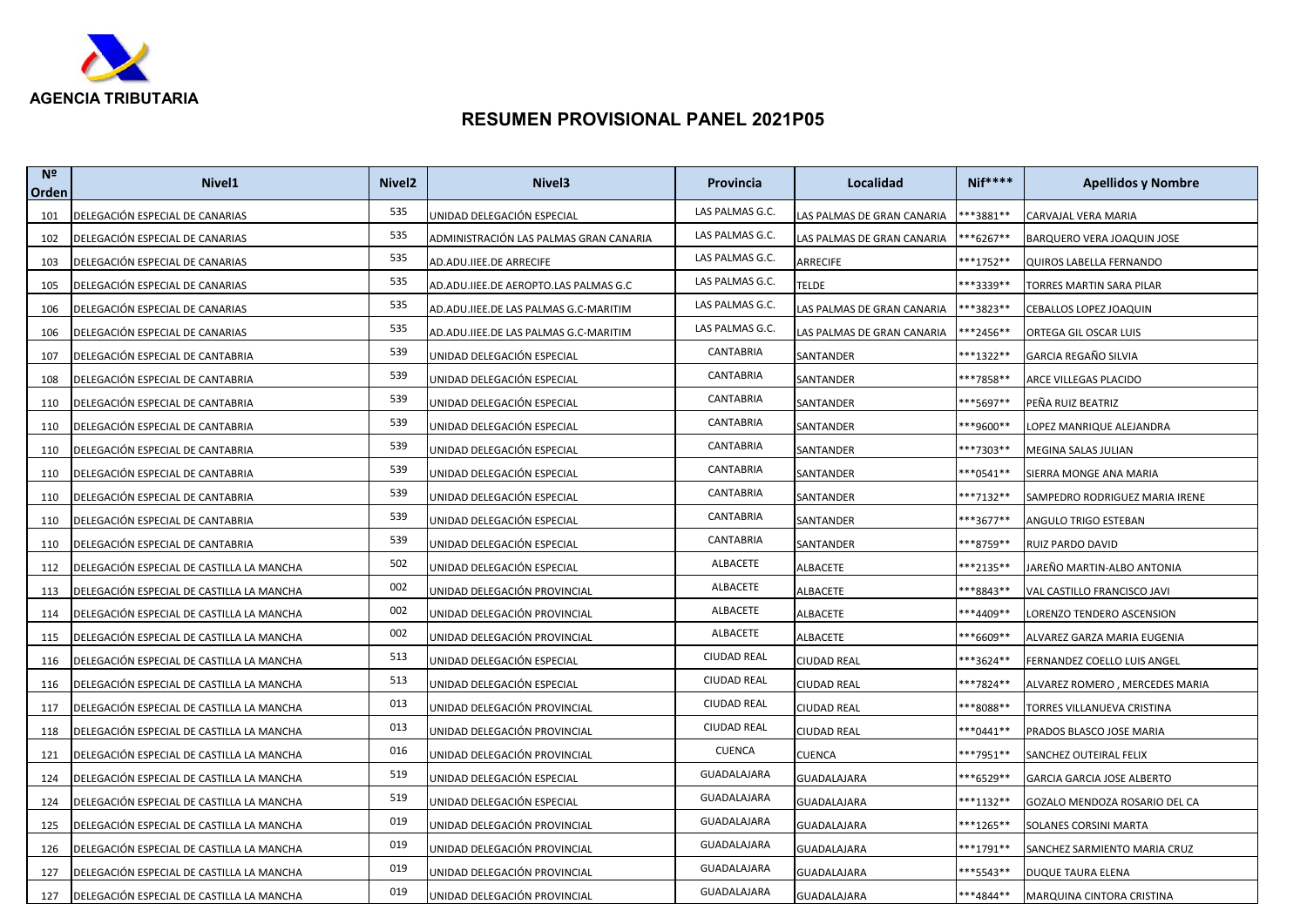AGENCIA TRIBUTARIA

## RESUMEN PROVISIONAL PANEL 2021P05

| Nº Orden | Nivel1 | Nivel2 | Nivel3 | Provincia | Localidad | Nif**** | Apellidos y Nombre |
|---|---|---|---|---|---|---|---|
| 101 | DELEGACIÓN ESPECIAL DE CANARIAS | 535 | UNIDAD DELEGACIÓN ESPECIAL | LAS PALMAS G.C. | LAS PALMAS DE GRAN CANARIA | ***3881** | CARVAJAL VERA MARIA |
| 102 | DELEGACIÓN ESPECIAL DE CANARIAS | 535 | ADMINISTRACIÓN LAS PALMAS GRAN CANARIA | LAS PALMAS G.C. | LAS PALMAS DE GRAN CANARIA | ***6267** | BARQUERO VERA JOAQUIN JOSE |
| 103 | DELEGACIÓN ESPECIAL DE CANARIAS | 535 | AD.ADU.IIEE.DE ARRECIFE | LAS PALMAS G.C. | ARRECIFE | ***1752** | QUIROS LABELLA FERNANDO |
| 105 | DELEGACIÓN ESPECIAL DE CANARIAS | 535 | AD.ADU.IIEE.DE AEROPTO.LAS PALMAS G.C | LAS PALMAS G.C. | TELDE | ***3339** | TORRES MARTIN SARA PILAR |
| 106 | DELEGACIÓN ESPECIAL DE CANARIAS | 535 | AD.ADU.IIEE.DE LAS PALMAS G.C-MARITIM | LAS PALMAS G.C. | LAS PALMAS DE GRAN CANARIA | ***3823** | CEBALLOS LOPEZ JOAQUIN |
| 106 | DELEGACIÓN ESPECIAL DE CANARIAS | 535 | AD.ADU.IIEE.DE LAS PALMAS G.C-MARITIM | LAS PALMAS G.C. | LAS PALMAS DE GRAN CANARIA | ***2456** | ORTEGA GIL OSCAR LUIS |
| 107 | DELEGACIÓN ESPECIAL DE CANTABRIA | 539 | UNIDAD DELEGACIÓN ESPECIAL | CANTABRIA | SANTANDER | ***1322** | GARCIA REGAÑO SILVIA |
| 108 | DELEGACIÓN ESPECIAL DE CANTABRIA | 539 | UNIDAD DELEGACIÓN ESPECIAL | CANTABRIA | SANTANDER | ***7858** | ARCE VILLEGAS PLACIDO |
| 110 | DELEGACIÓN ESPECIAL DE CANTABRIA | 539 | UNIDAD DELEGACIÓN ESPECIAL | CANTABRIA | SANTANDER | ***5697** | PEÑA RUIZ BEATRIZ |
| 110 | DELEGACIÓN ESPECIAL DE CANTABRIA | 539 | UNIDAD DELEGACIÓN ESPECIAL | CANTABRIA | SANTANDER | ***9600** | LOPEZ MANRIQUE ALEJANDRA |
| 110 | DELEGACIÓN ESPECIAL DE CANTABRIA | 539 | UNIDAD DELEGACIÓN ESPECIAL | CANTABRIA | SANTANDER | ***7303** | MEGINA SALAS JULIAN |
| 110 | DELEGACIÓN ESPECIAL DE CANTABRIA | 539 | UNIDAD DELEGACIÓN ESPECIAL | CANTABRIA | SANTANDER | ***0541** | SIERRA MONGE ANA MARIA |
| 110 | DELEGACIÓN ESPECIAL DE CANTABRIA | 539 | UNIDAD DELEGACIÓN ESPECIAL | CANTABRIA | SANTANDER | ***7132** | SAMPEDRO RODRIGUEZ MARIA IRENE |
| 110 | DELEGACIÓN ESPECIAL DE CANTABRIA | 539 | UNIDAD DELEGACIÓN ESPECIAL | CANTABRIA | SANTANDER | ***3677** | ANGULO TRIGO ESTEBAN |
| 110 | DELEGACIÓN ESPECIAL DE CANTABRIA | 539 | UNIDAD DELEGACIÓN ESPECIAL | CANTABRIA | SANTANDER | ***8759** | RUIZ PARDO DAVID |
| 112 | DELEGACIÓN ESPECIAL DE CASTILLA LA MANCHA | 502 | UNIDAD DELEGACIÓN ESPECIAL | ALBACETE | ALBACETE | ***2135** | JAREÑO MARTIN-ALBO ANTONIA |
| 113 | DELEGACIÓN ESPECIAL DE CASTILLA LA MANCHA | 002 | UNIDAD DELEGACIÓN PROVINCIAL | ALBACETE | ALBACETE | ***8843** | VAL CASTILLO FRANCISCO JAVI |
| 114 | DELEGACIÓN ESPECIAL DE CASTILLA LA MANCHA | 002 | UNIDAD DELEGACIÓN PROVINCIAL | ALBACETE | ALBACETE | ***4409** | LORENZO TENDERO ASCENSION |
| 115 | DELEGACIÓN ESPECIAL DE CASTILLA LA MANCHA | 002 | UNIDAD DELEGACIÓN PROVINCIAL | ALBACETE | ALBACETE | ***6609** | ALVAREZ GARZA MARIA EUGENIA |
| 116 | DELEGACIÓN ESPECIAL DE CASTILLA LA MANCHA | 513 | UNIDAD DELEGACIÓN ESPECIAL | CIUDAD REAL | CIUDAD REAL | ***3624** | FERNANDEZ COELLO LUIS ANGEL |
| 116 | DELEGACIÓN ESPECIAL DE CASTILLA LA MANCHA | 513 | UNIDAD DELEGACIÓN ESPECIAL | CIUDAD REAL | CIUDAD REAL | ***7824** | ALVAREZ ROMERO , MERCEDES MARIA |
| 117 | DELEGACIÓN ESPECIAL DE CASTILLA LA MANCHA | 013 | UNIDAD DELEGACIÓN PROVINCIAL | CIUDAD REAL | CIUDAD REAL | ***8088** | TORRES VILLANUEVA CRISTINA |
| 118 | DELEGACIÓN ESPECIAL DE CASTILLA LA MANCHA | 013 | UNIDAD DELEGACIÓN PROVINCIAL | CIUDAD REAL | CIUDAD REAL | ***0441** | PRADOS BLASCO JOSE MARIA |
| 121 | DELEGACIÓN ESPECIAL DE CASTILLA LA MANCHA | 016 | UNIDAD DELEGACIÓN PROVINCIAL | CUENCA | CUENCA | ***7951** | SANCHEZ OUTEIRAL FELIX |
| 124 | DELEGACIÓN ESPECIAL DE CASTILLA LA MANCHA | 519 | UNIDAD DELEGACIÓN ESPECIAL | GUADALAJARA | GUADALAJARA | ***6529** | GARCIA GARCIA JOSE ALBERTO |
| 124 | DELEGACIÓN ESPECIAL DE CASTILLA LA MANCHA | 519 | UNIDAD DELEGACIÓN ESPECIAL | GUADALAJARA | GUADALAJARA | ***1132** | GOZALO MENDOZA ROSARIO DEL CA |
| 125 | DELEGACIÓN ESPECIAL DE CASTILLA LA MANCHA | 019 | UNIDAD DELEGACIÓN PROVINCIAL | GUADALAJARA | GUADALAJARA | ***1265** | SOLANES CORSINI MARTA |
| 126 | DELEGACIÓN ESPECIAL DE CASTILLA LA MANCHA | 019 | UNIDAD DELEGACIÓN PROVINCIAL | GUADALAJARA | GUADALAJARA | ***1791** | SANCHEZ SARMIENTO MARIA CRUZ |
| 127 | DELEGACIÓN ESPECIAL DE CASTILLA LA MANCHA | 019 | UNIDAD DELEGACIÓN PROVINCIAL | GUADALAJARA | GUADALAJARA | ***5543** | DUQUE TAURA ELENA |
| 127 | DELEGACIÓN ESPECIAL DE CASTILLA LA MANCHA | 019 | UNIDAD DELEGACIÓN PROVINCIAL | GUADALAJARA | GUADALAJARA | ***4844** | MARQUINA CINTORA CRISTINA |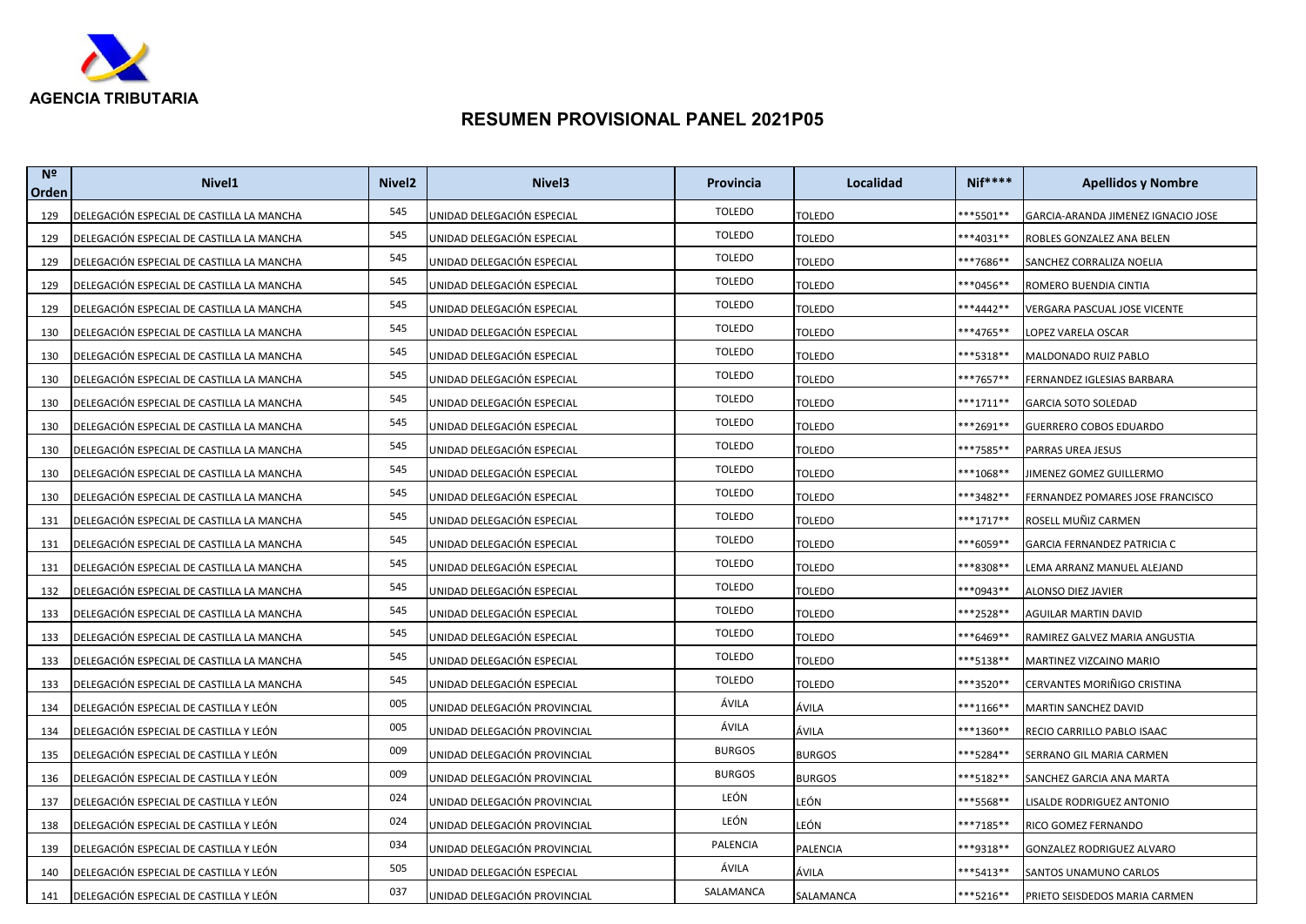AGENCIA TRIBUTARIA

# RESUMEN PROVISIONAL PANEL 2021P05

| Nº Orden | Nivel1 | Nivel2 | Nivel3 | Provincia | Localidad | Nif**** | Apellidos y Nombre |
|---|---|---|---|---|---|---|---|
| 129 | DELEGACIÓN ESPECIAL DE CASTILLA LA MANCHA | 545 | UNIDAD DELEGACIÓN ESPECIAL | TOLEDO | TOLEDO | ***5501** | GARCIA-ARANDA JIMENEZ IGNACIO JOSE |
| 129 | DELEGACIÓN ESPECIAL DE CASTILLA LA MANCHA | 545 | UNIDAD DELEGACIÓN ESPECIAL | TOLEDO | TOLEDO | ***4031** | ROBLES GONZALEZ ANA BELEN |
| 129 | DELEGACIÓN ESPECIAL DE CASTILLA LA MANCHA | 545 | UNIDAD DELEGACIÓN ESPECIAL | TOLEDO | TOLEDO | ***7686** | SANCHEZ CORRALIZA NOELIA |
| 129 | DELEGACIÓN ESPECIAL DE CASTILLA LA MANCHA | 545 | UNIDAD DELEGACIÓN ESPECIAL | TOLEDO | TOLEDO | ***0456** | ROMERO BUENDIA CINTIA |
| 129 | DELEGACIÓN ESPECIAL DE CASTILLA LA MANCHA | 545 | UNIDAD DELEGACIÓN ESPECIAL | TOLEDO | TOLEDO | ***4442** | VERGARA PASCUAL JOSE VICENTE |
| 130 | DELEGACIÓN ESPECIAL DE CASTILLA LA MANCHA | 545 | UNIDAD DELEGACIÓN ESPECIAL | TOLEDO | TOLEDO | ***4765** | LOPEZ VARELA OSCAR |
| 130 | DELEGACIÓN ESPECIAL DE CASTILLA LA MANCHA | 545 | UNIDAD DELEGACIÓN ESPECIAL | TOLEDO | TOLEDO | ***5318** | MALDONADO RUIZ PABLO |
| 130 | DELEGACIÓN ESPECIAL DE CASTILLA LA MANCHA | 545 | UNIDAD DELEGACIÓN ESPECIAL | TOLEDO | TOLEDO | ***7657** | FERNANDEZ IGLESIAS BARBARA |
| 130 | DELEGACIÓN ESPECIAL DE CASTILLA LA MANCHA | 545 | UNIDAD DELEGACIÓN ESPECIAL | TOLEDO | TOLEDO | ***1711** | GARCIA SOTO SOLEDAD |
| 130 | DELEGACIÓN ESPECIAL DE CASTILLA LA MANCHA | 545 | UNIDAD DELEGACIÓN ESPECIAL | TOLEDO | TOLEDO | ***2691** | GUERRERO COBOS EDUARDO |
| 130 | DELEGACIÓN ESPECIAL DE CASTILLA LA MANCHA | 545 | UNIDAD DELEGACIÓN ESPECIAL | TOLEDO | TOLEDO | ***7585** | PARRAS UREA JESUS |
| 130 | DELEGACIÓN ESPECIAL DE CASTILLA LA MANCHA | 545 | UNIDAD DELEGACIÓN ESPECIAL | TOLEDO | TOLEDO | ***1068** | JIMENEZ GOMEZ GUILLERMO |
| 130 | DELEGACIÓN ESPECIAL DE CASTILLA LA MANCHA | 545 | UNIDAD DELEGACIÓN ESPECIAL | TOLEDO | TOLEDO | ***3482** | FERNANDEZ POMARES JOSE FRANCISCO |
| 131 | DELEGACIÓN ESPECIAL DE CASTILLA LA MANCHA | 545 | UNIDAD DELEGACIÓN ESPECIAL | TOLEDO | TOLEDO | ***1717** | ROSELL MUÑIZ CARMEN |
| 131 | DELEGACIÓN ESPECIAL DE CASTILLA LA MANCHA | 545 | UNIDAD DELEGACIÓN ESPECIAL | TOLEDO | TOLEDO | ***6059** | GARCIA FERNANDEZ PATRICIA C |
| 131 | DELEGACIÓN ESPECIAL DE CASTILLA LA MANCHA | 545 | UNIDAD DELEGACIÓN ESPECIAL | TOLEDO | TOLEDO | ***8308** | LEMA ARRANZ MANUEL ALEJAND |
| 132 | DELEGACIÓN ESPECIAL DE CASTILLA LA MANCHA | 545 | UNIDAD DELEGACIÓN ESPECIAL | TOLEDO | TOLEDO | ***0943** | ALONSO DIEZ JAVIER |
| 133 | DELEGACIÓN ESPECIAL DE CASTILLA LA MANCHA | 545 | UNIDAD DELEGACIÓN ESPECIAL | TOLEDO | TOLEDO | ***2528** | AGUILAR MARTIN DAVID |
| 133 | DELEGACIÓN ESPECIAL DE CASTILLA LA MANCHA | 545 | UNIDAD DELEGACIÓN ESPECIAL | TOLEDO | TOLEDO | ***6469** | RAMIREZ GALVEZ MARIA ANGUSTIA |
| 133 | DELEGACIÓN ESPECIAL DE CASTILLA LA MANCHA | 545 | UNIDAD DELEGACIÓN ESPECIAL | TOLEDO | TOLEDO | ***5138** | MARTINEZ VIZCAINO MARIO |
| 133 | DELEGACIÓN ESPECIAL DE CASTILLA LA MANCHA | 545 | UNIDAD DELEGACIÓN ESPECIAL | TOLEDO | TOLEDO | ***3520** | CERVANTES MORIÑIGO CRISTINA |
| 134 | DELEGACIÓN ESPECIAL DE CASTILLA Y LEÓN | 005 | UNIDAD DELEGACIÓN PROVINCIAL | ÁVILA | ÁVILA | ***1166** | MARTIN SANCHEZ DAVID |
| 134 | DELEGACIÓN ESPECIAL DE CASTILLA Y LEÓN | 005 | UNIDAD DELEGACIÓN PROVINCIAL | ÁVILA | ÁVILA | ***1360** | RECIO CARRILLO PABLO ISAAC |
| 135 | DELEGACIÓN ESPECIAL DE CASTILLA Y LEÓN | 009 | UNIDAD DELEGACIÓN PROVINCIAL | BURGOS | BURGOS | ***5284** | SERRANO GIL MARIA CARMEN |
| 136 | DELEGACIÓN ESPECIAL DE CASTILLA Y LEÓN | 009 | UNIDAD DELEGACIÓN PROVINCIAL | BURGOS | BURGOS | ***5182** | SANCHEZ GARCIA ANA MARTA |
| 137 | DELEGACIÓN ESPECIAL DE CASTILLA Y LEÓN | 024 | UNIDAD DELEGACIÓN PROVINCIAL | LEÓN | LEÓN | ***5568** | LISALDE RODRIGUEZ ANTONIO |
| 138 | DELEGACIÓN ESPECIAL DE CASTILLA Y LEÓN | 024 | UNIDAD DELEGACIÓN PROVINCIAL | LEÓN | LEÓN | ***7185** | RICO GOMEZ FERNANDO |
| 139 | DELEGACIÓN ESPECIAL DE CASTILLA Y LEÓN | 034 | UNIDAD DELEGACIÓN PROVINCIAL | PALENCIA | PALENCIA | ***9318** | GONZALEZ RODRIGUEZ ALVARO |
| 140 | DELEGACIÓN ESPECIAL DE CASTILLA Y LEÓN | 505 | UNIDAD DELEGACIÓN ESPECIAL | ÁVILA | ÁVILA | ***5413** | SANTOS UNAMUNO CARLOS |
| 141 | DELEGACIÓN ESPECIAL DE CASTILLA Y LEÓN | 037 | UNIDAD DELEGACIÓN PROVINCIAL | SALAMANCA | SALAMANCA | ***5216** | PRIETO SEISDEDOS MARIA CARMEN |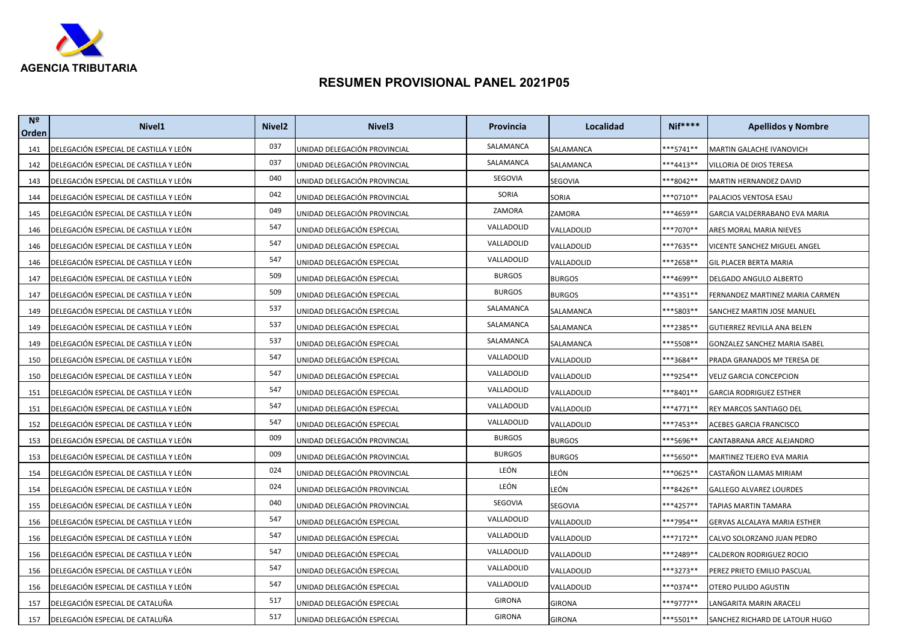AGENCIA TRIBUTARIA

# RESUMEN PROVISIONAL PANEL 2021P05

| Nº Orden | Nivel1 | Nivel2 | Nivel3 | Provincia | Localidad | Nif**** | Apellidos y Nombre |
|---|---|---|---|---|---|---|---|
| 141 | DELEGACIÓN ESPECIAL DE CASTILLA Y LEÓN | 037 | UNIDAD DELEGACIÓN PROVINCIAL | SALAMANCA | SALAMANCA | ***5741** | MARTIN GALACHE IVANOVICH |
| 142 | DELEGACIÓN ESPECIAL DE CASTILLA Y LEÓN | 037 | UNIDAD DELEGACIÓN PROVINCIAL | SALAMANCA | SALAMANCA | ***4413** | VILLORIA DE DIOS TERESA |
| 143 | DELEGACIÓN ESPECIAL DE CASTILLA Y LEÓN | 040 | UNIDAD DELEGACIÓN PROVINCIAL | SEGOVIA | SEGOVIA | ***8042** | MARTIN HERNANDEZ DAVID |
| 144 | DELEGACIÓN ESPECIAL DE CASTILLA Y LEÓN | 042 | UNIDAD DELEGACIÓN PROVINCIAL | SORIA | SORIA | ***0710** | PALACIOS VENTOSA ESAU |
| 145 | DELEGACIÓN ESPECIAL DE CASTILLA Y LEÓN | 049 | UNIDAD DELEGACIÓN PROVINCIAL | ZAMORA | ZAMORA | ***4659** | GARCIA VALDERRABANO EVA MARIA |
| 146 | DELEGACIÓN ESPECIAL DE CASTILLA Y LEÓN | 547 | UNIDAD DELEGACIÓN ESPECIAL | VALLADOLID | VALLADOLID | ***7070** | ARES MORAL MARIA NIEVES |
| 146 | DELEGACIÓN ESPECIAL DE CASTILLA Y LEÓN | 547 | UNIDAD DELEGACIÓN ESPECIAL | VALLADOLID | VALLADOLID | ***7635** | VICENTE SANCHEZ MIGUEL ANGEL |
| 146 | DELEGACIÓN ESPECIAL DE CASTILLA Y LEÓN | 547 | UNIDAD DELEGACIÓN ESPECIAL | VALLADOLID | VALLADOLID | ***2658** | GIL PLACER BERTA MARIA |
| 147 | DELEGACIÓN ESPECIAL DE CASTILLA Y LEÓN | 509 | UNIDAD DELEGACIÓN ESPECIAL | BURGOS | BURGOS | ***4699** | DELGADO ANGULO ALBERTO |
| 147 | DELEGACIÓN ESPECIAL DE CASTILLA Y LEÓN | 509 | UNIDAD DELEGACIÓN ESPECIAL | BURGOS | BURGOS | ***4351** | FERNANDEZ MARTINEZ MARIA CARMEN |
| 149 | DELEGACIÓN ESPECIAL DE CASTILLA Y LEÓN | 537 | UNIDAD DELEGACIÓN ESPECIAL | SALAMANCA | SALAMANCA | ***5803** | SANCHEZ MARTIN JOSE MANUEL |
| 149 | DELEGACIÓN ESPECIAL DE CASTILLA Y LEÓN | 537 | UNIDAD DELEGACIÓN ESPECIAL | SALAMANCA | SALAMANCA | ***2385** | GUTIERREZ REVILLA ANA BELEN |
| 149 | DELEGACIÓN ESPECIAL DE CASTILLA Y LEÓN | 537 | UNIDAD DELEGACIÓN ESPECIAL | SALAMANCA | SALAMANCA | ***5508** | GONZALEZ SANCHEZ MARIA ISABEL |
| 150 | DELEGACIÓN ESPECIAL DE CASTILLA Y LEÓN | 547 | UNIDAD DELEGACIÓN ESPECIAL | VALLADOLID | VALLADOLID | ***3684** | PRADA GRANADOS Mª TERESA DE |
| 150 | DELEGACIÓN ESPECIAL DE CASTILLA Y LEÓN | 547 | UNIDAD DELEGACIÓN ESPECIAL | VALLADOLID | VALLADOLID | ***9254** | VELIZ GARCIA CONCEPCION |
| 151 | DELEGACIÓN ESPECIAL DE CASTILLA Y LEÓN | 547 | UNIDAD DELEGACIÓN ESPECIAL | VALLADOLID | VALLADOLID | ***8401** | GARCIA RODRIGUEZ ESTHER |
| 151 | DELEGACIÓN ESPECIAL DE CASTILLA Y LEÓN | 547 | UNIDAD DELEGACIÓN ESPECIAL | VALLADOLID | VALLADOLID | ***4771** | REY MARCOS SANTIAGO DEL |
| 152 | DELEGACIÓN ESPECIAL DE CASTILLA Y LEÓN | 547 | UNIDAD DELEGACIÓN ESPECIAL | VALLADOLID | VALLADOLID | ***7453** | ACEBES GARCIA FRANCISCO |
| 153 | DELEGACIÓN ESPECIAL DE CASTILLA Y LEÓN | 009 | UNIDAD DELEGACIÓN PROVINCIAL | BURGOS | BURGOS | ***5696** | CANTABRANA ARCE ALEJANDRO |
| 153 | DELEGACIÓN ESPECIAL DE CASTILLA Y LEÓN | 009 | UNIDAD DELEGACIÓN PROVINCIAL | BURGOS | BURGOS | ***5650** | MARTINEZ TEJERO EVA MARIA |
| 154 | DELEGACIÓN ESPECIAL DE CASTILLA Y LEÓN | 024 | UNIDAD DELEGACIÓN PROVINCIAL | LEÓN | LEÓN | ***0625** | CASTAÑON LLAMAS MIRIAM |
| 154 | DELEGACIÓN ESPECIAL DE CASTILLA Y LEÓN | 024 | UNIDAD DELEGACIÓN PROVINCIAL | LEÓN | LEÓN | ***8426** | GALLEGO ALVAREZ LOURDES |
| 155 | DELEGACIÓN ESPECIAL DE CASTILLA Y LEÓN | 040 | UNIDAD DELEGACIÓN PROVINCIAL | SEGOVIA | SEGOVIA | ***4257** | TAPIAS MARTIN TAMARA |
| 156 | DELEGACIÓN ESPECIAL DE CASTILLA Y LEÓN | 547 | UNIDAD DELEGACIÓN ESPECIAL | VALLADOLID | VALLADOLID | ***7954** | GERVAS ALCALAYA MARIA ESTHER |
| 156 | DELEGACIÓN ESPECIAL DE CASTILLA Y LEÓN | 547 | UNIDAD DELEGACIÓN ESPECIAL | VALLADOLID | VALLADOLID | ***7172** | CALVO SOLORZANO JUAN PEDRO |
| 156 | DELEGACIÓN ESPECIAL DE CASTILLA Y LEÓN | 547 | UNIDAD DELEGACIÓN ESPECIAL | VALLADOLID | VALLADOLID | ***2489** | CALDERON RODRIGUEZ ROCIO |
| 156 | DELEGACIÓN ESPECIAL DE CASTILLA Y LEÓN | 547 | UNIDAD DELEGACIÓN ESPECIAL | VALLADOLID | VALLADOLID | ***3273** | PEREZ PRIETO EMILIO PASCUAL |
| 156 | DELEGACIÓN ESPECIAL DE CASTILLA Y LEÓN | 547 | UNIDAD DELEGACIÓN ESPECIAL | VALLADOLID | VALLADOLID | ***0374** | OTERO PULIDO AGUSTIN |
| 157 | DELEGACIÓN ESPECIAL DE CATALUÑA | 517 | UNIDAD DELEGACIÓN ESPECIAL | GIRONA | GIRONA | ***9777** | LANGARITA MARIN ARACELI |
| 157 | DELEGACIÓN ESPECIAL DE CATALUÑA | 517 | UNIDAD DELEGACIÓN ESPECIAL | GIRONA | GIRONA | ***5501** | SANCHEZ RICHARD DE LATOUR HUGO |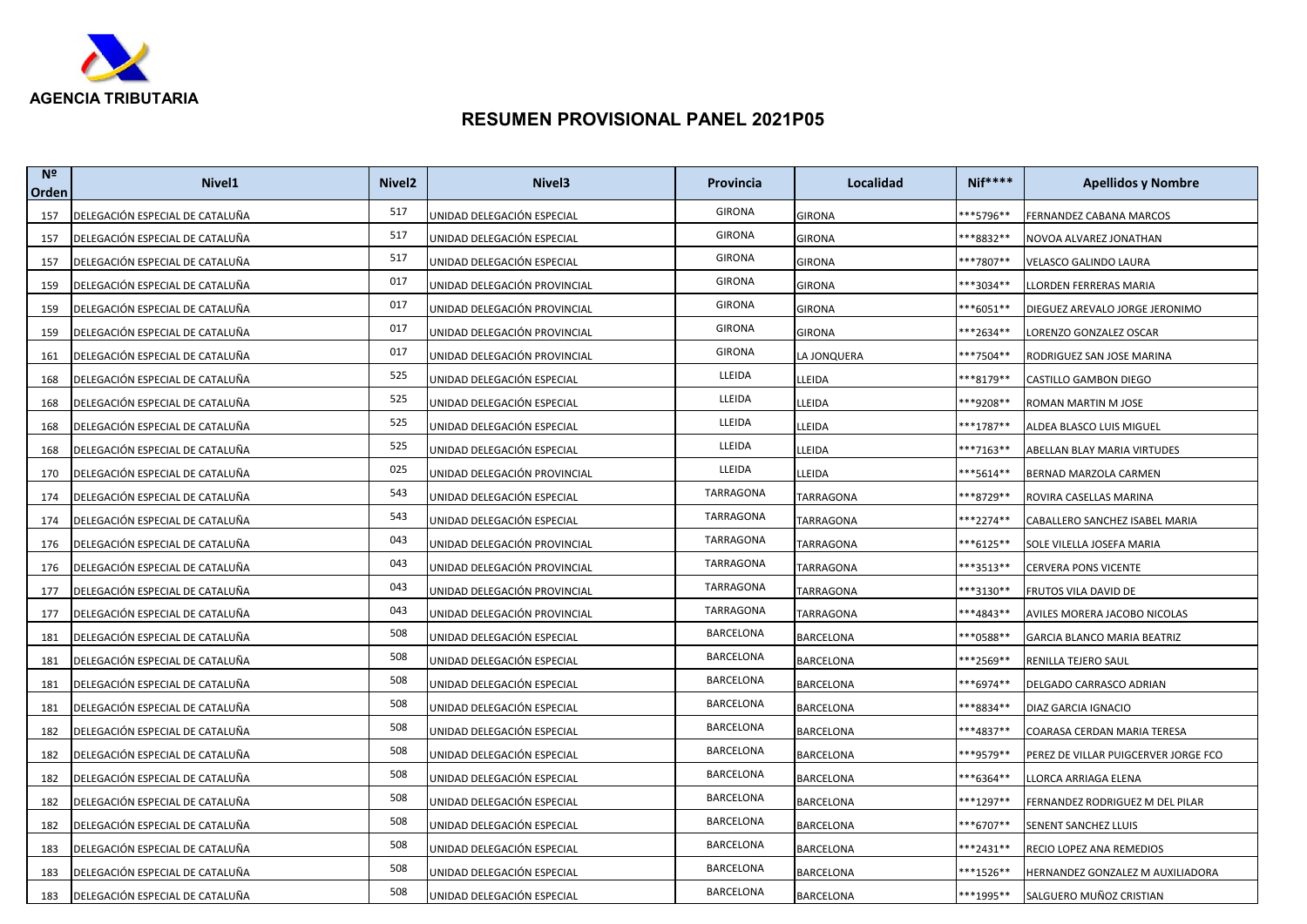AGENCIA TRIBUTARIA

## RESUMEN PROVISIONAL PANEL 2021P05

| Nº Orden | Nivel1 | Nivel2 | Nivel3 | Provincia | Localidad | Nif**** | Apellidos y Nombre |
|---|---|---|---|---|---|---|---|
| 157 | DELEGACIÓN ESPECIAL DE CATALUÑA | 517 | UNIDAD DELEGACIÓN ESPECIAL | GIRONA | GIRONA | ***5796** | FERNANDEZ CABANA MARCOS |
| 157 | DELEGACIÓN ESPECIAL DE CATALUÑA | 517 | UNIDAD DELEGACIÓN ESPECIAL | GIRONA | GIRONA | ***8832** | NOVOA ALVAREZ JONATHAN |
| 157 | DELEGACIÓN ESPECIAL DE CATALUÑA | 517 | UNIDAD DELEGACIÓN ESPECIAL | GIRONA | GIRONA | ***7807** | VELASCO GALINDO LAURA |
| 159 | DELEGACIÓN ESPECIAL DE CATALUÑA | 017 | UNIDAD DELEGACIÓN PROVINCIAL | GIRONA | GIRONA | ***3034** | LLORDEN FERRERAS MARIA |
| 159 | DELEGACIÓN ESPECIAL DE CATALUÑA | 017 | UNIDAD DELEGACIÓN PROVINCIAL | GIRONA | GIRONA | ***6051** | DIEGUEZ AREVALO JORGE JERONIMO |
| 159 | DELEGACIÓN ESPECIAL DE CATALUÑA | 017 | UNIDAD DELEGACIÓN PROVINCIAL | GIRONA | GIRONA | ***2634** | LORENZO GONZALEZ OSCAR |
| 161 | DELEGACIÓN ESPECIAL DE CATALUÑA | 017 | UNIDAD DELEGACIÓN PROVINCIAL | GIRONA | LA JONQUERA | ***7504** | RODRIGUEZ SAN JOSE MARINA |
| 168 | DELEGACIÓN ESPECIAL DE CATALUÑA | 525 | UNIDAD DELEGACIÓN ESPECIAL | LLEIDA | LLEIDA | ***8179** | CASTILLO GAMBON DIEGO |
| 168 | DELEGACIÓN ESPECIAL DE CATALUÑA | 525 | UNIDAD DELEGACIÓN ESPECIAL | LLEIDA | LLEIDA | ***9208** | ROMAN MARTIN M JOSE |
| 168 | DELEGACIÓN ESPECIAL DE CATALUÑA | 525 | UNIDAD DELEGACIÓN ESPECIAL | LLEIDA | LLEIDA | ***1787** | ALDEA BLASCO LUIS MIGUEL |
| 168 | DELEGACIÓN ESPECIAL DE CATALUÑA | 525 | UNIDAD DELEGACIÓN ESPECIAL | LLEIDA | LLEIDA | ***7163** | ABELLAN BLAY MARIA VIRTUDES |
| 170 | DELEGACIÓN ESPECIAL DE CATALUÑA | 025 | UNIDAD DELEGACIÓN PROVINCIAL | LLEIDA | LLEIDA | ***5614** | BERNAD MARZOLA CARMEN |
| 174 | DELEGACIÓN ESPECIAL DE CATALUÑA | 543 | UNIDAD DELEGACIÓN ESPECIAL | TARRAGONA | TARRAGONA | ***8729** | ROVIRA CASELLAS MARINA |
| 174 | DELEGACIÓN ESPECIAL DE CATALUÑA | 543 | UNIDAD DELEGACIÓN ESPECIAL | TARRAGONA | TARRAGONA | ***2274** | CABALLERO SANCHEZ ISABEL MARIA |
| 176 | DELEGACIÓN ESPECIAL DE CATALUÑA | 043 | UNIDAD DELEGACIÓN PROVINCIAL | TARRAGONA | TARRAGONA | ***6125** | SOLE VILELLA JOSEFA MARIA |
| 176 | DELEGACIÓN ESPECIAL DE CATALUÑA | 043 | UNIDAD DELEGACIÓN PROVINCIAL | TARRAGONA | TARRAGONA | ***3513** | CERVERA PONS VICENTE |
| 177 | DELEGACIÓN ESPECIAL DE CATALUÑA | 043 | UNIDAD DELEGACIÓN PROVINCIAL | TARRAGONA | TARRAGONA | ***3130** | FRUTOS VILA DAVID DE |
| 177 | DELEGACIÓN ESPECIAL DE CATALUÑA | 043 | UNIDAD DELEGACIÓN PROVINCIAL | TARRAGONA | TARRAGONA | ***4843** | AVILES MORERA JACOBO NICOLAS |
| 181 | DELEGACIÓN ESPECIAL DE CATALUÑA | 508 | UNIDAD DELEGACIÓN ESPECIAL | BARCELONA | BARCELONA | ***0588** | GARCIA BLANCO MARIA BEATRIZ |
| 181 | DELEGACIÓN ESPECIAL DE CATALUÑA | 508 | UNIDAD DELEGACIÓN ESPECIAL | BARCELONA | BARCELONA | ***2569** | RENILLA TEJERO SAUL |
| 181 | DELEGACIÓN ESPECIAL DE CATALUÑA | 508 | UNIDAD DELEGACIÓN ESPECIAL | BARCELONA | BARCELONA | ***6974** | DELGADO CARRASCO ADRIAN |
| 181 | DELEGACIÓN ESPECIAL DE CATALUÑA | 508 | UNIDAD DELEGACIÓN ESPECIAL | BARCELONA | BARCELONA | ***8834** | DIAZ GARCIA IGNACIO |
| 182 | DELEGACIÓN ESPECIAL DE CATALUÑA | 508 | UNIDAD DELEGACIÓN ESPECIAL | BARCELONA | BARCELONA | ***4837** | COARASA CERDAN MARIA TERESA |
| 182 | DELEGACIÓN ESPECIAL DE CATALUÑA | 508 | UNIDAD DELEGACIÓN ESPECIAL | BARCELONA | BARCELONA | ***9579** | PEREZ DE VILLAR PUIGCERVER JORGE FCO |
| 182 | DELEGACIÓN ESPECIAL DE CATALUÑA | 508 | UNIDAD DELEGACIÓN ESPECIAL | BARCELONA | BARCELONA | ***6364** | LLORCA ARRIAGA ELENA |
| 182 | DELEGACIÓN ESPECIAL DE CATALUÑA | 508 | UNIDAD DELEGACIÓN ESPECIAL | BARCELONA | BARCELONA | ***1297** | FERNANDEZ RODRIGUEZ M DEL PILAR |
| 182 | DELEGACIÓN ESPECIAL DE CATALUÑA | 508 | UNIDAD DELEGACIÓN ESPECIAL | BARCELONA | BARCELONA | ***6707** | SENENT SANCHEZ LLUIS |
| 183 | DELEGACIÓN ESPECIAL DE CATALUÑA | 508 | UNIDAD DELEGACIÓN ESPECIAL | BARCELONA | BARCELONA | ***2431** | RECIO LOPEZ ANA REMEDIOS |
| 183 | DELEGACIÓN ESPECIAL DE CATALUÑA | 508 | UNIDAD DELEGACIÓN ESPECIAL | BARCELONA | BARCELONA | ***1526** | HERNANDEZ GONZALEZ M AUXILIADORA |
| 183 | DELEGACIÓN ESPECIAL DE CATALUÑA | 508 | UNIDAD DELEGACIÓN ESPECIAL | BARCELONA | BARCELONA | ***1995** | SALGUERO MUÑOZ CRISTIAN |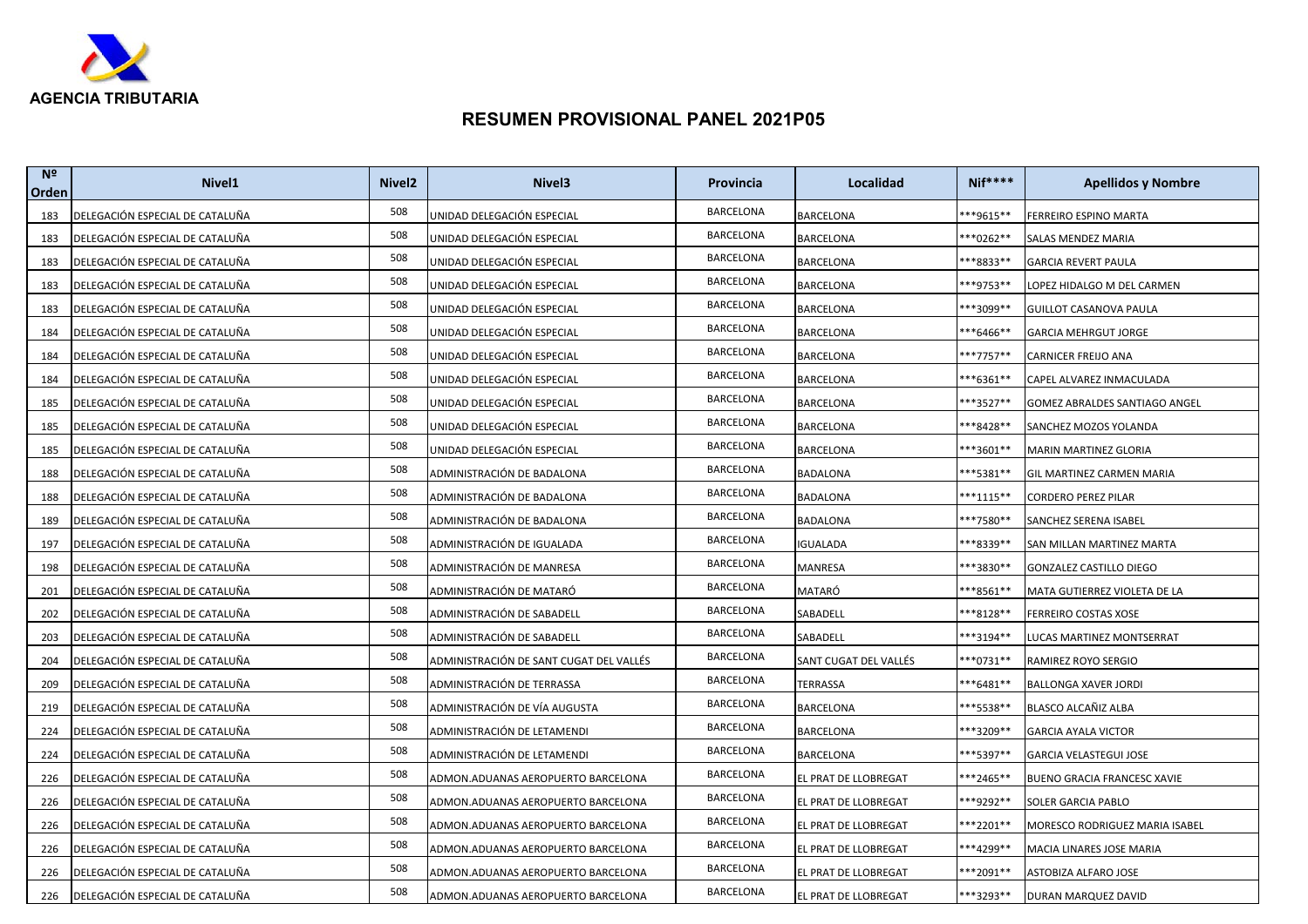AGENCIA TRIBUTARIA

# RESUMEN PROVISIONAL PANEL 2021P05

| Nº Orden | Nivel1 | Nivel2 | Nivel3 | Provincia | Localidad | Nif**** | Apellidos y Nombre |
|---|---|---|---|---|---|---|---|
| 183 | DELEGACIÓN ESPECIAL DE CATALUÑA | 508 | UNIDAD DELEGACIÓN ESPECIAL | BARCELONA | BARCELONA | ***9615** | FERREIRO ESPINO MARTA |
| 183 | DELEGACIÓN ESPECIAL DE CATALUÑA | 508 | UNIDAD DELEGACIÓN ESPECIAL | BARCELONA | BARCELONA | ***0262** | SALAS MENDEZ MARIA |
| 183 | DELEGACIÓN ESPECIAL DE CATALUÑA | 508 | UNIDAD DELEGACIÓN ESPECIAL | BARCELONA | BARCELONA | ***8833** | GARCIA REVERT PAULA |
| 183 | DELEGACIÓN ESPECIAL DE CATALUÑA | 508 | UNIDAD DELEGACIÓN ESPECIAL | BARCELONA | BARCELONA | ***9753** | LOPEZ HIDALGO M DEL CARMEN |
| 183 | DELEGACIÓN ESPECIAL DE CATALUÑA | 508 | UNIDAD DELEGACIÓN ESPECIAL | BARCELONA | BARCELONA | ***3099** | GUILLOT CASANOVA PAULA |
| 184 | DELEGACIÓN ESPECIAL DE CATALUÑA | 508 | UNIDAD DELEGACIÓN ESPECIAL | BARCELONA | BARCELONA | ***6466** | GARCIA MEHRGUT JORGE |
| 184 | DELEGACIÓN ESPECIAL DE CATALUÑA | 508 | UNIDAD DELEGACIÓN ESPECIAL | BARCELONA | BARCELONA | ***7757** | CARNICER FREIJO ANA |
| 184 | DELEGACIÓN ESPECIAL DE CATALUÑA | 508 | UNIDAD DELEGACIÓN ESPECIAL | BARCELONA | BARCELONA | ***6361** | CAPEL ALVAREZ INMACULADA |
| 185 | DELEGACIÓN ESPECIAL DE CATALUÑA | 508 | UNIDAD DELEGACIÓN ESPECIAL | BARCELONA | BARCELONA | ***3527** | GOMEZ ABRALDES SANTIAGO ANGEL |
| 185 | DELEGACIÓN ESPECIAL DE CATALUÑA | 508 | UNIDAD DELEGACIÓN ESPECIAL | BARCELONA | BARCELONA | ***8428** | SANCHEZ MOZOS YOLANDA |
| 185 | DELEGACIÓN ESPECIAL DE CATALUÑA | 508 | UNIDAD DELEGACIÓN ESPECIAL | BARCELONA | BARCELONA | ***3601** | MARIN MARTINEZ GLORIA |
| 188 | DELEGACIÓN ESPECIAL DE CATALUÑA | 508 | ADMINISTRACIÓN DE BADALONA | BARCELONA | BADALONA | ***5381** | GIL MARTINEZ CARMEN MARIA |
| 188 | DELEGACIÓN ESPECIAL DE CATALUÑA | 508 | ADMINISTRACIÓN DE BADALONA | BARCELONA | BADALONA | ***1115** | CORDERO PEREZ PILAR |
| 189 | DELEGACIÓN ESPECIAL DE CATALUÑA | 508 | ADMINISTRACIÓN DE BADALONA | BARCELONA | BADALONA | ***7580** | SANCHEZ SERENA ISABEL |
| 197 | DELEGACIÓN ESPECIAL DE CATALUÑA | 508 | ADMINISTRACIÓN DE IGUALADA | BARCELONA | IGUALADA | ***8339** | SAN MILLAN MARTINEZ MARTA |
| 198 | DELEGACIÓN ESPECIAL DE CATALUÑA | 508 | ADMINISTRACIÓN DE MANRESA | BARCELONA | MANRESA | ***3830** | GONZALEZ CASTILLO DIEGO |
| 201 | DELEGACIÓN ESPECIAL DE CATALUÑA | 508 | ADMINISTRACIÓN DE MATARÓ | BARCELONA | MATARÓ | ***8561** | MATA GUTIERREZ VIOLETA DE LA |
| 202 | DELEGACIÓN ESPECIAL DE CATALUÑA | 508 | ADMINISTRACIÓN DE SABADELL | BARCELONA | SABADELL | ***8128** | FERREIRO COSTAS XOSE |
| 203 | DELEGACIÓN ESPECIAL DE CATALUÑA | 508 | ADMINISTRACIÓN DE SABADELL | BARCELONA | SABADELL | ***3194** | LUCAS MARTINEZ MONTSERRAT |
| 204 | DELEGACIÓN ESPECIAL DE CATALUÑA | 508 | ADMINISTRACIÓN DE SANT CUGAT DEL VALLÉS | BARCELONA | SANT CUGAT DEL VALLÉS | ***0731** | RAMIREZ ROYO SERGIO |
| 209 | DELEGACIÓN ESPECIAL DE CATALUÑA | 508 | ADMINISTRACIÓN DE TERRASSA | BARCELONA | TERRASSA | ***6481** | BALLONGA XAVER JORDI |
| 219 | DELEGACIÓN ESPECIAL DE CATALUÑA | 508 | ADMINISTRACIÓN DE VÍA AUGUSTA | BARCELONA | BARCELONA | ***5538** | BLASCO ALCAÑIZ ALBA |
| 224 | DELEGACIÓN ESPECIAL DE CATALUÑA | 508 | ADMINISTRACIÓN DE LETAMENDI | BARCELONA | BARCELONA | ***3209** | GARCIA AYALA VICTOR |
| 224 | DELEGACIÓN ESPECIAL DE CATALUÑA | 508 | ADMINISTRACIÓN DE LETAMENDI | BARCELONA | BARCELONA | ***5397** | GARCIA VELASTEGUI JOSE |
| 226 | DELEGACIÓN ESPECIAL DE CATALUÑA | 508 | ADMON.ADUANAS AEROPUERTO BARCELONA | BARCELONA | EL PRAT DE LLOBREGAT | ***2465** | BUENO GRACIA FRANCESC XAVIE |
| 226 | DELEGACIÓN ESPECIAL DE CATALUÑA | 508 | ADMON.ADUANAS AEROPUERTO BARCELONA | BARCELONA | EL PRAT DE LLOBREGAT | ***9292** | SOLER GARCIA PABLO |
| 226 | DELEGACIÓN ESPECIAL DE CATALUÑA | 508 | ADMON.ADUANAS AEROPUERTO BARCELONA | BARCELONA | EL PRAT DE LLOBREGAT | ***2201** | MORESCO RODRIGUEZ MARIA ISABEL |
| 226 | DELEGACIÓN ESPECIAL DE CATALUÑA | 508 | ADMON.ADUANAS AEROPUERTO BARCELONA | BARCELONA | EL PRAT DE LLOBREGAT | ***4299** | MACIA LINARES JOSE MARIA |
| 226 | DELEGACIÓN ESPECIAL DE CATALUÑA | 508 | ADMON.ADUANAS AEROPUERTO BARCELONA | BARCELONA | EL PRAT DE LLOBREGAT | ***2091** | ASTOBIZA ALFARO JOSE |
| 226 | DELEGACIÓN ESPECIAL DE CATALUÑA | 508 | ADMON.ADUANAS AEROPUERTO BARCELONA | BARCELONA | EL PRAT DE LLOBREGAT | ***3293** | DURAN MARQUEZ DAVID |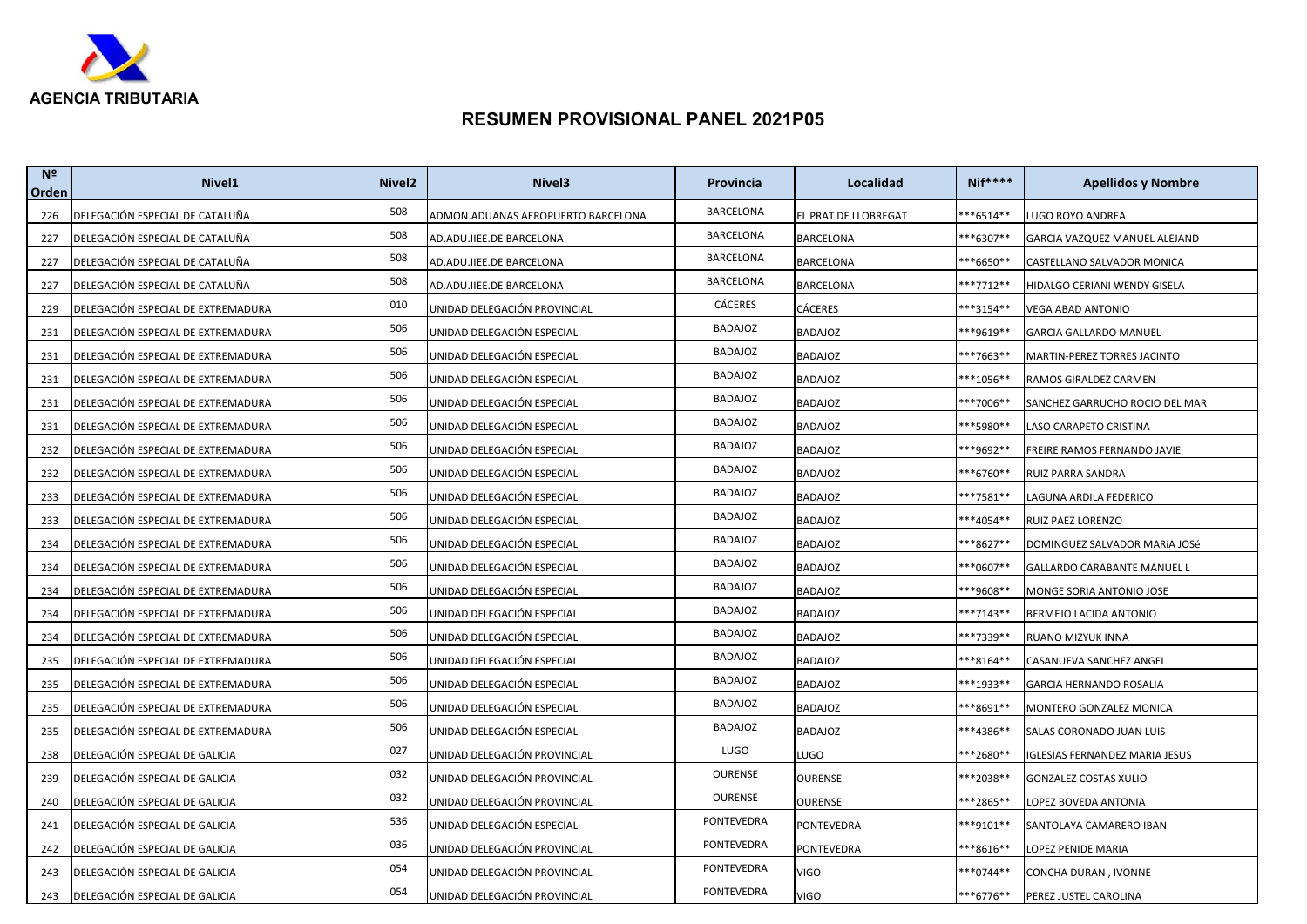AGENCIA TRIBUTARIA

# RESUMEN PROVISIONAL PANEL 2021P05

| Nº Orden | Nivel1 | Nivel2 | Nivel3 | Provincia | Localidad | Nif**** | Apellidos y Nombre |
|---|---|---|---|---|---|---|---|
| 226 | DELEGACIÓN ESPECIAL DE CATALUÑA | 508 | ADMON.ADUANAS AEROPUERTO BARCELONA | BARCELONA | EL PRAT DE LLOBREGAT | ***6514** | LUGO ROYO ANDREA |
| 227 | DELEGACIÓN ESPECIAL DE CATALUÑA | 508 | AD.ADU.IIEE.DE BARCELONA | BARCELONA | BARCELONA | ***6307** | GARCIA VAZQUEZ MANUEL ALEJAND |
| 227 | DELEGACIÓN ESPECIAL DE CATALUÑA | 508 | AD.ADU.IIEE.DE BARCELONA | BARCELONA | BARCELONA | ***6650** | CASTELLANO SALVADOR MONICA |
| 227 | DELEGACIÓN ESPECIAL DE CATALUÑA | 508 | AD.ADU.IIEE.DE BARCELONA | BARCELONA | BARCELONA | ***7712** | HIDALGO CERIANI WENDY GISELA |
| 229 | DELEGACIÓN ESPECIAL DE EXTREMADURA | 010 | UNIDAD DELEGACIÓN PROVINCIAL | CÁCERES | CÁCERES | ***3154** | VEGA ABAD ANTONIO |
| 231 | DELEGACIÓN ESPECIAL DE EXTREMADURA | 506 | UNIDAD DELEGACIÓN ESPECIAL | BADAJOZ | BADAJOZ | ***9619** | GARCIA GALLARDO MANUEL |
| 231 | DELEGACIÓN ESPECIAL DE EXTREMADURA | 506 | UNIDAD DELEGACIÓN ESPECIAL | BADAJOZ | BADAJOZ | ***7663** | MARTIN-PEREZ TORRES JACINTO |
| 231 | DELEGACIÓN ESPECIAL DE EXTREMADURA | 506 | UNIDAD DELEGACIÓN ESPECIAL | BADAJOZ | BADAJOZ | ***1056** | RAMOS GIRALDEZ CARMEN |
| 231 | DELEGACIÓN ESPECIAL DE EXTREMADURA | 506 | UNIDAD DELEGACIÓN ESPECIAL | BADAJOZ | BADAJOZ | ***7006** | SANCHEZ GARRUCHO ROCIO DEL MAR |
| 231 | DELEGACIÓN ESPECIAL DE EXTREMADURA | 506 | UNIDAD DELEGACIÓN ESPECIAL | BADAJOZ | BADAJOZ | ***5980** | LASO CARAPETO CRISTINA |
| 232 | DELEGACIÓN ESPECIAL DE EXTREMADURA | 506 | UNIDAD DELEGACIÓN ESPECIAL | BADAJOZ | BADAJOZ | ***9692** | FREIRE RAMOS FERNANDO JAVIE |
| 232 | DELEGACIÓN ESPECIAL DE EXTREMADURA | 506 | UNIDAD DELEGACIÓN ESPECIAL | BADAJOZ | BADAJOZ | ***6760** | RUIZ PARRA SANDRA |
| 233 | DELEGACIÓN ESPECIAL DE EXTREMADURA | 506 | UNIDAD DELEGACIÓN ESPECIAL | BADAJOZ | BADAJOZ | ***7581** | LAGUNA ARDILA FEDERICO |
| 233 | DELEGACIÓN ESPECIAL DE EXTREMADURA | 506 | UNIDAD DELEGACIÓN ESPECIAL | BADAJOZ | BADAJOZ | ***4054** | RUIZ PAEZ LORENZO |
| 234 | DELEGACIÓN ESPECIAL DE EXTREMADURA | 506 | UNIDAD DELEGACIÓN ESPECIAL | BADAJOZ | BADAJOZ | ***8627** | DOMINGUEZ SALVADOR MARíA JOSé |
| 234 | DELEGACIÓN ESPECIAL DE EXTREMADURA | 506 | UNIDAD DELEGACIÓN ESPECIAL | BADAJOZ | BADAJOZ | ***0607** | GALLARDO CARABANTE MANUEL L |
| 234 | DELEGACIÓN ESPECIAL DE EXTREMADURA | 506 | UNIDAD DELEGACIÓN ESPECIAL | BADAJOZ | BADAJOZ | ***9608** | MONGE SORIA ANTONIO JOSE |
| 234 | DELEGACIÓN ESPECIAL DE EXTREMADURA | 506 | UNIDAD DELEGACIÓN ESPECIAL | BADAJOZ | BADAJOZ | ***7143** | BERMEJO LACIDA ANTONIO |
| 234 | DELEGACIÓN ESPECIAL DE EXTREMADURA | 506 | UNIDAD DELEGACIÓN ESPECIAL | BADAJOZ | BADAJOZ | ***7339** | RUANO MIZYUK INNA |
| 235 | DELEGACIÓN ESPECIAL DE EXTREMADURA | 506 | UNIDAD DELEGACIÓN ESPECIAL | BADAJOZ | BADAJOZ | ***8164** | CASANUEVA SANCHEZ ANGEL |
| 235 | DELEGACIÓN ESPECIAL DE EXTREMADURA | 506 | UNIDAD DELEGACIÓN ESPECIAL | BADAJOZ | BADAJOZ | ***1933** | GARCIA HERNANDO ROSALIA |
| 235 | DELEGACIÓN ESPECIAL DE EXTREMADURA | 506 | UNIDAD DELEGACIÓN ESPECIAL | BADAJOZ | BADAJOZ | ***8691** | MONTERO GONZALEZ MONICA |
| 235 | DELEGACIÓN ESPECIAL DE EXTREMADURA | 506 | UNIDAD DELEGACIÓN ESPECIAL | BADAJOZ | BADAJOZ | ***4386** | SALAS CORONADO JUAN LUIS |
| 238 | DELEGACIÓN ESPECIAL DE GALICIA | 027 | UNIDAD DELEGACIÓN PROVINCIAL | LUGO | LUGO | ***2680** | IGLESIAS FERNANDEZ MARIA JESUS |
| 239 | DELEGACIÓN ESPECIAL DE GALICIA | 032 | UNIDAD DELEGACIÓN PROVINCIAL | OURENSE | OURENSE | ***2038** | GONZALEZ COSTAS XULIO |
| 240 | DELEGACIÓN ESPECIAL DE GALICIA | 032 | UNIDAD DELEGACIÓN PROVINCIAL | OURENSE | OURENSE | ***2865** | LOPEZ BOVEDA ANTONIA |
| 241 | DELEGACIÓN ESPECIAL DE GALICIA | 536 | UNIDAD DELEGACIÓN ESPECIAL | PONTEVEDRA | PONTEVEDRA | ***9101** | SANTOLAYA CAMARERO IBAN |
| 242 | DELEGACIÓN ESPECIAL DE GALICIA | 036 | UNIDAD DELEGACIÓN PROVINCIAL | PONTEVEDRA | PONTEVEDRA | ***8616** | LOPEZ PENIDE MARIA |
| 243 | DELEGACIÓN ESPECIAL DE GALICIA | 054 | UNIDAD DELEGACIÓN PROVINCIAL | PONTEVEDRA | VIGO | ***0744** | CONCHA DURAN , IVONNE |
| 243 | DELEGACIÓN ESPECIAL DE GALICIA | 054 | UNIDAD DELEGACIÓN PROVINCIAL | PONTEVEDRA | VIGO | ***6776** | PEREZ JUSTEL CAROLINA |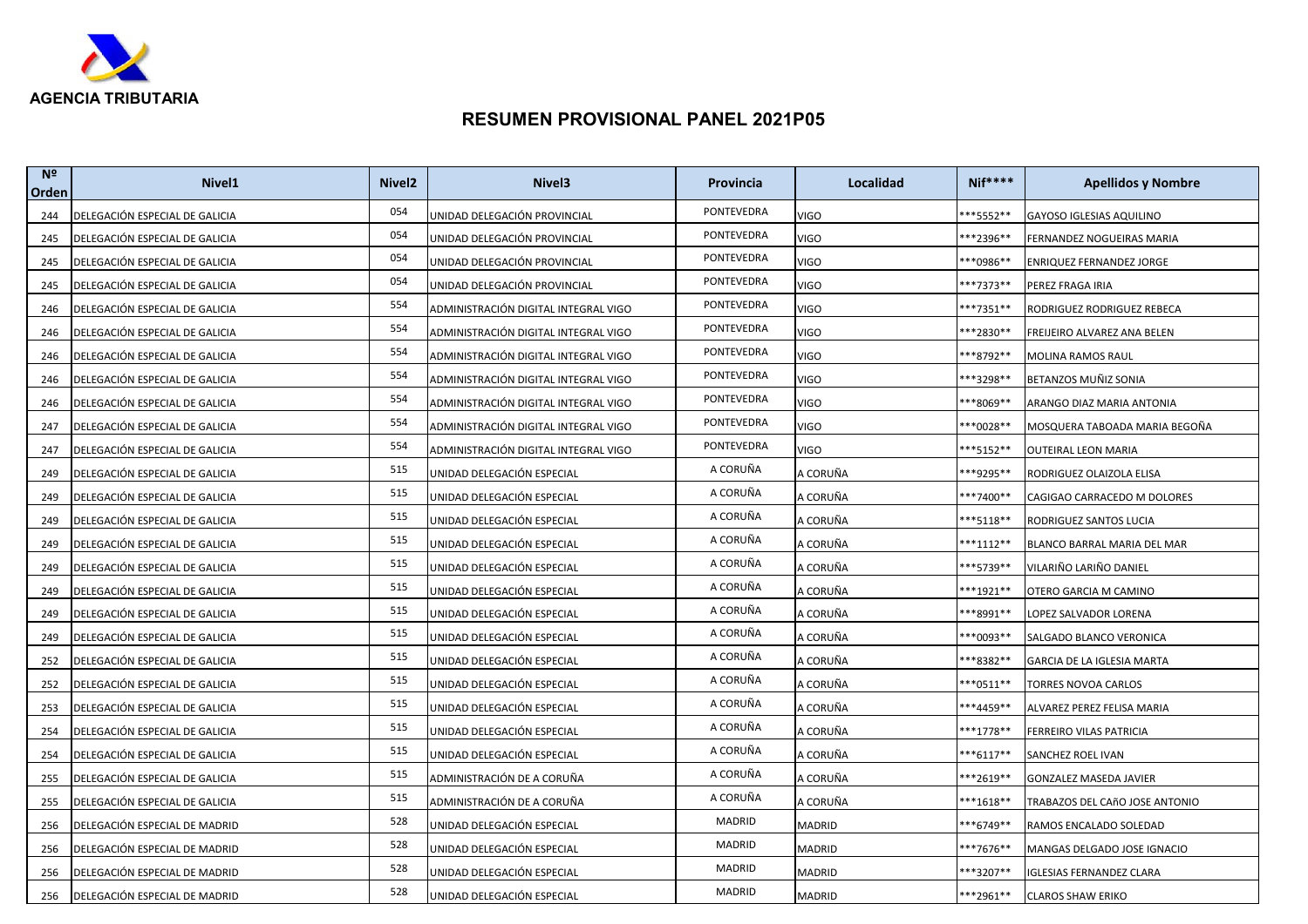AGENCIA TRIBUTARIA

# RESUMEN PROVISIONAL PANEL 2021P05

| Nº Orden | Nivel1 | Nivel2 | Nivel3 | Provincia | Localidad | Nif**** | Apellidos y Nombre |
|---|---|---|---|---|---|---|---|
| 244 | DELEGACIÓN ESPECIAL DE GALICIA | 054 | UNIDAD DELEGACIÓN PROVINCIAL | PONTEVEDRA | VIGO | ***5552** | GAYOSO IGLESIAS AQUILINO |
| 245 | DELEGACIÓN ESPECIAL DE GALICIA | 054 | UNIDAD DELEGACIÓN PROVINCIAL | PONTEVEDRA | VIGO | ***2396** | FERNANDEZ NOGUEIRAS MARIA |
| 245 | DELEGACIÓN ESPECIAL DE GALICIA | 054 | UNIDAD DELEGACIÓN PROVINCIAL | PONTEVEDRA | VIGO | ***0986** | ENRIQUEZ FERNANDEZ JORGE |
| 245 | DELEGACIÓN ESPECIAL DE GALICIA | 054 | UNIDAD DELEGACIÓN PROVINCIAL | PONTEVEDRA | VIGO | ***7373** | PEREZ FRAGA IRIA |
| 246 | DELEGACIÓN ESPECIAL DE GALICIA | 554 | ADMINISTRACIÓN DIGITAL INTEGRAL VIGO | PONTEVEDRA | VIGO | ***7351** | RODRIGUEZ RODRIGUEZ REBECA |
| 246 | DELEGACIÓN ESPECIAL DE GALICIA | 554 | ADMINISTRACIÓN DIGITAL INTEGRAL VIGO | PONTEVEDRA | VIGO | ***2830** | FREIJEIRO ALVAREZ ANA BELEN |
| 246 | DELEGACIÓN ESPECIAL DE GALICIA | 554 | ADMINISTRACIÓN DIGITAL INTEGRAL VIGO | PONTEVEDRA | VIGO | ***8792** | MOLINA RAMOS RAUL |
| 246 | DELEGACIÓN ESPECIAL DE GALICIA | 554 | ADMINISTRACIÓN DIGITAL INTEGRAL VIGO | PONTEVEDRA | VIGO | ***3298** | BETANZOS MUÑIZ SONIA |
| 246 | DELEGACIÓN ESPECIAL DE GALICIA | 554 | ADMINISTRACIÓN DIGITAL INTEGRAL VIGO | PONTEVEDRA | VIGO | ***8069** | ARANGO DIAZ MARIA ANTONIA |
| 247 | DELEGACIÓN ESPECIAL DE GALICIA | 554 | ADMINISTRACIÓN DIGITAL INTEGRAL VIGO | PONTEVEDRA | VIGO | ***0028** | MOSQUERA TABOADA MARIA BEGOÑA |
| 247 | DELEGACIÓN ESPECIAL DE GALICIA | 554 | ADMINISTRACIÓN DIGITAL INTEGRAL VIGO | PONTEVEDRA | VIGO | ***5152** | OUTEIRAL LEON MARIA |
| 249 | DELEGACIÓN ESPECIAL DE GALICIA | 515 | UNIDAD DELEGACIÓN ESPECIAL | A CORUÑA | A CORUÑA | ***9295** | RODRIGUEZ OLAIZOLA ELISA |
| 249 | DELEGACIÓN ESPECIAL DE GALICIA | 515 | UNIDAD DELEGACIÓN ESPECIAL | A CORUÑA | A CORUÑA | ***7400** | CAGIGAO CARRACEDO M DOLORES |
| 249 | DELEGACIÓN ESPECIAL DE GALICIA | 515 | UNIDAD DELEGACIÓN ESPECIAL | A CORUÑA | A CORUÑA | ***5118** | RODRIGUEZ SANTOS LUCIA |
| 249 | DELEGACIÓN ESPECIAL DE GALICIA | 515 | UNIDAD DELEGACIÓN ESPECIAL | A CORUÑA | A CORUÑA | ***1112** | BLANCO BARRAL MARIA DEL MAR |
| 249 | DELEGACIÓN ESPECIAL DE GALICIA | 515 | UNIDAD DELEGACIÓN ESPECIAL | A CORUÑA | A CORUÑA | ***5739** | VILARIÑO LARIÑO DANIEL |
| 249 | DELEGACIÓN ESPECIAL DE GALICIA | 515 | UNIDAD DELEGACIÓN ESPECIAL | A CORUÑA | A CORUÑA | ***1921** | OTERO GARCIA M CAMINO |
| 249 | DELEGACIÓN ESPECIAL DE GALICIA | 515 | UNIDAD DELEGACIÓN ESPECIAL | A CORUÑA | A CORUÑA | ***8991** | LOPEZ SALVADOR LORENA |
| 249 | DELEGACIÓN ESPECIAL DE GALICIA | 515 | UNIDAD DELEGACIÓN ESPECIAL | A CORUÑA | A CORUÑA | ***0093** | SALGADO BLANCO VERONICA |
| 252 | DELEGACIÓN ESPECIAL DE GALICIA | 515 | UNIDAD DELEGACIÓN ESPECIAL | A CORUÑA | A CORUÑA | ***8382** | GARCIA DE LA IGLESIA MARTA |
| 252 | DELEGACIÓN ESPECIAL DE GALICIA | 515 | UNIDAD DELEGACIÓN ESPECIAL | A CORUÑA | A CORUÑA | ***0511** | TORRES NOVOA CARLOS |
| 253 | DELEGACIÓN ESPECIAL DE GALICIA | 515 | UNIDAD DELEGACIÓN ESPECIAL | A CORUÑA | A CORUÑA | ***4459** | ALVAREZ PEREZ FELISA MARIA |
| 254 | DELEGACIÓN ESPECIAL DE GALICIA | 515 | UNIDAD DELEGACIÓN ESPECIAL | A CORUÑA | A CORUÑA | ***1778** | FERREIRO VILAS PATRICIA |
| 254 | DELEGACIÓN ESPECIAL DE GALICIA | 515 | UNIDAD DELEGACIÓN ESPECIAL | A CORUÑA | A CORUÑA | ***6117** | SANCHEZ ROEL IVAN |
| 255 | DELEGACIÓN ESPECIAL DE GALICIA | 515 | ADMINISTRACIÓN DE A CORUÑA | A CORUÑA | A CORUÑA | ***2619** | GONZALEZ MASEDA JAVIER |
| 255 | DELEGACIÓN ESPECIAL DE GALICIA | 515 | ADMINISTRACIÓN DE A CORUÑA | A CORUÑA | A CORUÑA | ***1618** | TRABAZOS DEL CAñO JOSE ANTONIO |
| 256 | DELEGACIÓN ESPECIAL DE MADRID | 528 | UNIDAD DELEGACIÓN ESPECIAL | MADRID | MADRID | ***6749** | RAMOS ENCALADO SOLEDAD |
| 256 | DELEGACIÓN ESPECIAL DE MADRID | 528 | UNIDAD DELEGACIÓN ESPECIAL | MADRID | MADRID | ***7676** | MANGAS DELGADO JOSE IGNACIO |
| 256 | DELEGACIÓN ESPECIAL DE MADRID | 528 | UNIDAD DELEGACIÓN ESPECIAL | MADRID | MADRID | ***3207** | IGLESIAS FERNANDEZ CLARA |
| 256 | DELEGACIÓN ESPECIAL DE MADRID | 528 | UNIDAD DELEGACIÓN ESPECIAL | MADRID | MADRID | ***2961** | CLAROS SHAW ERIKO |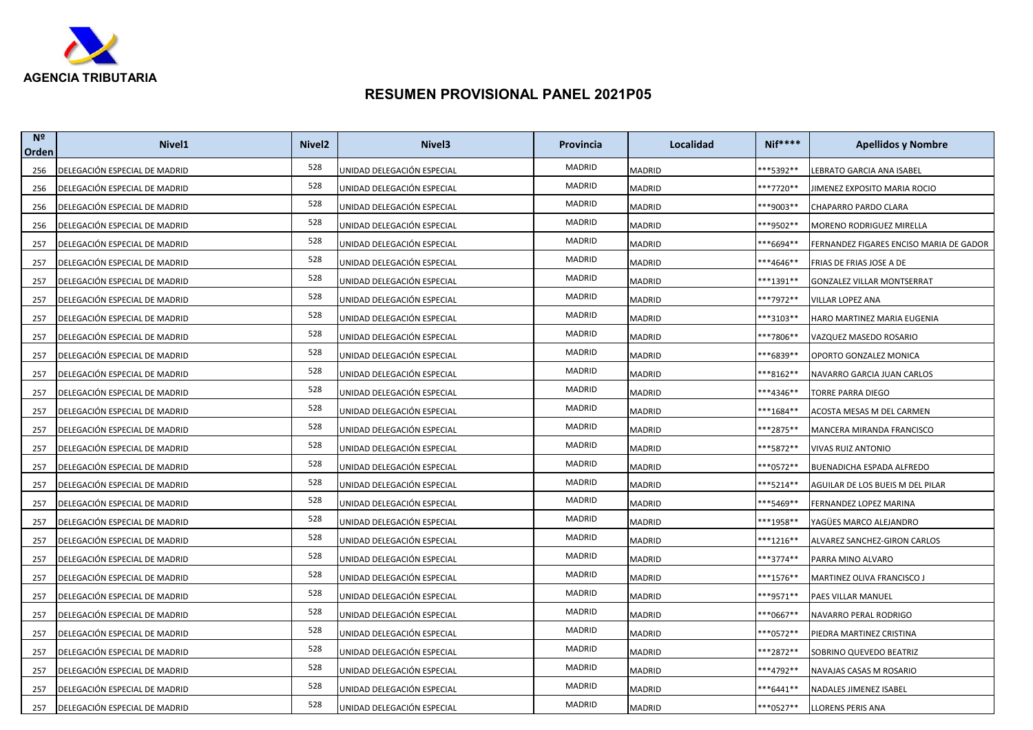AGENCIA TRIBUTARIA

# RESUMEN PROVISIONAL PANEL 2021P05

| Nº Orden | Nivel1 | Nivel2 | Nivel3 | Provincia | Localidad | Nif**** | Apellidos y Nombre |
|---|---|---|---|---|---|---|---|
| 256 | DELEGACIÓN ESPECIAL DE MADRID | 528 | UNIDAD DELEGACIÓN ESPECIAL | MADRID | MADRID | ***5392** | LEBRATO GARCIA ANA ISABEL |
| 256 | DELEGACIÓN ESPECIAL DE MADRID | 528 | UNIDAD DELEGACIÓN ESPECIAL | MADRID | MADRID | ***7720** | JIMENEZ EXPOSITO MARIA ROCIO |
| 256 | DELEGACIÓN ESPECIAL DE MADRID | 528 | UNIDAD DELEGACIÓN ESPECIAL | MADRID | MADRID | ***9003** | CHAPARRO PARDO CLARA |
| 256 | DELEGACIÓN ESPECIAL DE MADRID | 528 | UNIDAD DELEGACIÓN ESPECIAL | MADRID | MADRID | ***9502** | MORENO RODRIGUEZ MIRELLA |
| 257 | DELEGACIÓN ESPECIAL DE MADRID | 528 | UNIDAD DELEGACIÓN ESPECIAL | MADRID | MADRID | ***6694** | FERNANDEZ FIGARES ENCISO MARIA DE GADOR |
| 257 | DELEGACIÓN ESPECIAL DE MADRID | 528 | UNIDAD DELEGACIÓN ESPECIAL | MADRID | MADRID | ***4646** | FRIAS DE FRIAS JOSE A DE |
| 257 | DELEGACIÓN ESPECIAL DE MADRID | 528 | UNIDAD DELEGACIÓN ESPECIAL | MADRID | MADRID | ***1391** | GONZALEZ VILLAR MONTSERRAT |
| 257 | DELEGACIÓN ESPECIAL DE MADRID | 528 | UNIDAD DELEGACIÓN ESPECIAL | MADRID | MADRID | ***7972** | VILLAR LOPEZ ANA |
| 257 | DELEGACIÓN ESPECIAL DE MADRID | 528 | UNIDAD DELEGACIÓN ESPECIAL | MADRID | MADRID | ***3103** | HARO MARTINEZ MARIA EUGENIA |
| 257 | DELEGACIÓN ESPECIAL DE MADRID | 528 | UNIDAD DELEGACIÓN ESPECIAL | MADRID | MADRID | ***7806** | VAZQUEZ MASEDO ROSARIO |
| 257 | DELEGACIÓN ESPECIAL DE MADRID | 528 | UNIDAD DELEGACIÓN ESPECIAL | MADRID | MADRID | ***6839** | OPORTO GONZALEZ MONICA |
| 257 | DELEGACIÓN ESPECIAL DE MADRID | 528 | UNIDAD DELEGACIÓN ESPECIAL | MADRID | MADRID | ***8162** | NAVARRO GARCIA JUAN CARLOS |
| 257 | DELEGACIÓN ESPECIAL DE MADRID | 528 | UNIDAD DELEGACIÓN ESPECIAL | MADRID | MADRID | ***4346** | TORRE PARRA DIEGO |
| 257 | DELEGACIÓN ESPECIAL DE MADRID | 528 | UNIDAD DELEGACIÓN ESPECIAL | MADRID | MADRID | ***1684** | ACOSTA MESAS M DEL CARMEN |
| 257 | DELEGACIÓN ESPECIAL DE MADRID | 528 | UNIDAD DELEGACIÓN ESPECIAL | MADRID | MADRID | ***2875** | MANCERA MIRANDA FRANCISCO |
| 257 | DELEGACIÓN ESPECIAL DE MADRID | 528 | UNIDAD DELEGACIÓN ESPECIAL | MADRID | MADRID | ***5872** | VIVAS RUIZ ANTONIO |
| 257 | DELEGACIÓN ESPECIAL DE MADRID | 528 | UNIDAD DELEGACIÓN ESPECIAL | MADRID | MADRID | ***0572** | BUENADICHA ESPADA ALFREDO |
| 257 | DELEGACIÓN ESPECIAL DE MADRID | 528 | UNIDAD DELEGACIÓN ESPECIAL | MADRID | MADRID | ***5214** | AGUILAR DE LOS BUEIS M DEL PILAR |
| 257 | DELEGACIÓN ESPECIAL DE MADRID | 528 | UNIDAD DELEGACIÓN ESPECIAL | MADRID | MADRID | ***5469** | FERNANDEZ LOPEZ MARINA |
| 257 | DELEGACIÓN ESPECIAL DE MADRID | 528 | UNIDAD DELEGACIÓN ESPECIAL | MADRID | MADRID | ***1958** | YAGÜES MARCO ALEJANDRO |
| 257 | DELEGACIÓN ESPECIAL DE MADRID | 528 | UNIDAD DELEGACIÓN ESPECIAL | MADRID | MADRID | ***1216** | ALVAREZ SANCHEZ-GIRON CARLOS |
| 257 | DELEGACIÓN ESPECIAL DE MADRID | 528 | UNIDAD DELEGACIÓN ESPECIAL | MADRID | MADRID | ***3774** | PARRA MINO ALVARO |
| 257 | DELEGACIÓN ESPECIAL DE MADRID | 528 | UNIDAD DELEGACIÓN ESPECIAL | MADRID | MADRID | ***1576** | MARTINEZ OLIVA FRANCISCO J |
| 257 | DELEGACIÓN ESPECIAL DE MADRID | 528 | UNIDAD DELEGACIÓN ESPECIAL | MADRID | MADRID | ***9571** | PAES VILLAR MANUEL |
| 257 | DELEGACIÓN ESPECIAL DE MADRID | 528 | UNIDAD DELEGACIÓN ESPECIAL | MADRID | MADRID | ***0667** | NAVARRO PERAL RODRIGO |
| 257 | DELEGACIÓN ESPECIAL DE MADRID | 528 | UNIDAD DELEGACIÓN ESPECIAL | MADRID | MADRID | ***0572** | PIEDRA MARTINEZ CRISTINA |
| 257 | DELEGACIÓN ESPECIAL DE MADRID | 528 | UNIDAD DELEGACIÓN ESPECIAL | MADRID | MADRID | ***2872** | SOBRINO QUEVEDO BEATRIZ |
| 257 | DELEGACIÓN ESPECIAL DE MADRID | 528 | UNIDAD DELEGACIÓN ESPECIAL | MADRID | MADRID | ***4792** | NAVAJAS CASAS M ROSARIO |
| 257 | DELEGACIÓN ESPECIAL DE MADRID | 528 | UNIDAD DELEGACIÓN ESPECIAL | MADRID | MADRID | ***6441** | NADALES JIMENEZ ISABEL |
| 257 | DELEGACIÓN ESPECIAL DE MADRID | 528 | UNIDAD DELEGACIÓN ESPECIAL | MADRID | MADRID | ***0527** | LLORENS PERIS ANA |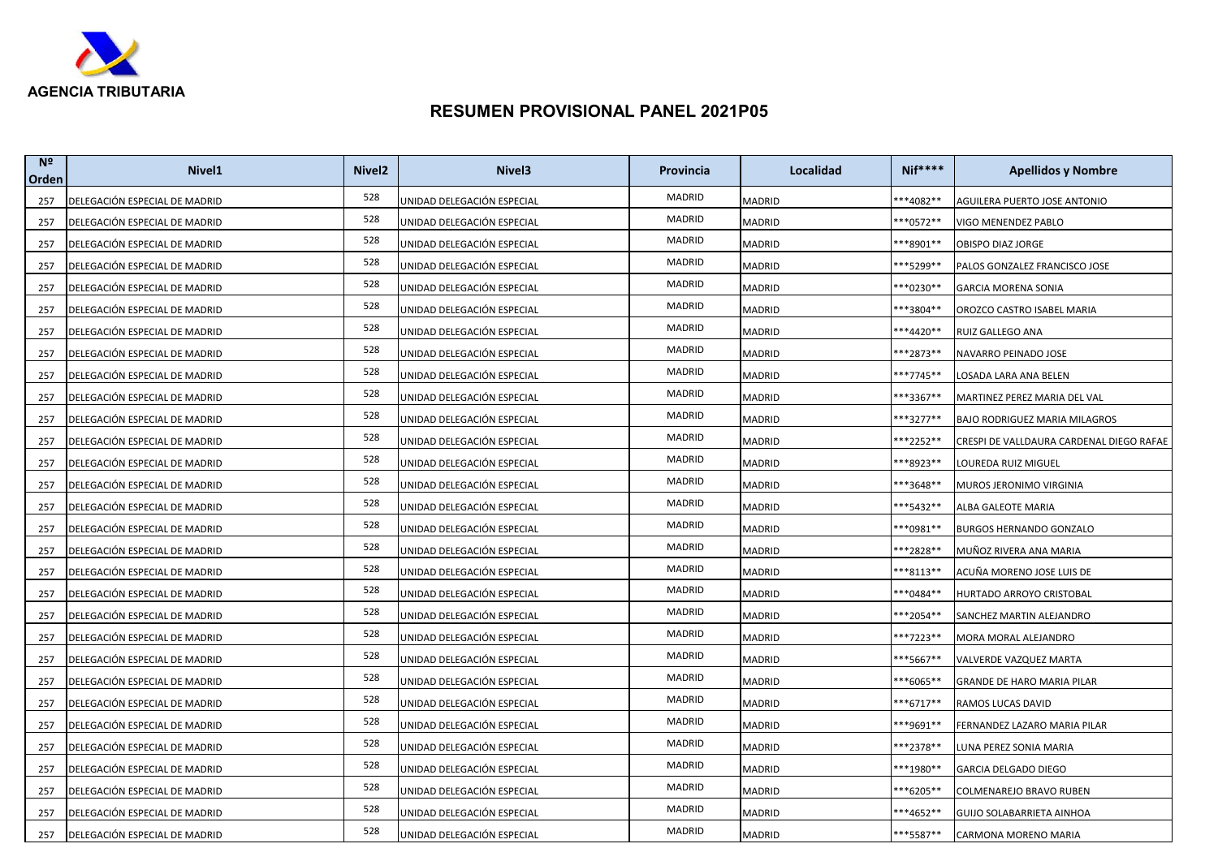**AGENCIA TRIBUTARIA**

## RESUMEN PROVISIONAL PANEL 2021P05

| Nº Orden | Nivel1 | Nivel2 | Nivel3 | Provincia | Localidad | Nif**** | Apellidos y Nombre |
|---|---|---|---|---|---|---|---|
| 257 | DELEGACIÓN ESPECIAL DE MADRID | 528 | UNIDAD DELEGACIÓN ESPECIAL | MADRID | MADRID | ***4082** | AGUILERA PUERTO JOSE ANTONIO |
| 257 | DELEGACIÓN ESPECIAL DE MADRID | 528 | UNIDAD DELEGACIÓN ESPECIAL | MADRID | MADRID | ***0572** | VIGO MENENDEZ PABLO |
| 257 | DELEGACIÓN ESPECIAL DE MADRID | 528 | UNIDAD DELEGACIÓN ESPECIAL | MADRID | MADRID | ***8901** | OBISPO DIAZ JORGE |
| 257 | DELEGACIÓN ESPECIAL DE MADRID | 528 | UNIDAD DELEGACIÓN ESPECIAL | MADRID | MADRID | ***5299** | PALOS GONZALEZ FRANCISCO JOSE |
| 257 | DELEGACIÓN ESPECIAL DE MADRID | 528 | UNIDAD DELEGACIÓN ESPECIAL | MADRID | MADRID | ***0230** | GARCIA MORENA SONIA |
| 257 | DELEGACIÓN ESPECIAL DE MADRID | 528 | UNIDAD DELEGACIÓN ESPECIAL | MADRID | MADRID | ***3804** | OROZCO CASTRO ISABEL MARIA |
| 257 | DELEGACIÓN ESPECIAL DE MADRID | 528 | UNIDAD DELEGACIÓN ESPECIAL | MADRID | MADRID | ***4420** | RUIZ GALLEGO ANA |
| 257 | DELEGACIÓN ESPECIAL DE MADRID | 528 | UNIDAD DELEGACIÓN ESPECIAL | MADRID | MADRID | ***2873** | NAVARRO PEINADO JOSE |
| 257 | DELEGACIÓN ESPECIAL DE MADRID | 528 | UNIDAD DELEGACIÓN ESPECIAL | MADRID | MADRID | ***7745** | LOSADA LARA ANA BELEN |
| 257 | DELEGACIÓN ESPECIAL DE MADRID | 528 | UNIDAD DELEGACIÓN ESPECIAL | MADRID | MADRID | ***3367** | MARTINEZ PEREZ MARIA DEL VAL |
| 257 | DELEGACIÓN ESPECIAL DE MADRID | 528 | UNIDAD DELEGACIÓN ESPECIAL | MADRID | MADRID | ***3277** | BAJO RODRIGUEZ MARIA MILAGROS |
| 257 | DELEGACIÓN ESPECIAL DE MADRID | 528 | UNIDAD DELEGACIÓN ESPECIAL | MADRID | MADRID | ***2252** | CRESPI DE VALLDAURA CARDENAL DIEGO RAFAE |
| 257 | DELEGACIÓN ESPECIAL DE MADRID | 528 | UNIDAD DELEGACIÓN ESPECIAL | MADRID | MADRID | ***8923** | LOUREDA RUIZ MIGUEL |
| 257 | DELEGACIÓN ESPECIAL DE MADRID | 528 | UNIDAD DELEGACIÓN ESPECIAL | MADRID | MADRID | ***3648** | MUROS JERONIMO VIRGINIA |
| 257 | DELEGACIÓN ESPECIAL DE MADRID | 528 | UNIDAD DELEGACIÓN ESPECIAL | MADRID | MADRID | ***5432** | ALBA GALEOTE MARIA |
| 257 | DELEGACIÓN ESPECIAL DE MADRID | 528 | UNIDAD DELEGACIÓN ESPECIAL | MADRID | MADRID | ***0981** | BURGOS HERNANDO GONZALO |
| 257 | DELEGACIÓN ESPECIAL DE MADRID | 528 | UNIDAD DELEGACIÓN ESPECIAL | MADRID | MADRID | ***2828** | MUÑOZ RIVERA ANA MARIA |
| 257 | DELEGACIÓN ESPECIAL DE MADRID | 528 | UNIDAD DELEGACIÓN ESPECIAL | MADRID | MADRID | ***8113** | ACUÑA MORENO JOSE LUIS DE |
| 257 | DELEGACIÓN ESPECIAL DE MADRID | 528 | UNIDAD DELEGACIÓN ESPECIAL | MADRID | MADRID | ***0484** | HURTADO ARROYO CRISTOBAL |
| 257 | DELEGACIÓN ESPECIAL DE MADRID | 528 | UNIDAD DELEGACIÓN ESPECIAL | MADRID | MADRID | ***2054** | SANCHEZ MARTIN ALEJANDRO |
| 257 | DELEGACIÓN ESPECIAL DE MADRID | 528 | UNIDAD DELEGACIÓN ESPECIAL | MADRID | MADRID | ***7223** | MORA MORAL ALEJANDRO |
| 257 | DELEGACIÓN ESPECIAL DE MADRID | 528 | UNIDAD DELEGACIÓN ESPECIAL | MADRID | MADRID | ***5667** | VALVERDE VAZQUEZ MARTA |
| 257 | DELEGACIÓN ESPECIAL DE MADRID | 528 | UNIDAD DELEGACIÓN ESPECIAL | MADRID | MADRID | ***6065** | GRANDE DE HARO MARIA PILAR |
| 257 | DELEGACIÓN ESPECIAL DE MADRID | 528 | UNIDAD DELEGACIÓN ESPECIAL | MADRID | MADRID | ***6717** | RAMOS LUCAS DAVID |
| 257 | DELEGACIÓN ESPECIAL DE MADRID | 528 | UNIDAD DELEGACIÓN ESPECIAL | MADRID | MADRID | ***9691** | FERNANDEZ LAZARO MARIA PILAR |
| 257 | DELEGACIÓN ESPECIAL DE MADRID | 528 | UNIDAD DELEGACIÓN ESPECIAL | MADRID | MADRID | ***2378** | LUNA PEREZ SONIA MARIA |
| 257 | DELEGACIÓN ESPECIAL DE MADRID | 528 | UNIDAD DELEGACIÓN ESPECIAL | MADRID | MADRID | ***1980** | GARCIA DELGADO DIEGO |
| 257 | DELEGACIÓN ESPECIAL DE MADRID | 528 | UNIDAD DELEGACIÓN ESPECIAL | MADRID | MADRID | ***6205** | COLMENAREJO BRAVO RUBEN |
| 257 | DELEGACIÓN ESPECIAL DE MADRID | 528 | UNIDAD DELEGACIÓN ESPECIAL | MADRID | MADRID | ***4652** | GUIJO SOLABARRIETA AINHOA |
| 257 | DELEGACIÓN ESPECIAL DE MADRID | 528 | UNIDAD DELEGACIÓN ESPECIAL | MADRID | MADRID | ***5587** | CARMONA MORENO MARIA |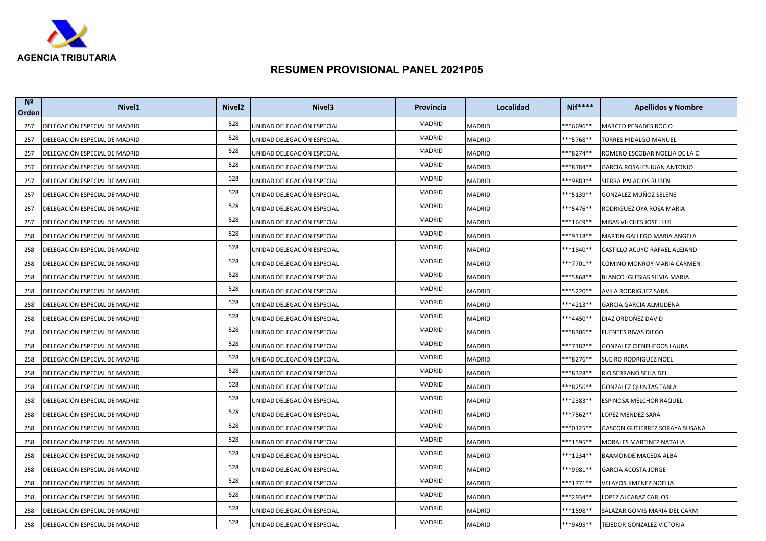AGENCIA TRIBUTARIA

# RESUMEN PROVISIONAL PANEL 2021P05

| Nº Orden | Nivel1 | Nivel2 | Nivel3 | Provincia | Localidad | Nif**** | Apellidos y Nombre |
|---|---|---|---|---|---|---|---|
| 257 | DELEGACIÓN ESPECIAL DE MADRID | 528 | UNIDAD DELEGACIÓN ESPECIAL | MADRID | MADRID | ***6696** | MARCED PENADES ROCIO |
| 257 | DELEGACIÓN ESPECIAL DE MADRID | 528 | UNIDAD DELEGACIÓN ESPECIAL | MADRID | MADRID | ***5768** | TORRES HIDALGO MANUEL |
| 257 | DELEGACIÓN ESPECIAL DE MADRID | 528 | UNIDAD DELEGACIÓN ESPECIAL | MADRID | MADRID | ***8274** | ROMERO ESCOBAR NOELIA DE LA C |
| 257 | DELEGACIÓN ESPECIAL DE MADRID | 528 | UNIDAD DELEGACIÓN ESPECIAL | MADRID | MADRID | ***8784** | GARCIA ROSALES JUAN ANTONIO |
| 257 | DELEGACIÓN ESPECIAL DE MADRID | 528 | UNIDAD DELEGACIÓN ESPECIAL | MADRID | MADRID | ***9883** | SIERRA PALACIOS RUBEN |
| 257 | DELEGACIÓN ESPECIAL DE MADRID | 528 | UNIDAD DELEGACIÓN ESPECIAL | MADRID | MADRID | ***5139** | GONZALEZ MUÑOZ SELENE |
| 257 | DELEGACIÓN ESPECIAL DE MADRID | 528 | UNIDAD DELEGACIÓN ESPECIAL | MADRID | MADRID | ***5476** | RODRIGUEZ OYA ROSA MARIA |
| 257 | DELEGACIÓN ESPECIAL DE MADRID | 528 | UNIDAD DELEGACIÓN ESPECIAL | MADRID | MADRID | ***1649** | MISAS VILCHES JOSE LUIS |
| 258 | DELEGACIÓN ESPECIAL DE MADRID | 528 | UNIDAD DELEGACIÓN ESPECIAL | MADRID | MADRID | ***9318** | MARTIN GALLEGO MARIA ANGELA |
| 258 | DELEGACIÓN ESPECIAL DE MADRID | 528 | UNIDAD DELEGACIÓN ESPECIAL | MADRID | MADRID | ***1840** | CASTILLO ACUYO RAFAEL ALEJAND |
| 258 | DELEGACIÓN ESPECIAL DE MADRID | 528 | UNIDAD DELEGACIÓN ESPECIAL | MADRID | MADRID | ***7701** | COMINO MONROY MARIA CARMEN |
| 258 | DELEGACIÓN ESPECIAL DE MADRID | 528 | UNIDAD DELEGACIÓN ESPECIAL | MADRID | MADRID | ***5868** | BLANCO IGLESIAS SILVIA MARIA |
| 258 | DELEGACIÓN ESPECIAL DE MADRID | 528 | UNIDAD DELEGACIÓN ESPECIAL | MADRID | MADRID | ***5220** | AVILA RODRIGUEZ SARA |
| 258 | DELEGACIÓN ESPECIAL DE MADRID | 528 | UNIDAD DELEGACIÓN ESPECIAL | MADRID | MADRID | ***4213** | GARCIA GARCIA ALMUDENA |
| 258 | DELEGACIÓN ESPECIAL DE MADRID | 528 | UNIDAD DELEGACIÓN ESPECIAL | MADRID | MADRID | ***4450** | DIAZ ORDOÑEZ DAVID |
| 258 | DELEGACIÓN ESPECIAL DE MADRID | 528 | UNIDAD DELEGACIÓN ESPECIAL | MADRID | MADRID | ***8306** | FUENTES RIVAS DIEGO |
| 258 | DELEGACIÓN ESPECIAL DE MADRID | 528 | UNIDAD DELEGACIÓN ESPECIAL | MADRID | MADRID | ***7182** | GONZALEZ CIENFUEGOS LAURA |
| 258 | DELEGACIÓN ESPECIAL DE MADRID | 528 | UNIDAD DELEGACIÓN ESPECIAL | MADRID | MADRID | ***8276** | SUEIRO RODRIGUEZ NOEL |
| 258 | DELEGACIÓN ESPECIAL DE MADRID | 528 | UNIDAD DELEGACIÓN ESPECIAL | MADRID | MADRID | ***8328** | RIO SERRANO SEILA DEL |
| 258 | DELEGACIÓN ESPECIAL DE MADRID | 528 | UNIDAD DELEGACIÓN ESPECIAL | MADRID | MADRID | ***8256** | GONZALEZ QUINTAS TANIA |
| 258 | DELEGACIÓN ESPECIAL DE MADRID | 528 | UNIDAD DELEGACIÓN ESPECIAL | MADRID | MADRID | ***2383** | ESPINOSA MELCHOR RAQUEL |
| 258 | DELEGACIÓN ESPECIAL DE MADRID | 528 | UNIDAD DELEGACIÓN ESPECIAL | MADRID | MADRID | ***7562** | LOPEZ MENDEZ SARA |
| 258 | DELEGACIÓN ESPECIAL DE MADRID | 528 | UNIDAD DELEGACIÓN ESPECIAL | MADRID | MADRID | ***0125** | GASCON GUTIERREZ SORAYA SUSANA |
| 258 | DELEGACIÓN ESPECIAL DE MADRID | 528 | UNIDAD DELEGACIÓN ESPECIAL | MADRID | MADRID | ***1595** | MORALES MARTINEZ NATALIA |
| 258 | DELEGACIÓN ESPECIAL DE MADRID | 528 | UNIDAD DELEGACIÓN ESPECIAL | MADRID | MADRID | ***1234** | BAAMONDE MACEDA ALBA |
| 258 | DELEGACIÓN ESPECIAL DE MADRID | 528 | UNIDAD DELEGACIÓN ESPECIAL | MADRID | MADRID | ***9981** | GARCIA ACOSTA JORGE |
| 258 | DELEGACIÓN ESPECIAL DE MADRID | 528 | UNIDAD DELEGACIÓN ESPECIAL | MADRID | MADRID | ***1771** | VELAYOS JIMENEZ NOELIA |
| 258 | DELEGACIÓN ESPECIAL DE MADRID | 528 | UNIDAD DELEGACIÓN ESPECIAL | MADRID | MADRID | ***2934** | LOPEZ ALCARAZ CARLOS |
| 258 | DELEGACIÓN ESPECIAL DE MADRID | 528 | UNIDAD DELEGACIÓN ESPECIAL | MADRID | MADRID | ***1598** | SALAZAR GOMIS MARIA DEL CARM |
| 258 | DELEGACIÓN ESPECIAL DE MADRID | 528 | UNIDAD DELEGACIÓN ESPECIAL | MADRID | MADRID | ***9495** | TEJEDOR GONZALEZ VICTORIA |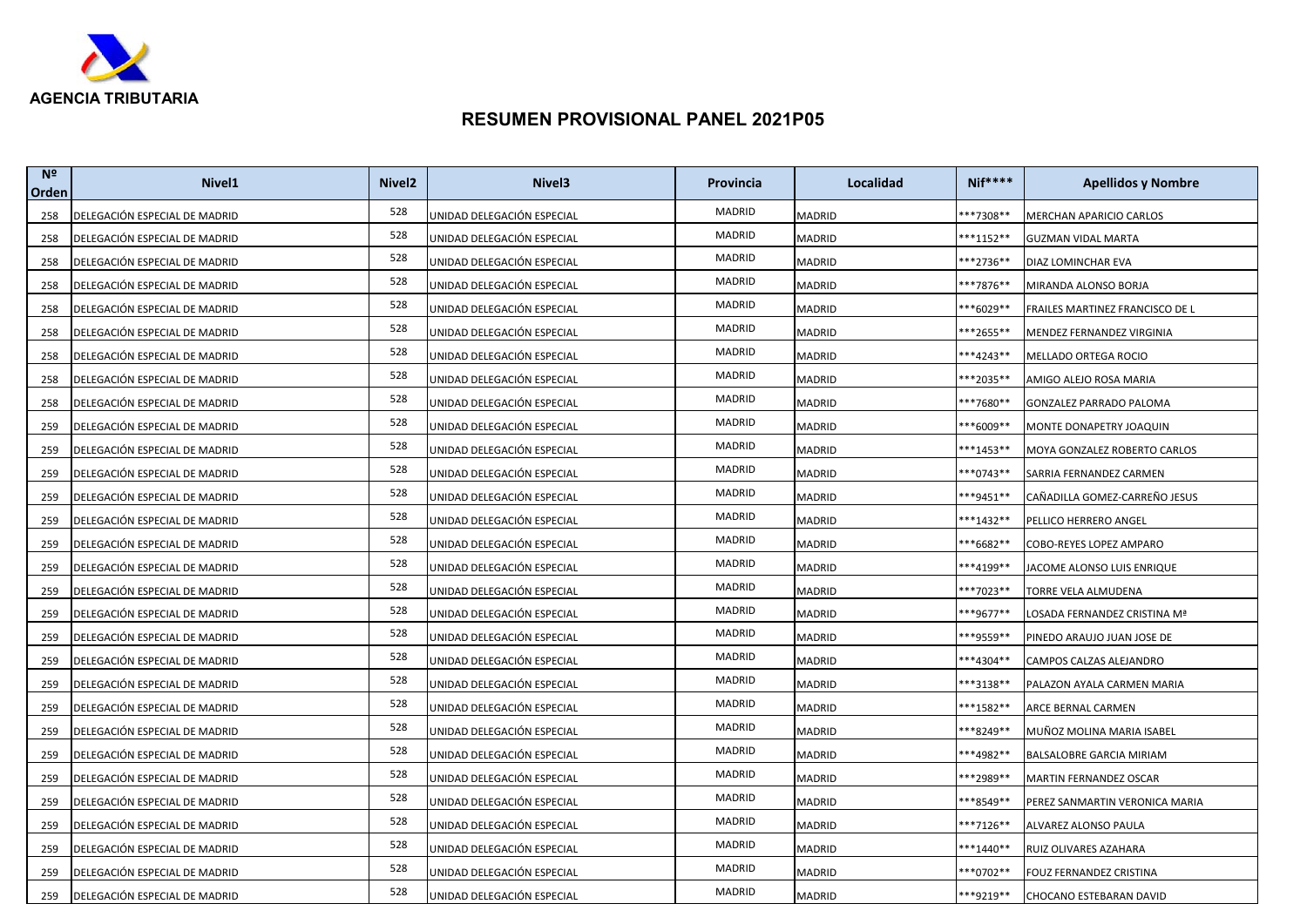AGENCIA TRIBUTARIA

# RESUMEN PROVISIONAL PANEL 2021P05

| Nº Orden | Nivel1 | Nivel2 | Nivel3 | Provincia | Localidad | Nif**** | Apellidos y Nombre |
|---|---|---|---|---|---|---|---|
| 258 | DELEGACIÓN ESPECIAL DE MADRID | 528 | UNIDAD DELEGACIÓN ESPECIAL | MADRID | MADRID | ***7308** | MERCHAN APARICIO CARLOS |
| 258 | DELEGACIÓN ESPECIAL DE MADRID | 528 | UNIDAD DELEGACIÓN ESPECIAL | MADRID | MADRID | ***1152** | GUZMAN VIDAL MARTA |
| 258 | DELEGACIÓN ESPECIAL DE MADRID | 528 | UNIDAD DELEGACIÓN ESPECIAL | MADRID | MADRID | ***2736** | DIAZ LOMINCHAR EVA |
| 258 | DELEGACIÓN ESPECIAL DE MADRID | 528 | UNIDAD DELEGACIÓN ESPECIAL | MADRID | MADRID | ***7876** | MIRANDA ALONSO BORJA |
| 258 | DELEGACIÓN ESPECIAL DE MADRID | 528 | UNIDAD DELEGACIÓN ESPECIAL | MADRID | MADRID | ***6029** | FRAILES MARTINEZ FRANCISCO DE L |
| 258 | DELEGACIÓN ESPECIAL DE MADRID | 528 | UNIDAD DELEGACIÓN ESPECIAL | MADRID | MADRID | ***2655** | MENDEZ FERNANDEZ VIRGINIA |
| 258 | DELEGACIÓN ESPECIAL DE MADRID | 528 | UNIDAD DELEGACIÓN ESPECIAL | MADRID | MADRID | ***4243** | MELLADO ORTEGA ROCIO |
| 258 | DELEGACIÓN ESPECIAL DE MADRID | 528 | UNIDAD DELEGACIÓN ESPECIAL | MADRID | MADRID | ***2035** | AMIGO ALEJO ROSA MARIA |
| 258 | DELEGACIÓN ESPECIAL DE MADRID | 528 | UNIDAD DELEGACIÓN ESPECIAL | MADRID | MADRID | ***7680** | GONZALEZ PARRADO PALOMA |
| 259 | DELEGACIÓN ESPECIAL DE MADRID | 528 | UNIDAD DELEGACIÓN ESPECIAL | MADRID | MADRID | ***6009** | MONTE DONAPETRY JOAQUIN |
| 259 | DELEGACIÓN ESPECIAL DE MADRID | 528 | UNIDAD DELEGACIÓN ESPECIAL | MADRID | MADRID | ***1453** | MOYA GONZALEZ ROBERTO CARLOS |
| 259 | DELEGACIÓN ESPECIAL DE MADRID | 528 | UNIDAD DELEGACIÓN ESPECIAL | MADRID | MADRID | ***0743** | SARRIA FERNANDEZ CARMEN |
| 259 | DELEGACIÓN ESPECIAL DE MADRID | 528 | UNIDAD DELEGACIÓN ESPECIAL | MADRID | MADRID | ***9451** | CAÑADILLA GOMEZ-CARREÑO JESUS |
| 259 | DELEGACIÓN ESPECIAL DE MADRID | 528 | UNIDAD DELEGACIÓN ESPECIAL | MADRID | MADRID | ***1432** | PELLICO HERRERO ANGEL |
| 259 | DELEGACIÓN ESPECIAL DE MADRID | 528 | UNIDAD DELEGACIÓN ESPECIAL | MADRID | MADRID | ***6682** | COBO-REYES LOPEZ AMPARO |
| 259 | DELEGACIÓN ESPECIAL DE MADRID | 528 | UNIDAD DELEGACIÓN ESPECIAL | MADRID | MADRID | ***4199** | JACOME ALONSO LUIS ENRIQUE |
| 259 | DELEGACIÓN ESPECIAL DE MADRID | 528 | UNIDAD DELEGACIÓN ESPECIAL | MADRID | MADRID | ***7023** | TORRE VELA ALMUDENA |
| 259 | DELEGACIÓN ESPECIAL DE MADRID | 528 | UNIDAD DELEGACIÓN ESPECIAL | MADRID | MADRID | ***9677** | LOSADA FERNANDEZ CRISTINA Mª |
| 259 | DELEGACIÓN ESPECIAL DE MADRID | 528 | UNIDAD DELEGACIÓN ESPECIAL | MADRID | MADRID | ***9559** | PINEDO ARAUJO JUAN JOSE DE |
| 259 | DELEGACIÓN ESPECIAL DE MADRID | 528 | UNIDAD DELEGACIÓN ESPECIAL | MADRID | MADRID | ***4304** | CAMPOS CALZAS ALEJANDRO |
| 259 | DELEGACIÓN ESPECIAL DE MADRID | 528 | UNIDAD DELEGACIÓN ESPECIAL | MADRID | MADRID | ***3138** | PALAZON AYALA CARMEN MARIA |
| 259 | DELEGACIÓN ESPECIAL DE MADRID | 528 | UNIDAD DELEGACIÓN ESPECIAL | MADRID | MADRID | ***1582** | ARCE BERNAL CARMEN |
| 259 | DELEGACIÓN ESPECIAL DE MADRID | 528 | UNIDAD DELEGACIÓN ESPECIAL | MADRID | MADRID | ***8249** | MUÑOZ MOLINA MARIA ISABEL |
| 259 | DELEGACIÓN ESPECIAL DE MADRID | 528 | UNIDAD DELEGACIÓN ESPECIAL | MADRID | MADRID | ***4982** | BALSALOBRE GARCIA MIRIAM |
| 259 | DELEGACIÓN ESPECIAL DE MADRID | 528 | UNIDAD DELEGACIÓN ESPECIAL | MADRID | MADRID | ***2989** | MARTIN FERNANDEZ OSCAR |
| 259 | DELEGACIÓN ESPECIAL DE MADRID | 528 | UNIDAD DELEGACIÓN ESPECIAL | MADRID | MADRID | ***8549** | PEREZ SANMARTIN VERONICA MARIA |
| 259 | DELEGACIÓN ESPECIAL DE MADRID | 528 | UNIDAD DELEGACIÓN ESPECIAL | MADRID | MADRID | ***7126** | ALVAREZ ALONSO PAULA |
| 259 | DELEGACIÓN ESPECIAL DE MADRID | 528 | UNIDAD DELEGACIÓN ESPECIAL | MADRID | MADRID | ***1440** | RUIZ OLIVARES AZAHARA |
| 259 | DELEGACIÓN ESPECIAL DE MADRID | 528 | UNIDAD DELEGACIÓN ESPECIAL | MADRID | MADRID | ***0702** | FOUZ FERNANDEZ CRISTINA |
| 259 | DELEGACIÓN ESPECIAL DE MADRID | 528 | UNIDAD DELEGACIÓN ESPECIAL | MADRID | MADRID | ***9219** | CHOCANO ESTEBARAN DAVID |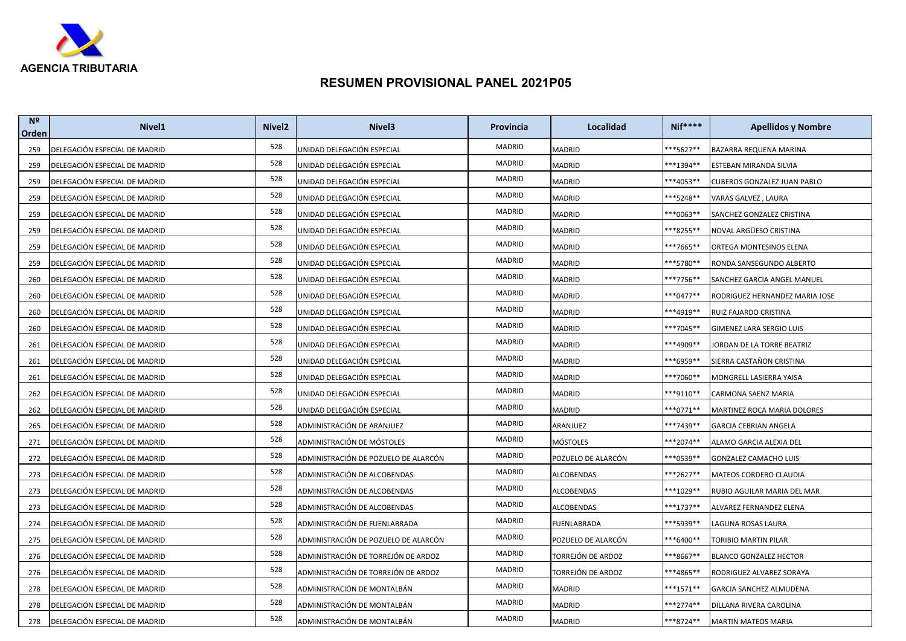AGENCIA TRIBUTARIA

# RESUMEN PROVISIONAL PANEL 2021P05

| Nº Orden | Nivel1 | Nivel2 | Nivel3 | Provincia | Localidad | Nif**** | Apellidos y Nombre |
|---|---|---|---|---|---|---|---|
| 259 | DELEGACIÓN ESPECIAL DE MADRID | 528 | UNIDAD DELEGACIÓN ESPECIAL | MADRID | MADRID | ***5627** | BAZARRA REQUENA MARINA |
| 259 | DELEGACIÓN ESPECIAL DE MADRID | 528 | UNIDAD DELEGACIÓN ESPECIAL | MADRID | MADRID | ***1394** | ESTEBAN MIRANDA SILVIA |
| 259 | DELEGACIÓN ESPECIAL DE MADRID | 528 | UNIDAD DELEGACIÓN ESPECIAL | MADRID | MADRID | ***4053** | CUBEROS GONZALEZ JUAN PABLO |
| 259 | DELEGACIÓN ESPECIAL DE MADRID | 528 | UNIDAD DELEGACIÓN ESPECIAL | MADRID | MADRID | ***5248** | VARAS GALVEZ , LAURA |
| 259 | DELEGACIÓN ESPECIAL DE MADRID | 528 | UNIDAD DELEGACIÓN ESPECIAL | MADRID | MADRID | ***0063** | SANCHEZ GONZALEZ CRISTINA |
| 259 | DELEGACIÓN ESPECIAL DE MADRID | 528 | UNIDAD DELEGACIÓN ESPECIAL | MADRID | MADRID | ***8255** | NOVAL ARGÜESO CRISTINA |
| 259 | DELEGACIÓN ESPECIAL DE MADRID | 528 | UNIDAD DELEGACIÓN ESPECIAL | MADRID | MADRID | ***7665** | ORTEGA MONTESINOS ELENA |
| 259 | DELEGACIÓN ESPECIAL DE MADRID | 528 | UNIDAD DELEGACIÓN ESPECIAL | MADRID | MADRID | ***5780** | RONDA SANSEGUNDO ALBERTO |
| 260 | DELEGACIÓN ESPECIAL DE MADRID | 528 | UNIDAD DELEGACIÓN ESPECIAL | MADRID | MADRID | ***7756** | SANCHEZ GARCIA ANGEL MANUEL |
| 260 | DELEGACIÓN ESPECIAL DE MADRID | 528 | UNIDAD DELEGACIÓN ESPECIAL | MADRID | MADRID | ***0477** | RODRIGUEZ HERNANDEZ MARIA JOSE |
| 260 | DELEGACIÓN ESPECIAL DE MADRID | 528 | UNIDAD DELEGACIÓN ESPECIAL | MADRID | MADRID | ***4919** | RUIZ FAJARDO CRISTINA |
| 260 | DELEGACIÓN ESPECIAL DE MADRID | 528 | UNIDAD DELEGACIÓN ESPECIAL | MADRID | MADRID | ***7045** | GIMENEZ LARA SERGIO LUIS |
| 261 | DELEGACIÓN ESPECIAL DE MADRID | 528 | UNIDAD DELEGACIÓN ESPECIAL | MADRID | MADRID | ***4909** | JORDAN DE LA TORRE BEATRIZ |
| 261 | DELEGACIÓN ESPECIAL DE MADRID | 528 | UNIDAD DELEGACIÓN ESPECIAL | MADRID | MADRID | ***6959** | SIERRA CASTAÑON CRISTINA |
| 261 | DELEGACIÓN ESPECIAL DE MADRID | 528 | UNIDAD DELEGACIÓN ESPECIAL | MADRID | MADRID | ***7060** | MONGRELL LASIERRA YAISA |
| 262 | DELEGACIÓN ESPECIAL DE MADRID | 528 | UNIDAD DELEGACIÓN ESPECIAL | MADRID | MADRID | ***9110** | CARMONA SAENZ MARIA |
| 262 | DELEGACIÓN ESPECIAL DE MADRID | 528 | UNIDAD DELEGACIÓN ESPECIAL | MADRID | MADRID | ***0771** | MARTINEZ ROCA MARIA DOLORES |
| 265 | DELEGACIÓN ESPECIAL DE MADRID | 528 | ADMINISTRACIÓN DE ARANJUEZ | MADRID | ARANJUEZ | ***7439** | GARCIA CEBRIAN ANGELA |
| 271 | DELEGACIÓN ESPECIAL DE MADRID | 528 | ADMINISTRACIÓN DE MÓSTOLES | MADRID | MÓSTOLES | ***2074** | ALAMO GARCIA ALEXIA DEL |
| 272 | DELEGACIÓN ESPECIAL DE MADRID | 528 | ADMINISTRACIÓN DE POZUELO DE ALARCÓN | MADRID | POZUELO DE ALARCÓN | ***0539** | GONZALEZ CAMACHO LUIS |
| 273 | DELEGACIÓN ESPECIAL DE MADRID | 528 | ADMINISTRACIÓN DE ALCOBENDAS | MADRID | ALCOBENDAS | ***2627** | MATEOS CORDERO CLAUDIA |
| 273 | DELEGACIÓN ESPECIAL DE MADRID | 528 | ADMINISTRACIÓN DE ALCOBENDAS | MADRID | ALCOBENDAS | ***1029** | RUBIO AGUILAR MARIA DEL MAR |
| 273 | DELEGACIÓN ESPECIAL DE MADRID | 528 | ADMINISTRACIÓN DE ALCOBENDAS | MADRID | ALCOBENDAS | ***1737** | ALVAREZ FERNANDEZ ELENA |
| 274 | DELEGACIÓN ESPECIAL DE MADRID | 528 | ADMINISTRACIÓN DE FUENLABRADA | MADRID | FUENLABRADA | ***5939** | LAGUNA ROSAS LAURA |
| 275 | DELEGACIÓN ESPECIAL DE MADRID | 528 | ADMINISTRACIÓN DE POZUELO DE ALARCÓN | MADRID | POZUELO DE ALARCÓN | ***6400** | TORIBIO MARTIN PILAR |
| 276 | DELEGACIÓN ESPECIAL DE MADRID | 528 | ADMINISTRACIÓN DE TORREJÓN DE ARDOZ | MADRID | TORREJÓN DE ARDOZ | ***8667** | BLANCO GONZALEZ HECTOR |
| 276 | DELEGACIÓN ESPECIAL DE MADRID | 528 | ADMINISTRACIÓN DE TORREJÓN DE ARDOZ | MADRID | TORREJÓN DE ARDOZ | ***4865** | RODRIGUEZ ALVAREZ SORAYA |
| 278 | DELEGACIÓN ESPECIAL DE MADRID | 528 | ADMINISTRACIÓN DE MONTALBÁN | MADRID | MADRID | ***1571** | GARCIA SANCHEZ ALMUDENA |
| 278 | DELEGACIÓN ESPECIAL DE MADRID | 528 | ADMINISTRACIÓN DE MONTALBÁN | MADRID | MADRID | ***2774** | DILLANA RIVERA CAROLINA |
| 278 | DELEGACIÓN ESPECIAL DE MADRID | 528 | ADMINISTRACIÓN DE MONTALBÁN | MADRID | MADRID | ***8724** | MARTIN MATEOS MARIA |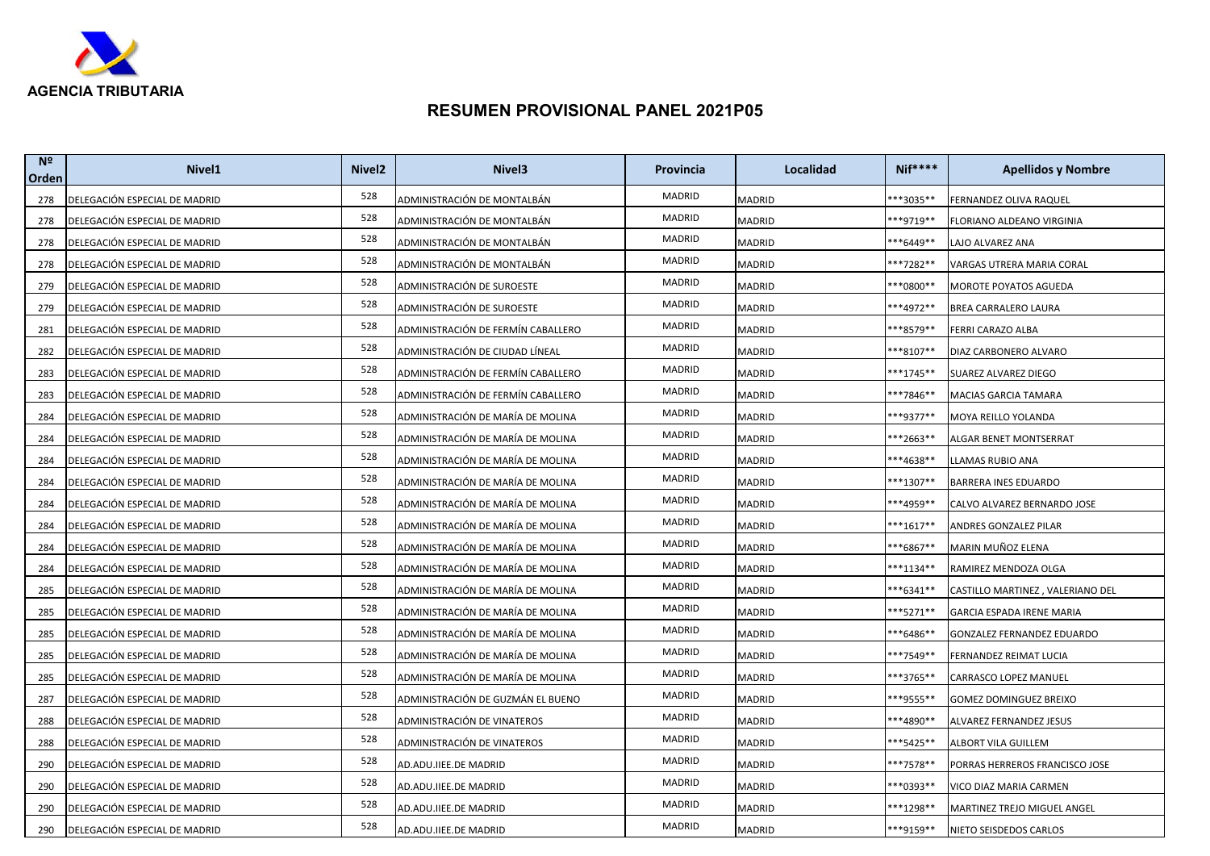AGENCIA TRIBUTARIA

# RESUMEN PROVISIONAL PANEL 2021P05

| Nº Orden | Nivel1 | Nivel2 | Nivel3 | Provincia | Localidad | Nif**** | Apellidos y Nombre |
|---|---|---|---|---|---|---|---|
| 278 | DELEGACIÓN ESPECIAL DE MADRID | 528 | ADMINISTRACIÓN DE MONTALBÁN | MADRID | MADRID | ***3035** | FERNANDEZ OLIVA RAQUEL |
| 278 | DELEGACIÓN ESPECIAL DE MADRID | 528 | ADMINISTRACIÓN DE MONTALBÁN | MADRID | MADRID | ***9719** | FLORIANO ALDEANO VIRGINIA |
| 278 | DELEGACIÓN ESPECIAL DE MADRID | 528 | ADMINISTRACIÓN DE MONTALBÁN | MADRID | MADRID | ***6449** | LAJO ALVAREZ ANA |
| 278 | DELEGACIÓN ESPECIAL DE MADRID | 528 | ADMINISTRACIÓN DE MONTALBÁN | MADRID | MADRID | ***7282** | VARGAS UTRERA MARIA CORAL |
| 279 | DELEGACIÓN ESPECIAL DE MADRID | 528 | ADMINISTRACIÓN DE SUROESTE | MADRID | MADRID | ***0800** | MOROTE POYATOS AGUEDA |
| 279 | DELEGACIÓN ESPECIAL DE MADRID | 528 | ADMINISTRACIÓN DE SUROESTE | MADRID | MADRID | ***4972** | BREA CARRALERO LAURA |
| 281 | DELEGACIÓN ESPECIAL DE MADRID | 528 | ADMINISTRACIÓN DE FERMÍN CABALLERO | MADRID | MADRID | ***8579** | FERRI CARAZO ALBA |
| 282 | DELEGACIÓN ESPECIAL DE MADRID | 528 | ADMINISTRACIÓN DE CIUDAD LÍNEAL | MADRID | MADRID | ***8107** | DIAZ CARBONERO ALVARO |
| 283 | DELEGACIÓN ESPECIAL DE MADRID | 528 | ADMINISTRACIÓN DE FERMÍN CABALLERO | MADRID | MADRID | ***1745** | SUAREZ ALVAREZ DIEGO |
| 283 | DELEGACIÓN ESPECIAL DE MADRID | 528 | ADMINISTRACIÓN DE FERMÍN CABALLERO | MADRID | MADRID | ***7846** | MACIAS GARCIA TAMARA |
| 284 | DELEGACIÓN ESPECIAL DE MADRID | 528 | ADMINISTRACIÓN DE MARÍA DE MOLINA | MADRID | MADRID | ***9377** | MOYA REILLO YOLANDA |
| 284 | DELEGACIÓN ESPECIAL DE MADRID | 528 | ADMINISTRACIÓN DE MARÍA DE MOLINA | MADRID | MADRID | ***2663** | ALGAR BENET MONTSERRAT |
| 284 | DELEGACIÓN ESPECIAL DE MADRID | 528 | ADMINISTRACIÓN DE MARÍA DE MOLINA | MADRID | MADRID | ***4638** | LLAMAS RUBIO ANA |
| 284 | DELEGACIÓN ESPECIAL DE MADRID | 528 | ADMINISTRACIÓN DE MARÍA DE MOLINA | MADRID | MADRID | ***1307** | BARRERA INES EDUARDO |
| 284 | DELEGACIÓN ESPECIAL DE MADRID | 528 | ADMINISTRACIÓN DE MARÍA DE MOLINA | MADRID | MADRID | ***4959** | CALVO ALVAREZ BERNARDO JOSE |
| 284 | DELEGACIÓN ESPECIAL DE MADRID | 528 | ADMINISTRACIÓN DE MARÍA DE MOLINA | MADRID | MADRID | ***1617** | ANDRES GONZALEZ PILAR |
| 284 | DELEGACIÓN ESPECIAL DE MADRID | 528 | ADMINISTRACIÓN DE MARÍA DE MOLINA | MADRID | MADRID | ***6867** | MARIN MUÑOZ ELENA |
| 284 | DELEGACIÓN ESPECIAL DE MADRID | 528 | ADMINISTRACIÓN DE MARÍA DE MOLINA | MADRID | MADRID | ***1134** | RAMIREZ MENDOZA OLGA |
| 285 | DELEGACIÓN ESPECIAL DE MADRID | 528 | ADMINISTRACIÓN DE MARÍA DE MOLINA | MADRID | MADRID | ***6341** | CASTILLO MARTINEZ , VALERIANO DEL |
| 285 | DELEGACIÓN ESPECIAL DE MADRID | 528 | ADMINISTRACIÓN DE MARÍA DE MOLINA | MADRID | MADRID | ***5271** | GARCIA ESPADA IRENE MARIA |
| 285 | DELEGACIÓN ESPECIAL DE MADRID | 528 | ADMINISTRACIÓN DE MARÍA DE MOLINA | MADRID | MADRID | ***6486** | GONZALEZ FERNANDEZ EDUARDO |
| 285 | DELEGACIÓN ESPECIAL DE MADRID | 528 | ADMINISTRACIÓN DE MARÍA DE MOLINA | MADRID | MADRID | ***7549** | FERNANDEZ REIMAT LUCIA |
| 285 | DELEGACIÓN ESPECIAL DE MADRID | 528 | ADMINISTRACIÓN DE MARÍA DE MOLINA | MADRID | MADRID | ***3765** | CARRASCO LOPEZ MANUEL |
| 287 | DELEGACIÓN ESPECIAL DE MADRID | 528 | ADMINISTRACIÓN DE GUZMÁN EL BUENO | MADRID | MADRID | ***9555** | GOMEZ DOMINGUEZ BREIXO |
| 288 | DELEGACIÓN ESPECIAL DE MADRID | 528 | ADMINISTRACIÓN DE VINATEROS | MADRID | MADRID | ***4890** | ALVAREZ FERNANDEZ JESUS |
| 288 | DELEGACIÓN ESPECIAL DE MADRID | 528 | ADMINISTRACIÓN DE VINATEROS | MADRID | MADRID | ***5425** | ALBORT VILA GUILLEM |
| 290 | DELEGACIÓN ESPECIAL DE MADRID | 528 | AD.ADU.IIEE.DE MADRID | MADRID | MADRID | ***7578** | PORRAS HERREROS FRANCISCO JOSE |
| 290 | DELEGACIÓN ESPECIAL DE MADRID | 528 | AD.ADU.IIEE.DE MADRID | MADRID | MADRID | ***0393** | VICO DIAZ MARIA CARMEN |
| 290 | DELEGACIÓN ESPECIAL DE MADRID | 528 | AD.ADU.IIEE.DE MADRID | MADRID | MADRID | ***1298** | MARTINEZ TREJO MIGUEL ANGEL |
| 290 | DELEGACIÓN ESPECIAL DE MADRID | 528 | AD.ADU.IIEE.DE MADRID | MADRID | MADRID | ***9159** | NIETO SEISDEDOS CARLOS |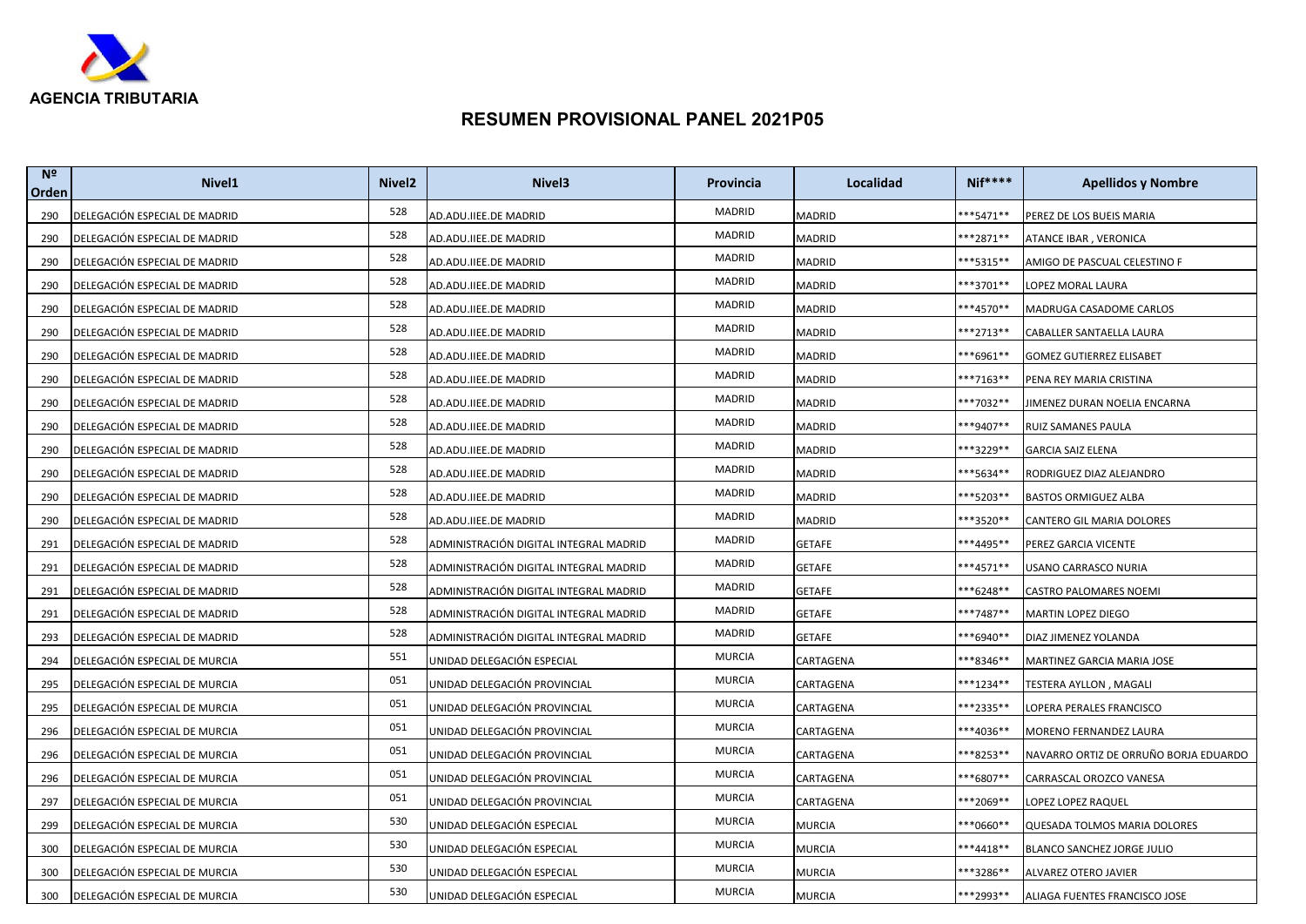AGENCIA TRIBUTARIA

# RESUMEN PROVISIONAL PANEL 2021P05

| Nº Orden | Nivel1 | Nivel2 | Nivel3 | Provincia | Localidad | Nif**** | Apellidos y Nombre |
|---|---|---|---|---|---|---|---|
| 290 | DELEGACIÓN ESPECIAL DE MADRID | 528 | AD.ADU.IIEE.DE MADRID | MADRID | MADRID | ***5471** | PEREZ DE LOS BUEIS MARIA |
| 290 | DELEGACIÓN ESPECIAL DE MADRID | 528 | AD.ADU.IIEE.DE MADRID | MADRID | MADRID | ***2871** | ATANCE IBAR , VERONICA |
| 290 | DELEGACIÓN ESPECIAL DE MADRID | 528 | AD.ADU.IIEE.DE MADRID | MADRID | MADRID | ***5315** | AMIGO DE PASCUAL CELESTINO F |
| 290 | DELEGACIÓN ESPECIAL DE MADRID | 528 | AD.ADU.IIEE.DE MADRID | MADRID | MADRID | ***3701** | LOPEZ MORAL LAURA |
| 290 | DELEGACIÓN ESPECIAL DE MADRID | 528 | AD.ADU.IIEE.DE MADRID | MADRID | MADRID | ***4570** | MADRUGA CASADOME CARLOS |
| 290 | DELEGACIÓN ESPECIAL DE MADRID | 528 | AD.ADU.IIEE.DE MADRID | MADRID | MADRID | ***2713** | CABALLER SANTAELLA LAURA |
| 290 | DELEGACIÓN ESPECIAL DE MADRID | 528 | AD.ADU.IIEE.DE MADRID | MADRID | MADRID | ***6961** | GOMEZ GUTIERREZ ELISABET |
| 290 | DELEGACIÓN ESPECIAL DE MADRID | 528 | AD.ADU.IIEE.DE MADRID | MADRID | MADRID | ***7163** | PENA REY MARIA CRISTINA |
| 290 | DELEGACIÓN ESPECIAL DE MADRID | 528 | AD.ADU.IIEE.DE MADRID | MADRID | MADRID | ***7032** | JIMENEZ DURAN NOELIA ENCARNA |
| 290 | DELEGACIÓN ESPECIAL DE MADRID | 528 | AD.ADU.IIEE.DE MADRID | MADRID | MADRID | ***9407** | RUIZ SAMANES PAULA |
| 290 | DELEGACIÓN ESPECIAL DE MADRID | 528 | AD.ADU.IIEE.DE MADRID | MADRID | MADRID | ***3229** | GARCIA SAIZ ELENA |
| 290 | DELEGACIÓN ESPECIAL DE MADRID | 528 | AD.ADU.IIEE.DE MADRID | MADRID | MADRID | ***5634** | RODRIGUEZ DIAZ ALEJANDRO |
| 290 | DELEGACIÓN ESPECIAL DE MADRID | 528 | AD.ADU.IIEE.DE MADRID | MADRID | MADRID | ***5203** | BASTOS ORMIGUEZ ALBA |
| 290 | DELEGACIÓN ESPECIAL DE MADRID | 528 | AD.ADU.IIEE.DE MADRID | MADRID | MADRID | ***3520** | CANTERO GIL MARIA DOLORES |
| 291 | DELEGACIÓN ESPECIAL DE MADRID | 528 | ADMINISTRACIÓN DIGITAL INTEGRAL MADRID | MADRID | GETAFE | ***4495** | PEREZ GARCIA VICENTE |
| 291 | DELEGACIÓN ESPECIAL DE MADRID | 528 | ADMINISTRACIÓN DIGITAL INTEGRAL MADRID | MADRID | GETAFE | ***4571** | USANO CARRASCO NURIA |
| 291 | DELEGACIÓN ESPECIAL DE MADRID | 528 | ADMINISTRACIÓN DIGITAL INTEGRAL MADRID | MADRID | GETAFE | ***6248** | CASTRO PALOMARES NOEMI |
| 291 | DELEGACIÓN ESPECIAL DE MADRID | 528 | ADMINISTRACIÓN DIGITAL INTEGRAL MADRID | MADRID | GETAFE | ***7487** | MARTIN LOPEZ DIEGO |
| 293 | DELEGACIÓN ESPECIAL DE MADRID | 528 | ADMINISTRACIÓN DIGITAL INTEGRAL MADRID | MADRID | GETAFE | ***6940** | DIAZ JIMENEZ YOLANDA |
| 294 | DELEGACIÓN ESPECIAL DE MURCIA | 551 | UNIDAD DELEGACIÓN ESPECIAL | MURCIA | CARTAGENA | ***8346** | MARTINEZ GARCIA MARIA JOSE |
| 295 | DELEGACIÓN ESPECIAL DE MURCIA | 051 | UNIDAD DELEGACIÓN PROVINCIAL | MURCIA | CARTAGENA | ***1234** | TESTERA AYLLON , MAGALI |
| 295 | DELEGACIÓN ESPECIAL DE MURCIA | 051 | UNIDAD DELEGACIÓN PROVINCIAL | MURCIA | CARTAGENA | ***2335** | LOPERA PERALES FRANCISCO |
| 296 | DELEGACIÓN ESPECIAL DE MURCIA | 051 | UNIDAD DELEGACIÓN PROVINCIAL | MURCIA | CARTAGENA | ***4036** | MORENO FERNANDEZ LAURA |
| 296 | DELEGACIÓN ESPECIAL DE MURCIA | 051 | UNIDAD DELEGACIÓN PROVINCIAL | MURCIA | CARTAGENA | ***8253** | NAVARRO ORTIZ DE ORRUÑO BORJA EDUARDO |
| 296 | DELEGACIÓN ESPECIAL DE MURCIA | 051 | UNIDAD DELEGACIÓN PROVINCIAL | MURCIA | CARTAGENA | ***6807** | CARRASCAL OROZCO VANESA |
| 297 | DELEGACIÓN ESPECIAL DE MURCIA | 051 | UNIDAD DELEGACIÓN PROVINCIAL | MURCIA | CARTAGENA | ***2069** | LOPEZ LOPEZ RAQUEL |
| 299 | DELEGACIÓN ESPECIAL DE MURCIA | 530 | UNIDAD DELEGACIÓN ESPECIAL | MURCIA | MURCIA | ***0660** | QUESADA TOLMOS MARIA DOLORES |
| 300 | DELEGACIÓN ESPECIAL DE MURCIA | 530 | UNIDAD DELEGACIÓN ESPECIAL | MURCIA | MURCIA | ***4418** | BLANCO SANCHEZ JORGE JULIO |
| 300 | DELEGACIÓN ESPECIAL DE MURCIA | 530 | UNIDAD DELEGACIÓN ESPECIAL | MURCIA | MURCIA | ***3286** | ALVAREZ OTERO JAVIER |
| 300 | DELEGACIÓN ESPECIAL DE MURCIA | 530 | UNIDAD DELEGACIÓN ESPECIAL | MURCIA | MURCIA | ***2993** | ALIAGA FUENTES FRANCISCO JOSE |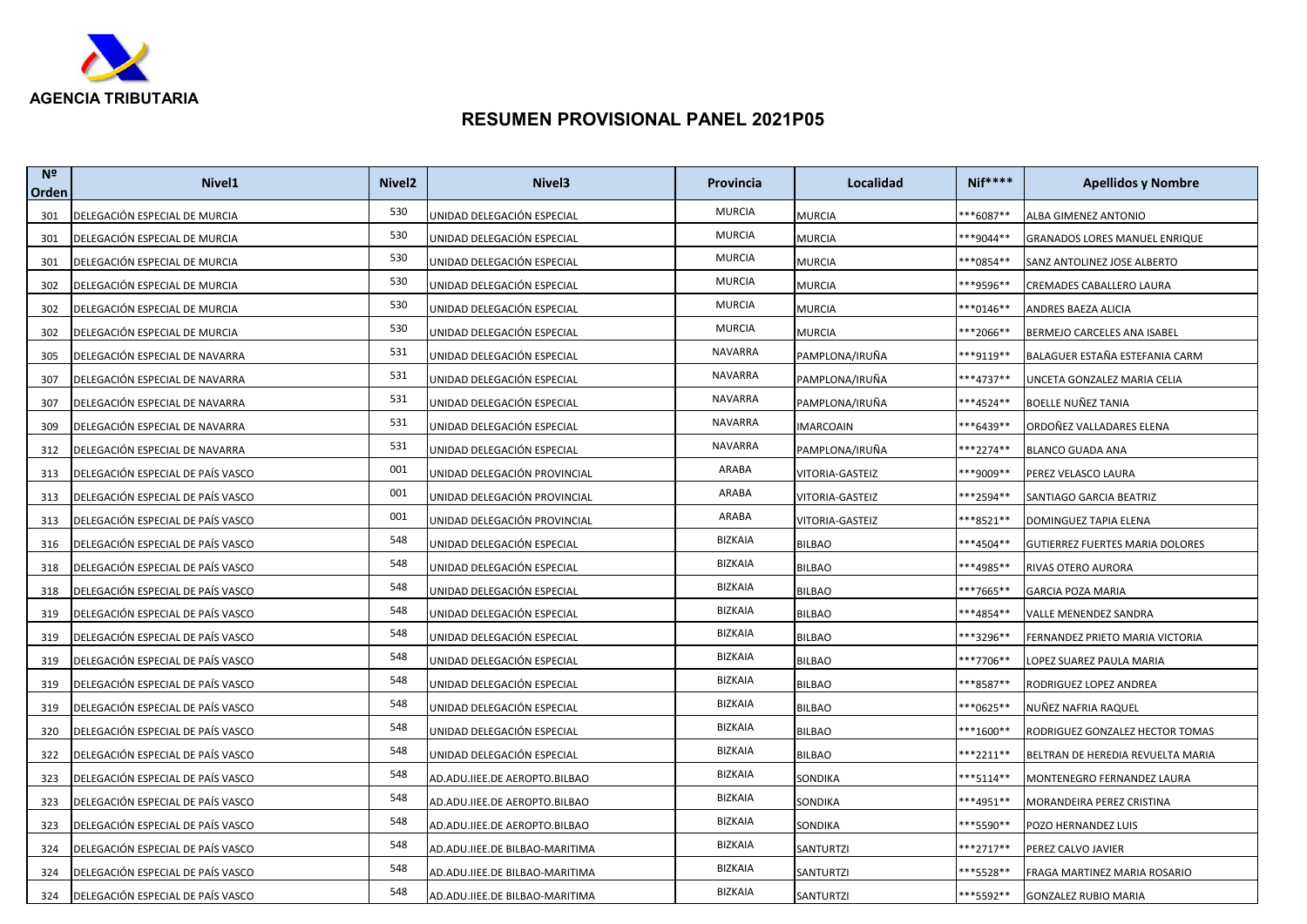**AGENCIA TRIBUTARIA**

# RESUMEN PROVISIONAL PANEL 2021P05

| Nº Orden | Nivel1 | Nivel2 | Nivel3 | Provincia | Localidad | Nif**** | Apellidos y Nombre |
|---|---|---|---|---|---|---|---|
| 301 | DELEGACIÓN ESPECIAL DE MURCIA | 530 | UNIDAD DELEGACIÓN ESPECIAL | MURCIA | MURCIA | ***6087** | ALBA GIMENEZ ANTONIO |
| 301 | DELEGACIÓN ESPECIAL DE MURCIA | 530 | UNIDAD DELEGACIÓN ESPECIAL | MURCIA | MURCIA | ***9044** | GRANADOS LORES MANUEL ENRIQUE |
| 301 | DELEGACIÓN ESPECIAL DE MURCIA | 530 | UNIDAD DELEGACIÓN ESPECIAL | MURCIA | MURCIA | ***0854** | SANZ ANTOLINEZ JOSE ALBERTO |
| 302 | DELEGACIÓN ESPECIAL DE MURCIA | 530 | UNIDAD DELEGACIÓN ESPECIAL | MURCIA | MURCIA | ***9596** | CREMADES CABALLERO LAURA |
| 302 | DELEGACIÓN ESPECIAL DE MURCIA | 530 | UNIDAD DELEGACIÓN ESPECIAL | MURCIA | MURCIA | ***0146** | ANDRES BAEZA ALICIA |
| 302 | DELEGACIÓN ESPECIAL DE MURCIA | 530 | UNIDAD DELEGACIÓN ESPECIAL | MURCIA | MURCIA | ***2066** | BERMEJO CARCELES ANA ISABEL |
| 305 | DELEGACIÓN ESPECIAL DE NAVARRA | 531 | UNIDAD DELEGACIÓN ESPECIAL | NAVARRA | PAMPLONA/IRUÑA | ***9119** | BALAGUER ESTAÑA ESTEFANIA CARM |
| 307 | DELEGACIÓN ESPECIAL DE NAVARRA | 531 | UNIDAD DELEGACIÓN ESPECIAL | NAVARRA | PAMPLONA/IRUÑA | ***4737** | UNCETA GONZALEZ MARIA CELIA |
| 307 | DELEGACIÓN ESPECIAL DE NAVARRA | 531 | UNIDAD DELEGACIÓN ESPECIAL | NAVARRA | PAMPLONA/IRUÑA | ***4524** | BOELLE NUÑEZ TANIA |
| 309 | DELEGACIÓN ESPECIAL DE NAVARRA | 531 | UNIDAD DELEGACIÓN ESPECIAL | NAVARRA | IMARCOAIN | ***6439** | ORDOÑEZ VALLADARES ELENA |
| 312 | DELEGACIÓN ESPECIAL DE NAVARRA | 531 | UNIDAD DELEGACIÓN ESPECIAL | NAVARRA | PAMPLONA/IRUÑA | ***2274** | BLANCO GUADA ANA |
| 313 | DELEGACIÓN ESPECIAL DE PAÍS VASCO | 001 | UNIDAD DELEGACIÓN PROVINCIAL | ARABA | VITORIA-GASTEIZ | ***9009** | PEREZ VELASCO LAURA |
| 313 | DELEGACIÓN ESPECIAL DE PAÍS VASCO | 001 | UNIDAD DELEGACIÓN PROVINCIAL | ARABA | VITORIA-GASTEIZ | ***2594** | SANTIAGO GARCIA BEATRIZ |
| 313 | DELEGACIÓN ESPECIAL DE PAÍS VASCO | 001 | UNIDAD DELEGACIÓN PROVINCIAL | ARABA | VITORIA-GASTEIZ | ***8521** | DOMINGUEZ TAPIA ELENA |
| 316 | DELEGACIÓN ESPECIAL DE PAÍS VASCO | 548 | UNIDAD DELEGACIÓN ESPECIAL | BIZKAIA | BILBAO | ***4504** | GUTIERREZ FUERTES MARIA DOLORES |
| 318 | DELEGACIÓN ESPECIAL DE PAÍS VASCO | 548 | UNIDAD DELEGACIÓN ESPECIAL | BIZKAIA | BILBAO | ***4985** | RIVAS OTERO AURORA |
| 318 | DELEGACIÓN ESPECIAL DE PAÍS VASCO | 548 | UNIDAD DELEGACIÓN ESPECIAL | BIZKAIA | BILBAO | ***7665** | GARCIA POZA MARIA |
| 319 | DELEGACIÓN ESPECIAL DE PAÍS VASCO | 548 | UNIDAD DELEGACIÓN ESPECIAL | BIZKAIA | BILBAO | ***4854** | VALLE MENENDEZ SANDRA |
| 319 | DELEGACIÓN ESPECIAL DE PAÍS VASCO | 548 | UNIDAD DELEGACIÓN ESPECIAL | BIZKAIA | BILBAO | ***3296** | FERNANDEZ PRIETO MARIA VICTORIA |
| 319 | DELEGACIÓN ESPECIAL DE PAÍS VASCO | 548 | UNIDAD DELEGACIÓN ESPECIAL | BIZKAIA | BILBAO | ***7706** | LOPEZ SUAREZ PAULA MARIA |
| 319 | DELEGACIÓN ESPECIAL DE PAÍS VASCO | 548 | UNIDAD DELEGACIÓN ESPECIAL | BIZKAIA | BILBAO | ***8587** | RODRIGUEZ LOPEZ ANDREA |
| 319 | DELEGACIÓN ESPECIAL DE PAÍS VASCO | 548 | UNIDAD DELEGACIÓN ESPECIAL | BIZKAIA | BILBAO | ***0625** | NUÑEZ NAFRIA RAQUEL |
| 320 | DELEGACIÓN ESPECIAL DE PAÍS VASCO | 548 | UNIDAD DELEGACIÓN ESPECIAL | BIZKAIA | BILBAO | ***1600** | RODRIGUEZ GONZALEZ HECTOR TOMAS |
| 322 | DELEGACIÓN ESPECIAL DE PAÍS VASCO | 548 | UNIDAD DELEGACIÓN ESPECIAL | BIZKAIA | BILBAO | ***2211** | BELTRAN DE HEREDIA REVUELTA MARIA |
| 323 | DELEGACIÓN ESPECIAL DE PAÍS VASCO | 548 | AD.ADU.IIEE.DE AEROPTO.BILBAO | BIZKAIA | SONDIKA | ***5114** | MONTENEGRO FERNANDEZ LAURA |
| 323 | DELEGACIÓN ESPECIAL DE PAÍS VASCO | 548 | AD.ADU.IIEE.DE AEROPTO.BILBAO | BIZKAIA | SONDIKA | ***4951** | MORANDEIRA PEREZ CRISTINA |
| 323 | DELEGACIÓN ESPECIAL DE PAÍS VASCO | 548 | AD.ADU.IIEE.DE AEROPTO.BILBAO | BIZKAIA | SONDIKA | ***5590** | POZO HERNANDEZ LUIS |
| 324 | DELEGACIÓN ESPECIAL DE PAÍS VASCO | 548 | AD.ADU.IIEE.DE BILBAO-MARITIMA | BIZKAIA | SANTURTZI | ***2717** | PEREZ CALVO JAVIER |
| 324 | DELEGACIÓN ESPECIAL DE PAÍS VASCO | 548 | AD.ADU.IIEE.DE BILBAO-MARITIMA | BIZKAIA | SANTURTZI | ***5528** | FRAGA MARTINEZ MARIA ROSARIO |
| 324 | DELEGACIÓN ESPECIAL DE PAÍS VASCO | 548 | AD.ADU.IIEE.DE BILBAO-MARITIMA | BIZKAIA | SANTURTZI | ***5592** | GONZALEZ RUBIO MARIA |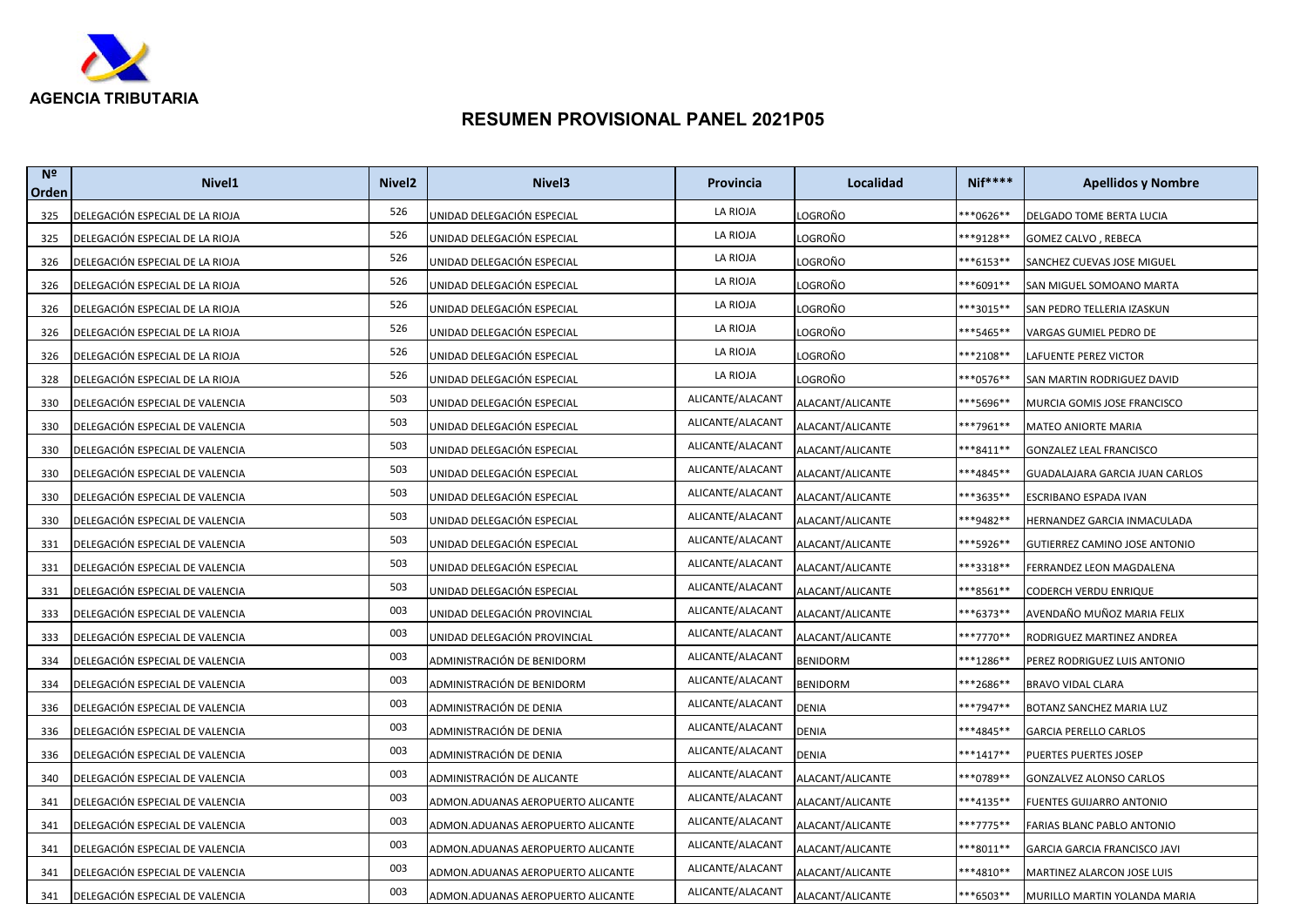AGENCIA TRIBUTARIA

# RESUMEN PROVISIONAL PANEL 2021P05

| Nº Orden | Nivel1 | Nivel2 | Nivel3 | Provincia | Localidad | Nif**** | Apellidos y Nombre |
|---|---|---|---|---|---|---|---|
| 325 | DELEGACIÓN ESPECIAL DE LA RIOJA | 526 | UNIDAD DELEGACIÓN ESPECIAL | LA RIOJA | LOGROÑO | ***0626** | DELGADO TOME BERTA LUCIA |
| 325 | DELEGACIÓN ESPECIAL DE LA RIOJA | 526 | UNIDAD DELEGACIÓN ESPECIAL | LA RIOJA | LOGROÑO | ***9128** | GOMEZ CALVO , REBECA |
| 326 | DELEGACIÓN ESPECIAL DE LA RIOJA | 526 | UNIDAD DELEGACIÓN ESPECIAL | LA RIOJA | LOGROÑO | ***6153** | SANCHEZ CUEVAS JOSE MIGUEL |
| 326 | DELEGACIÓN ESPECIAL DE LA RIOJA | 526 | UNIDAD DELEGACIÓN ESPECIAL | LA RIOJA | LOGROÑO | ***6091** | SAN MIGUEL SOMOANO MARTA |
| 326 | DELEGACIÓN ESPECIAL DE LA RIOJA | 526 | UNIDAD DELEGACIÓN ESPECIAL | LA RIOJA | LOGROÑO | ***3015** | SAN PEDRO TELLERIA IZASKUN |
| 326 | DELEGACIÓN ESPECIAL DE LA RIOJA | 526 | UNIDAD DELEGACIÓN ESPECIAL | LA RIOJA | LOGROÑO | ***5465** | VARGAS GUMIEL PEDRO DE |
| 326 | DELEGACIÓN ESPECIAL DE LA RIOJA | 526 | UNIDAD DELEGACIÓN ESPECIAL | LA RIOJA | LOGROÑO | ***2108** | LAFUENTE PEREZ VICTOR |
| 328 | DELEGACIÓN ESPECIAL DE LA RIOJA | 526 | UNIDAD DELEGACIÓN ESPECIAL | LA RIOJA | LOGROÑO | ***0576** | SAN MARTIN RODRIGUEZ DAVID |
| 330 | DELEGACIÓN ESPECIAL DE VALENCIA | 503 | UNIDAD DELEGACIÓN ESPECIAL | ALICANTE/ALACANT | ALACANT/ALICANTE | ***5696** | MURCIA GOMIS JOSE FRANCISCO |
| 330 | DELEGACIÓN ESPECIAL DE VALENCIA | 503 | UNIDAD DELEGACIÓN ESPECIAL | ALICANTE/ALACANT | ALACANT/ALICANTE | ***7961** | MATEO ANIORTE MARIA |
| 330 | DELEGACIÓN ESPECIAL DE VALENCIA | 503 | UNIDAD DELEGACIÓN ESPECIAL | ALICANTE/ALACANT | ALACANT/ALICANTE | ***8411** | GONZALEZ LEAL FRANCISCO |
| 330 | DELEGACIÓN ESPECIAL DE VALENCIA | 503 | UNIDAD DELEGACIÓN ESPECIAL | ALICANTE/ALACANT | ALACANT/ALICANTE | ***4845** | GUADALAJARA GARCIA JUAN CARLOS |
| 330 | DELEGACIÓN ESPECIAL DE VALENCIA | 503 | UNIDAD DELEGACIÓN ESPECIAL | ALICANTE/ALACANT | ALACANT/ALICANTE | ***3635** | ESCRIBANO ESPADA IVAN |
| 330 | DELEGACIÓN ESPECIAL DE VALENCIA | 503 | UNIDAD DELEGACIÓN ESPECIAL | ALICANTE/ALACANT | ALACANT/ALICANTE | ***9482** | HERNANDEZ GARCIA INMACULADA |
| 331 | DELEGACIÓN ESPECIAL DE VALENCIA | 503 | UNIDAD DELEGACIÓN ESPECIAL | ALICANTE/ALACANT | ALACANT/ALICANTE | ***5926** | GUTIERREZ CAMINO JOSE ANTONIO |
| 331 | DELEGACIÓN ESPECIAL DE VALENCIA | 503 | UNIDAD DELEGACIÓN ESPECIAL | ALICANTE/ALACANT | ALACANT/ALICANTE | ***3318** | FERRANDEZ LEON MAGDALENA |
| 331 | DELEGACIÓN ESPECIAL DE VALENCIA | 503 | UNIDAD DELEGACIÓN ESPECIAL | ALICANTE/ALACANT | ALACANT/ALICANTE | ***8561** | CODERCH VERDU ENRIQUE |
| 333 | DELEGACIÓN ESPECIAL DE VALENCIA | 003 | UNIDAD DELEGACIÓN PROVINCIAL | ALICANTE/ALACANT | ALACANT/ALICANTE | ***6373** | AVENDAÑO MUÑOZ MARIA FELIX |
| 333 | DELEGACIÓN ESPECIAL DE VALENCIA | 003 | UNIDAD DELEGACIÓN PROVINCIAL | ALICANTE/ALACANT | ALACANT/ALICANTE | ***7770** | RODRIGUEZ MARTINEZ ANDREA |
| 334 | DELEGACIÓN ESPECIAL DE VALENCIA | 003 | ADMINISTRACIÓN DE BENIDORM | ALICANTE/ALACANT | BENIDORM | ***1286** | PEREZ RODRIGUEZ LUIS ANTONIO |
| 334 | DELEGACIÓN ESPECIAL DE VALENCIA | 003 | ADMINISTRACIÓN DE BENIDORM | ALICANTE/ALACANT | BENIDORM | ***2686** | BRAVO VIDAL CLARA |
| 336 | DELEGACIÓN ESPECIAL DE VALENCIA | 003 | ADMINISTRACIÓN DE DENIA | ALICANTE/ALACANT | DENIA | ***7947** | BOTANZ SANCHEZ MARIA LUZ |
| 336 | DELEGACIÓN ESPECIAL DE VALENCIA | 003 | ADMINISTRACIÓN DE DENIA | ALICANTE/ALACANT | DENIA | ***4845** | GARCIA PERELLO CARLOS |
| 336 | DELEGACIÓN ESPECIAL DE VALENCIA | 003 | ADMINISTRACIÓN DE DENIA | ALICANTE/ALACANT | DENIA | ***1417** | PUERTES PUERTES JOSEP |
| 340 | DELEGACIÓN ESPECIAL DE VALENCIA | 003 | ADMINISTRACIÓN DE ALICANTE | ALICANTE/ALACANT | ALACANT/ALICANTE | ***0789** | GONZALVEZ ALONSO CARLOS |
| 341 | DELEGACIÓN ESPECIAL DE VALENCIA | 003 | ADMON.ADUANAS AEROPUERTO ALICANTE | ALICANTE/ALACANT | ALACANT/ALICANTE | ***4135** | FUENTES GUIJARRO ANTONIO |
| 341 | DELEGACIÓN ESPECIAL DE VALENCIA | 003 | ADMON.ADUANAS AEROPUERTO ALICANTE | ALICANTE/ALACANT | ALACANT/ALICANTE | ***7775** | FARIAS BLANC PABLO ANTONIO |
| 341 | DELEGACIÓN ESPECIAL DE VALENCIA | 003 | ADMON.ADUANAS AEROPUERTO ALICANTE | ALICANTE/ALACANT | ALACANT/ALICANTE | ***8011** | GARCIA GARCIA FRANCISCO JAVI |
| 341 | DELEGACIÓN ESPECIAL DE VALENCIA | 003 | ADMON.ADUANAS AEROPUERTO ALICANTE | ALICANTE/ALACANT | ALACANT/ALICANTE | ***4810** | MARTINEZ ALARCON JOSE LUIS |
| 341 | DELEGACIÓN ESPECIAL DE VALENCIA | 003 | ADMON.ADUANAS AEROPUERTO ALICANTE | ALICANTE/ALACANT | ALACANT/ALICANTE | ***6503** | MURILLO MARTIN YOLANDA MARIA |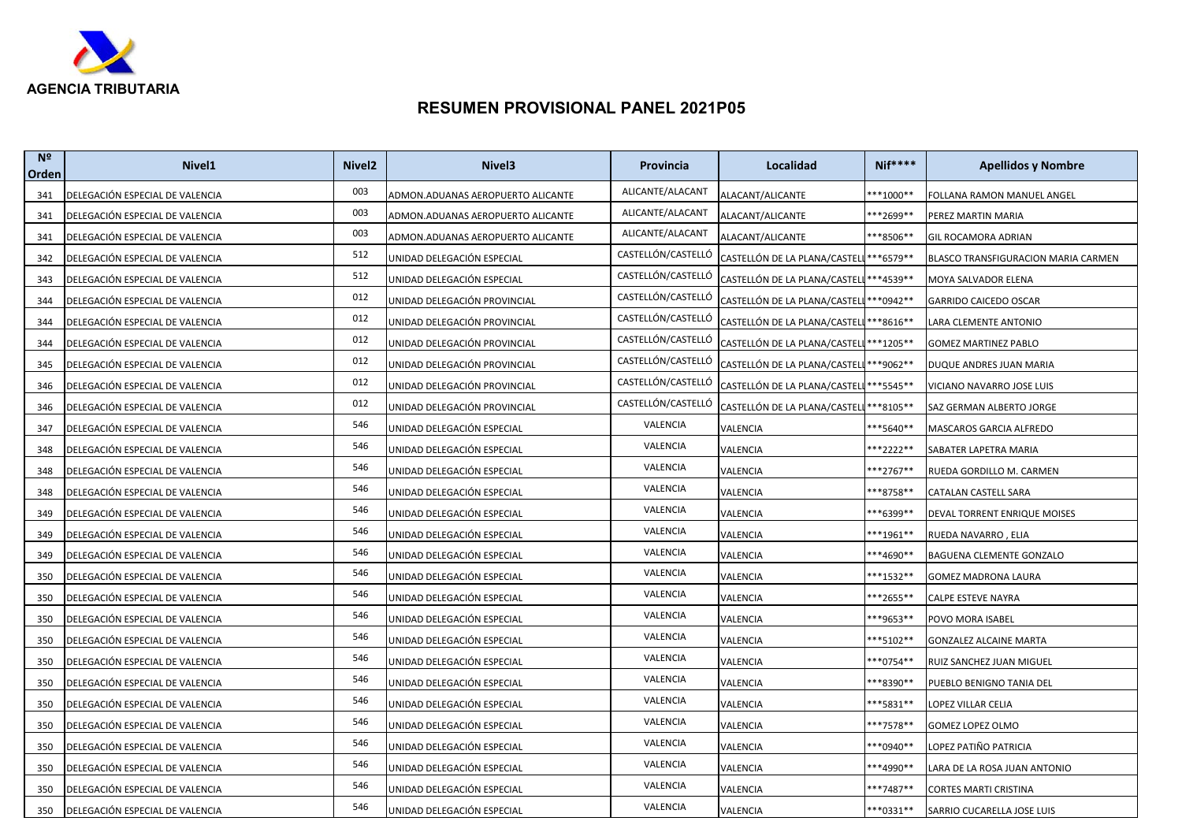AGENCIA TRIBUTARIA

# RESUMEN PROVISIONAL PANEL 2021P05

| Nº Orden | Nivel1 | Nivel2 | Nivel3 | Provincia | Localidad | Nif**** | Apellidos y Nombre |
|---|---|---|---|---|---|---|---|
| 341 | DELEGACIÓN ESPECIAL DE VALENCIA | 003 | ADMON.ADUANAS AEROPUERTO ALICANTE | ALICANTE/ALACANT | ALACANT/ALICANTE | ***1000** | FOLLANA RAMON MANUEL ANGEL |
| 341 | DELEGACIÓN ESPECIAL DE VALENCIA | 003 | ADMON.ADUANAS AEROPUERTO ALICANTE | ALICANTE/ALACANT | ALACANT/ALICANTE | ***2699** | PEREZ MARTIN MARIA |
| 341 | DELEGACIÓN ESPECIAL DE VALENCIA | 003 | ADMON.ADUANAS AEROPUERTO ALICANTE | ALICANTE/ALACANT | ALACANT/ALICANTE | ***8506** | GIL ROCAMORA ADRIAN |
| 342 | DELEGACIÓN ESPECIAL DE VALENCIA | 512 | UNIDAD DELEGACIÓN ESPECIAL | CASTELLÓN/CASTELLÓ | CASTELLÓN DE LA PLANA/CASTELL | ***6579** | BLASCO TRANSFIGURACION MARIA CARMEN |
| 343 | DELEGACIÓN ESPECIAL DE VALENCIA | 512 | UNIDAD DELEGACIÓN ESPECIAL | CASTELLÓN/CASTELLÓ | CASTELLÓN DE LA PLANA/CASTELL | ***4539** | MOYA SALVADOR ELENA |
| 344 | DELEGACIÓN ESPECIAL DE VALENCIA | 012 | UNIDAD DELEGACIÓN PROVINCIAL | CASTELLÓN/CASTELLÓ | CASTELLÓN DE LA PLANA/CASTELL | ***0942** | GARRIDO CAICEDO OSCAR |
| 344 | DELEGACIÓN ESPECIAL DE VALENCIA | 012 | UNIDAD DELEGACIÓN PROVINCIAL | CASTELLÓN/CASTELLÓ | CASTELLÓN DE LA PLANA/CASTELL | ***8616** | LARA CLEMENTE ANTONIO |
| 344 | DELEGACIÓN ESPECIAL DE VALENCIA | 012 | UNIDAD DELEGACIÓN PROVINCIAL | CASTELLÓN/CASTELLÓ | CASTELLÓN DE LA PLANA/CASTELL | ***1205** | GOMEZ MARTINEZ PABLO |
| 345 | DELEGACIÓN ESPECIAL DE VALENCIA | 012 | UNIDAD DELEGACIÓN PROVINCIAL | CASTELLÓN/CASTELLÓ | CASTELLÓN DE LA PLANA/CASTELL | ***9062** | DUQUE ANDRES JUAN MARIA |
| 346 | DELEGACIÓN ESPECIAL DE VALENCIA | 012 | UNIDAD DELEGACIÓN PROVINCIAL | CASTELLÓN/CASTELLÓ | CASTELLÓN DE LA PLANA/CASTELL | ***5545** | VICIANO NAVARRO JOSE LUIS |
| 346 | DELEGACIÓN ESPECIAL DE VALENCIA | 012 | UNIDAD DELEGACIÓN PROVINCIAL | CASTELLÓN/CASTELLÓ | CASTELLÓN DE LA PLANA/CASTELL | ***8105** | SAZ GERMAN ALBERTO JORGE |
| 347 | DELEGACIÓN ESPECIAL DE VALENCIA | 546 | UNIDAD DELEGACIÓN ESPECIAL | VALENCIA | VALENCIA | ***5640** | MASCAROS GARCIA ALFREDO |
| 348 | DELEGACIÓN ESPECIAL DE VALENCIA | 546 | UNIDAD DELEGACIÓN ESPECIAL | VALENCIA | VALENCIA | ***2222** | SABATER LAPETRA MARIA |
| 348 | DELEGACIÓN ESPECIAL DE VALENCIA | 546 | UNIDAD DELEGACIÓN ESPECIAL | VALENCIA | VALENCIA | ***2767** | RUEDA GORDILLO M. CARMEN |
| 348 | DELEGACIÓN ESPECIAL DE VALENCIA | 546 | UNIDAD DELEGACIÓN ESPECIAL | VALENCIA | VALENCIA | ***8758** | CATALAN CASTELL SARA |
| 349 | DELEGACIÓN ESPECIAL DE VALENCIA | 546 | UNIDAD DELEGACIÓN ESPECIAL | VALENCIA | VALENCIA | ***6399** | DEVAL TORRENT ENRIQUE MOISES |
| 349 | DELEGACIÓN ESPECIAL DE VALENCIA | 546 | UNIDAD DELEGACIÓN ESPECIAL | VALENCIA | VALENCIA | ***1961** | RUEDA NAVARRO , ELIA |
| 349 | DELEGACIÓN ESPECIAL DE VALENCIA | 546 | UNIDAD DELEGACIÓN ESPECIAL | VALENCIA | VALENCIA | ***4690** | BAGUENA CLEMENTE GONZALO |
| 350 | DELEGACIÓN ESPECIAL DE VALENCIA | 546 | UNIDAD DELEGACIÓN ESPECIAL | VALENCIA | VALENCIA | ***1532** | GOMEZ MADRONA LAURA |
| 350 | DELEGACIÓN ESPECIAL DE VALENCIA | 546 | UNIDAD DELEGACIÓN ESPECIAL | VALENCIA | VALENCIA | ***2655** | CALPE ESTEVE NAYRA |
| 350 | DELEGACIÓN ESPECIAL DE VALENCIA | 546 | UNIDAD DELEGACIÓN ESPECIAL | VALENCIA | VALENCIA | ***9653** | POVO MORA ISABEL |
| 350 | DELEGACIÓN ESPECIAL DE VALENCIA | 546 | UNIDAD DELEGACIÓN ESPECIAL | VALENCIA | VALENCIA | ***5102** | GONZALEZ ALCAINE MARTA |
| 350 | DELEGACIÓN ESPECIAL DE VALENCIA | 546 | UNIDAD DELEGACIÓN ESPECIAL | VALENCIA | VALENCIA | ***0754** | RUIZ SANCHEZ JUAN MIGUEL |
| 350 | DELEGACIÓN ESPECIAL DE VALENCIA | 546 | UNIDAD DELEGACIÓN ESPECIAL | VALENCIA | VALENCIA | ***8390** | PUEBLO BENIGNO TANIA DEL |
| 350 | DELEGACIÓN ESPECIAL DE VALENCIA | 546 | UNIDAD DELEGACIÓN ESPECIAL | VALENCIA | VALENCIA | ***5831** | LOPEZ VILLAR CELIA |
| 350 | DELEGACIÓN ESPECIAL DE VALENCIA | 546 | UNIDAD DELEGACIÓN ESPECIAL | VALENCIA | VALENCIA | ***7578** | GOMEZ LOPEZ OLMO |
| 350 | DELEGACIÓN ESPECIAL DE VALENCIA | 546 | UNIDAD DELEGACIÓN ESPECIAL | VALENCIA | VALENCIA | ***0940** | LOPEZ PATIÑO PATRICIA |
| 350 | DELEGACIÓN ESPECIAL DE VALENCIA | 546 | UNIDAD DELEGACIÓN ESPECIAL | VALENCIA | VALENCIA | ***4990** | LARA DE LA ROSA JUAN ANTONIO |
| 350 | DELEGACIÓN ESPECIAL DE VALENCIA | 546 | UNIDAD DELEGACIÓN ESPECIAL | VALENCIA | VALENCIA | ***7487** | CORTES MARTI CRISTINA |
| 350 | DELEGACIÓN ESPECIAL DE VALENCIA | 546 | UNIDAD DELEGACIÓN ESPECIAL | VALENCIA | VALENCIA | ***0331** | SARRIO CUCARELLA JOSE LUIS |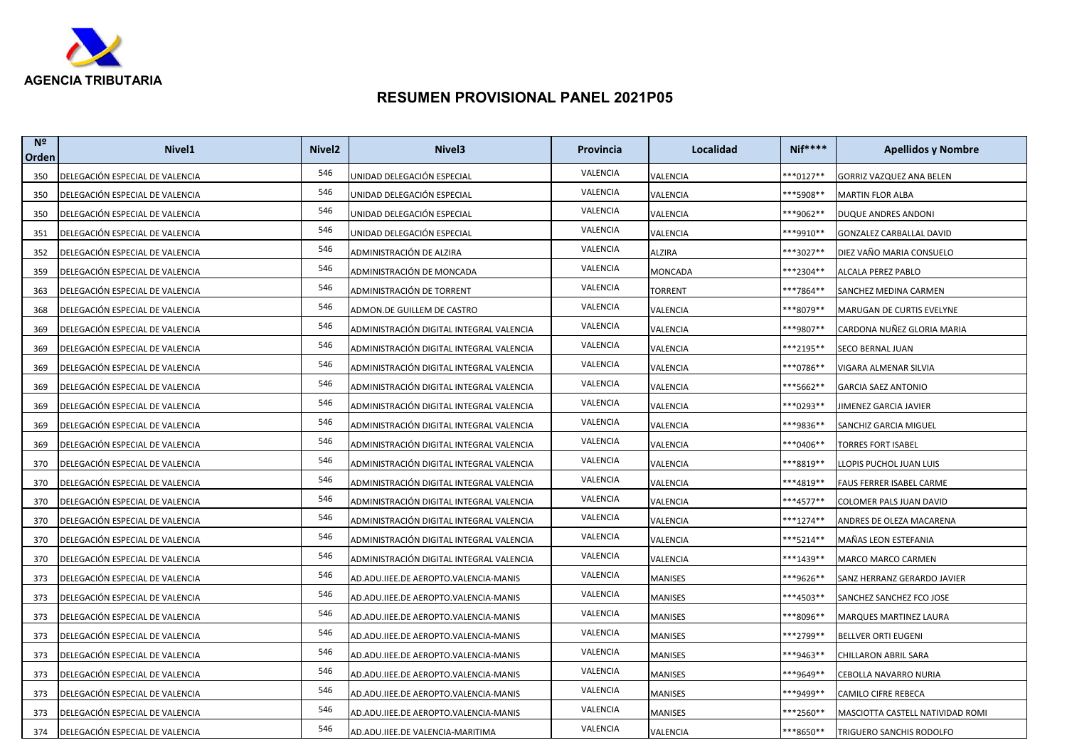AGENCIA TRIBUTARIA

# RESUMEN PROVISIONAL PANEL 2021P05

| Nº Orden | Nivel1 | Nivel2 | Nivel3 | Provincia | Localidad | Nif**** | Apellidos y Nombre |
|---|---|---|---|---|---|---|---|
| 350 | DELEGACIÓN ESPECIAL DE VALENCIA | 546 | UNIDAD DELEGACIÓN ESPECIAL | VALENCIA | VALENCIA | ***0127** | GORRIZ VAZQUEZ ANA BELEN |
| 350 | DELEGACIÓN ESPECIAL DE VALENCIA | 546 | UNIDAD DELEGACIÓN ESPECIAL | VALENCIA | VALENCIA | ***5908** | MARTIN FLOR ALBA |
| 350 | DELEGACIÓN ESPECIAL DE VALENCIA | 546 | UNIDAD DELEGACIÓN ESPECIAL | VALENCIA | VALENCIA | ***9062** | DUQUE ANDRES ANDONI |
| 351 | DELEGACIÓN ESPECIAL DE VALENCIA | 546 | UNIDAD DELEGACIÓN ESPECIAL | VALENCIA | VALENCIA | ***9910** | GONZALEZ CARBALLAL DAVID |
| 352 | DELEGACIÓN ESPECIAL DE VALENCIA | 546 | ADMINISTRACIÓN DE ALZIRA | VALENCIA | ALZIRA | ***3027** | DIEZ VAÑO MARIA CONSUELO |
| 359 | DELEGACIÓN ESPECIAL DE VALENCIA | 546 | ADMINISTRACIÓN DE MONCADA | VALENCIA | MONCADA | ***2304** | ALCALA PEREZ PABLO |
| 363 | DELEGACIÓN ESPECIAL DE VALENCIA | 546 | ADMINISTRACIÓN DE TORRENT | VALENCIA | TORRENT | ***7864** | SANCHEZ MEDINA CARMEN |
| 368 | DELEGACIÓN ESPECIAL DE VALENCIA | 546 | ADMON.DE GUILLEM DE CASTRO | VALENCIA | VALENCIA | ***8079** | MARUGAN DE CURTIS EVELYNE |
| 369 | DELEGACIÓN ESPECIAL DE VALENCIA | 546 | ADMINISTRACIÓN DIGITAL INTEGRAL VALENCIA | VALENCIA | VALENCIA | ***9807** | CARDONA NUÑEZ GLORIA MARIA |
| 369 | DELEGACIÓN ESPECIAL DE VALENCIA | 546 | ADMINISTRACIÓN DIGITAL INTEGRAL VALENCIA | VALENCIA | VALENCIA | ***2195** | SECO BERNAL JUAN |
| 369 | DELEGACIÓN ESPECIAL DE VALENCIA | 546 | ADMINISTRACIÓN DIGITAL INTEGRAL VALENCIA | VALENCIA | VALENCIA | ***0786** | VIGARA ALMENAR SILVIA |
| 369 | DELEGACIÓN ESPECIAL DE VALENCIA | 546 | ADMINISTRACIÓN DIGITAL INTEGRAL VALENCIA | VALENCIA | VALENCIA | ***5662** | GARCIA SAEZ ANTONIO |
| 369 | DELEGACIÓN ESPECIAL DE VALENCIA | 546 | ADMINISTRACIÓN DIGITAL INTEGRAL VALENCIA | VALENCIA | VALENCIA | ***0293** | JIMENEZ GARCIA JAVIER |
| 369 | DELEGACIÓN ESPECIAL DE VALENCIA | 546 | ADMINISTRACIÓN DIGITAL INTEGRAL VALENCIA | VALENCIA | VALENCIA | ***9836** | SANCHIZ GARCIA MIGUEL |
| 369 | DELEGACIÓN ESPECIAL DE VALENCIA | 546 | ADMINISTRACIÓN DIGITAL INTEGRAL VALENCIA | VALENCIA | VALENCIA | ***0406** | TORRES FORT ISABEL |
| 370 | DELEGACIÓN ESPECIAL DE VALENCIA | 546 | ADMINISTRACIÓN DIGITAL INTEGRAL VALENCIA | VALENCIA | VALENCIA | ***8819** | LLOPIS PUCHOL JUAN LUIS |
| 370 | DELEGACIÓN ESPECIAL DE VALENCIA | 546 | ADMINISTRACIÓN DIGITAL INTEGRAL VALENCIA | VALENCIA | VALENCIA | ***4819** | FAUS FERRER ISABEL CARME |
| 370 | DELEGACIÓN ESPECIAL DE VALENCIA | 546 | ADMINISTRACIÓN DIGITAL INTEGRAL VALENCIA | VALENCIA | VALENCIA | ***4577** | COLOMER PALS JUAN DAVID |
| 370 | DELEGACIÓN ESPECIAL DE VALENCIA | 546 | ADMINISTRACIÓN DIGITAL INTEGRAL VALENCIA | VALENCIA | VALENCIA | ***1274** | ANDRES DE OLEZA MACARENA |
| 370 | DELEGACIÓN ESPECIAL DE VALENCIA | 546 | ADMINISTRACIÓN DIGITAL INTEGRAL VALENCIA | VALENCIA | VALENCIA | ***5214** | MAÑAS LEON ESTEFANIA |
| 370 | DELEGACIÓN ESPECIAL DE VALENCIA | 546 | ADMINISTRACIÓN DIGITAL INTEGRAL VALENCIA | VALENCIA | VALENCIA | ***1439** | MARCO MARCO CARMEN |
| 373 | DELEGACIÓN ESPECIAL DE VALENCIA | 546 | AD.ADU.IIEE.DE AEROPTO.VALENCIA-MANIS | VALENCIA | MANISES | ***9626** | SANZ HERRANZ GERARDO JAVIER |
| 373 | DELEGACIÓN ESPECIAL DE VALENCIA | 546 | AD.ADU.IIEE.DE AEROPTO.VALENCIA-MANIS | VALENCIA | MANISES | ***4503** | SANCHEZ SANCHEZ FCO JOSE |
| 373 | DELEGACIÓN ESPECIAL DE VALENCIA | 546 | AD.ADU.IIEE.DE AEROPTO.VALENCIA-MANIS | VALENCIA | MANISES | ***8096** | MARQUES MARTINEZ LAURA |
| 373 | DELEGACIÓN ESPECIAL DE VALENCIA | 546 | AD.ADU.IIEE.DE AEROPTO.VALENCIA-MANIS | VALENCIA | MANISES | ***2799** | BELLVER ORTI EUGENI |
| 373 | DELEGACIÓN ESPECIAL DE VALENCIA | 546 | AD.ADU.IIEE.DE AEROPTO.VALENCIA-MANIS | VALENCIA | MANISES | ***9463** | CHILLARON ABRIL SARA |
| 373 | DELEGACIÓN ESPECIAL DE VALENCIA | 546 | AD.ADU.IIEE.DE AEROPTO.VALENCIA-MANIS | VALENCIA | MANISES | ***9649** | CEBOLLA NAVARRO NURIA |
| 373 | DELEGACIÓN ESPECIAL DE VALENCIA | 546 | AD.ADU.IIEE.DE AEROPTO.VALENCIA-MANIS | VALENCIA | MANISES | ***9499** | CAMILO CIFRE REBECA |
| 373 | DELEGACIÓN ESPECIAL DE VALENCIA | 546 | AD.ADU.IIEE.DE AEROPTO.VALENCIA-MANIS | VALENCIA | MANISES | ***2560** | MASCIOTTA CASTELL NATIVIDAD ROMI |
| 374 | DELEGACIÓN ESPECIAL DE VALENCIA | 546 | AD.ADU.IIEE.DE VALENCIA-MARITIMA | VALENCIA | VALENCIA | ***8650** | TRIGUERO SANCHIS RODOLFO |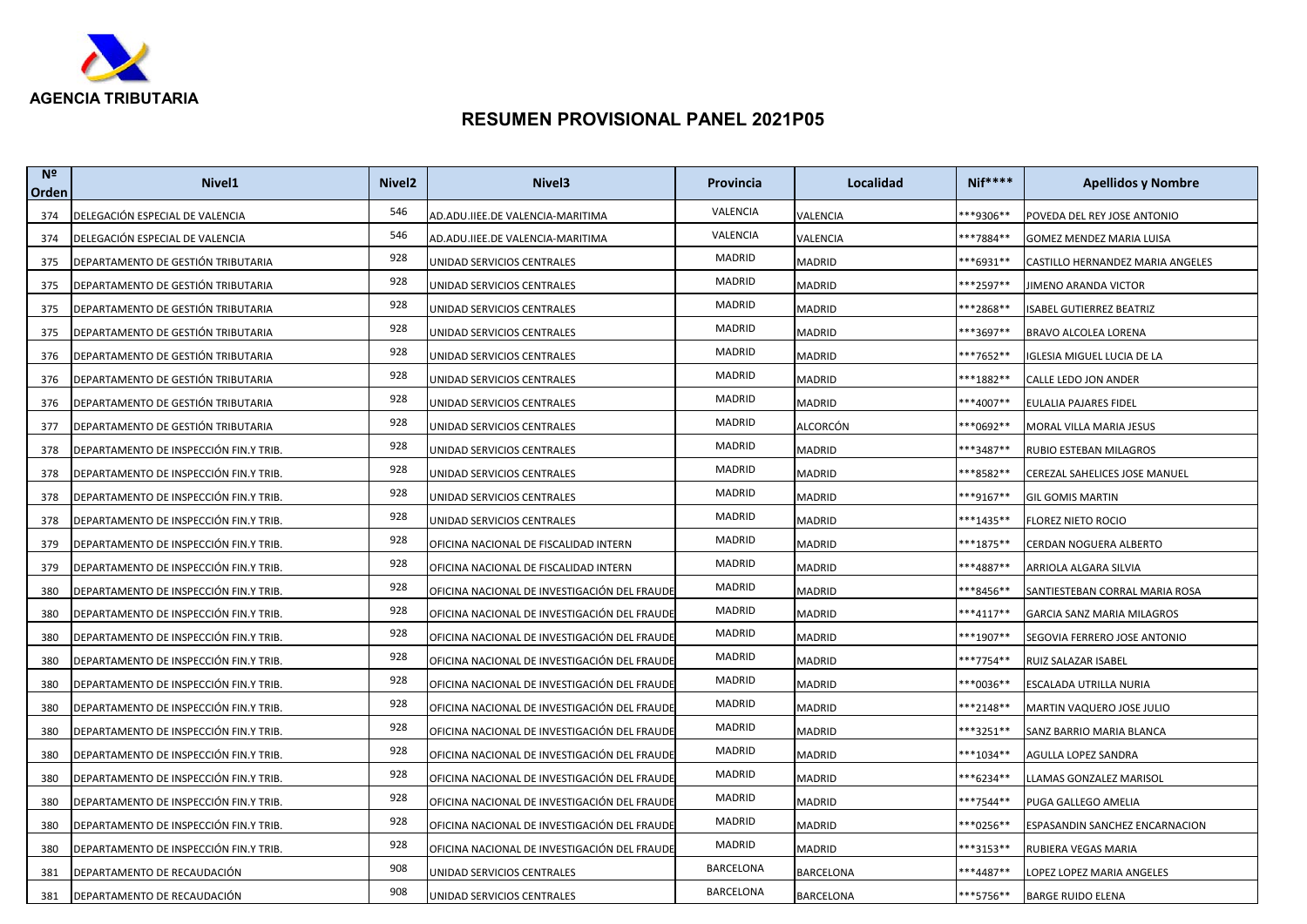AGENCIA TRIBUTARIA

## RESUMEN PROVISIONAL PANEL 2021P05

| Nº Orden | Nivel1 | Nivel2 | Nivel3 | Provincia | Localidad | Nif**** | Apellidos y Nombre |
|---|---|---|---|---|---|---|---|
| 374 | DELEGACIÓN ESPECIAL DE VALENCIA | 546 | AD.ADU.IIEE.DE VALENCIA-MARITIMA | VALENCIA | VALENCIA | ***9306** | POVEDA DEL REY JOSE ANTONIO |
| 374 | DELEGACIÓN ESPECIAL DE VALENCIA | 546 | AD.ADU.IIEE.DE VALENCIA-MARITIMA | VALENCIA | VALENCIA | ***7884** | GOMEZ MENDEZ MARIA LUISA |
| 375 | DEPARTAMENTO DE GESTIÓN TRIBUTARIA | 928 | UNIDAD SERVICIOS CENTRALES | MADRID | MADRID | ***6931** | CASTILLO HERNANDEZ MARIA ANGELES |
| 375 | DEPARTAMENTO DE GESTIÓN TRIBUTARIA | 928 | UNIDAD SERVICIOS CENTRALES | MADRID | MADRID | ***2597** | JIMENO ARANDA VICTOR |
| 375 | DEPARTAMENTO DE GESTIÓN TRIBUTARIA | 928 | UNIDAD SERVICIOS CENTRALES | MADRID | MADRID | ***2868** | ISABEL GUTIERREZ BEATRIZ |
| 375 | DEPARTAMENTO DE GESTIÓN TRIBUTARIA | 928 | UNIDAD SERVICIOS CENTRALES | MADRID | MADRID | ***3697** | BRAVO ALCOLEA LORENA |
| 376 | DEPARTAMENTO DE GESTIÓN TRIBUTARIA | 928 | UNIDAD SERVICIOS CENTRALES | MADRID | MADRID | ***7652** | IGLESIA MIGUEL LUCIA DE LA |
| 376 | DEPARTAMENTO DE GESTIÓN TRIBUTARIA | 928 | UNIDAD SERVICIOS CENTRALES | MADRID | MADRID | ***1882** | CALLE LEDO JON ANDER |
| 376 | DEPARTAMENTO DE GESTIÓN TRIBUTARIA | 928 | UNIDAD SERVICIOS CENTRALES | MADRID | MADRID | ***4007** | EULALIA PAJARES FIDEL |
| 377 | DEPARTAMENTO DE GESTIÓN TRIBUTARIA | 928 | UNIDAD SERVICIOS CENTRALES | MADRID | ALCORCÓN | ***0692** | MORAL VILLA MARIA JESUS |
| 378 | DEPARTAMENTO DE INSPECCIÓN FIN.Y TRIB. | 928 | UNIDAD SERVICIOS CENTRALES | MADRID | MADRID | ***3487** | RUBIO ESTEBAN MILAGROS |
| 378 | DEPARTAMENTO DE INSPECCIÓN FIN.Y TRIB. | 928 | UNIDAD SERVICIOS CENTRALES | MADRID | MADRID | ***8582** | CEREZAL SAHELICES JOSE MANUEL |
| 378 | DEPARTAMENTO DE INSPECCIÓN FIN.Y TRIB. | 928 | UNIDAD SERVICIOS CENTRALES | MADRID | MADRID | ***9167** | GIL GOMIS MARTIN |
| 378 | DEPARTAMENTO DE INSPECCIÓN FIN.Y TRIB. | 928 | UNIDAD SERVICIOS CENTRALES | MADRID | MADRID | ***1435** | FLOREZ NIETO ROCIO |
| 379 | DEPARTAMENTO DE INSPECCIÓN FIN.Y TRIB. | 928 | OFICINA NACIONAL DE FISCALIDAD INTERN | MADRID | MADRID | ***1875** | CERDAN NOGUERA ALBERTO |
| 379 | DEPARTAMENTO DE INSPECCIÓN FIN.Y TRIB. | 928 | OFICINA NACIONAL DE FISCALIDAD INTERN | MADRID | MADRID | ***4887** | ARRIOLA ALGARA SILVIA |
| 380 | DEPARTAMENTO DE INSPECCIÓN FIN.Y TRIB. | 928 | OFICINA NACIONAL DE INVESTIGACIÓN DEL FRAUDE | MADRID | MADRID | ***8456** | SANTIESTEBAN CORRAL MARIA ROSA |
| 380 | DEPARTAMENTO DE INSPECCIÓN FIN.Y TRIB. | 928 | OFICINA NACIONAL DE INVESTIGACIÓN DEL FRAUDE | MADRID | MADRID | ***4117** | GARCIA SANZ MARIA MILAGROS |
| 380 | DEPARTAMENTO DE INSPECCIÓN FIN.Y TRIB. | 928 | OFICINA NACIONAL DE INVESTIGACIÓN DEL FRAUDE | MADRID | MADRID | ***1907** | SEGOVIA FERRERO JOSE ANTONIO |
| 380 | DEPARTAMENTO DE INSPECCIÓN FIN.Y TRIB. | 928 | OFICINA NACIONAL DE INVESTIGACIÓN DEL FRAUDE | MADRID | MADRID | ***7754** | RUIZ SALAZAR ISABEL |
| 380 | DEPARTAMENTO DE INSPECCIÓN FIN.Y TRIB. | 928 | OFICINA NACIONAL DE INVESTIGACIÓN DEL FRAUDE | MADRID | MADRID | ***0036** | ESCALADA UTRILLA NURIA |
| 380 | DEPARTAMENTO DE INSPECCIÓN FIN.Y TRIB. | 928 | OFICINA NACIONAL DE INVESTIGACIÓN DEL FRAUDE | MADRID | MADRID | ***2148** | MARTIN VAQUERO JOSE JULIO |
| 380 | DEPARTAMENTO DE INSPECCIÓN FIN.Y TRIB. | 928 | OFICINA NACIONAL DE INVESTIGACIÓN DEL FRAUDE | MADRID | MADRID | ***3251** | SANZ BARRIO MARIA BLANCA |
| 380 | DEPARTAMENTO DE INSPECCIÓN FIN.Y TRIB. | 928 | OFICINA NACIONAL DE INVESTIGACIÓN DEL FRAUDE | MADRID | MADRID | ***1034** | AGULLA LOPEZ SANDRA |
| 380 | DEPARTAMENTO DE INSPECCIÓN FIN.Y TRIB. | 928 | OFICINA NACIONAL DE INVESTIGACIÓN DEL FRAUDE | MADRID | MADRID | ***6234** | LLAMAS GONZALEZ MARISOL |
| 380 | DEPARTAMENTO DE INSPECCIÓN FIN.Y TRIB. | 928 | OFICINA NACIONAL DE INVESTIGACIÓN DEL FRAUDE | MADRID | MADRID | ***7544** | PUGA GALLEGO AMELIA |
| 380 | DEPARTAMENTO DE INSPECCIÓN FIN.Y TRIB. | 928 | OFICINA NACIONAL DE INVESTIGACIÓN DEL FRAUDE | MADRID | MADRID | ***0256** | ESPASANDIN SANCHEZ ENCARNACION |
| 380 | DEPARTAMENTO DE INSPECCIÓN FIN.Y TRIB. | 928 | OFICINA NACIONAL DE INVESTIGACIÓN DEL FRAUDE | MADRID | MADRID | ***3153** | RUBIERA VEGAS MARIA |
| 381 | DEPARTAMENTO DE RECAUDACIÓN | 908 | UNIDAD SERVICIOS CENTRALES | BARCELONA | BARCELONA | ***4487** | LOPEZ LOPEZ MARIA ANGELES |
| 381 | DEPARTAMENTO DE RECAUDACIÓN | 908 | UNIDAD SERVICIOS CENTRALES | BARCELONA | BARCELONA | ***5756** | BARGE RUIDO ELENA |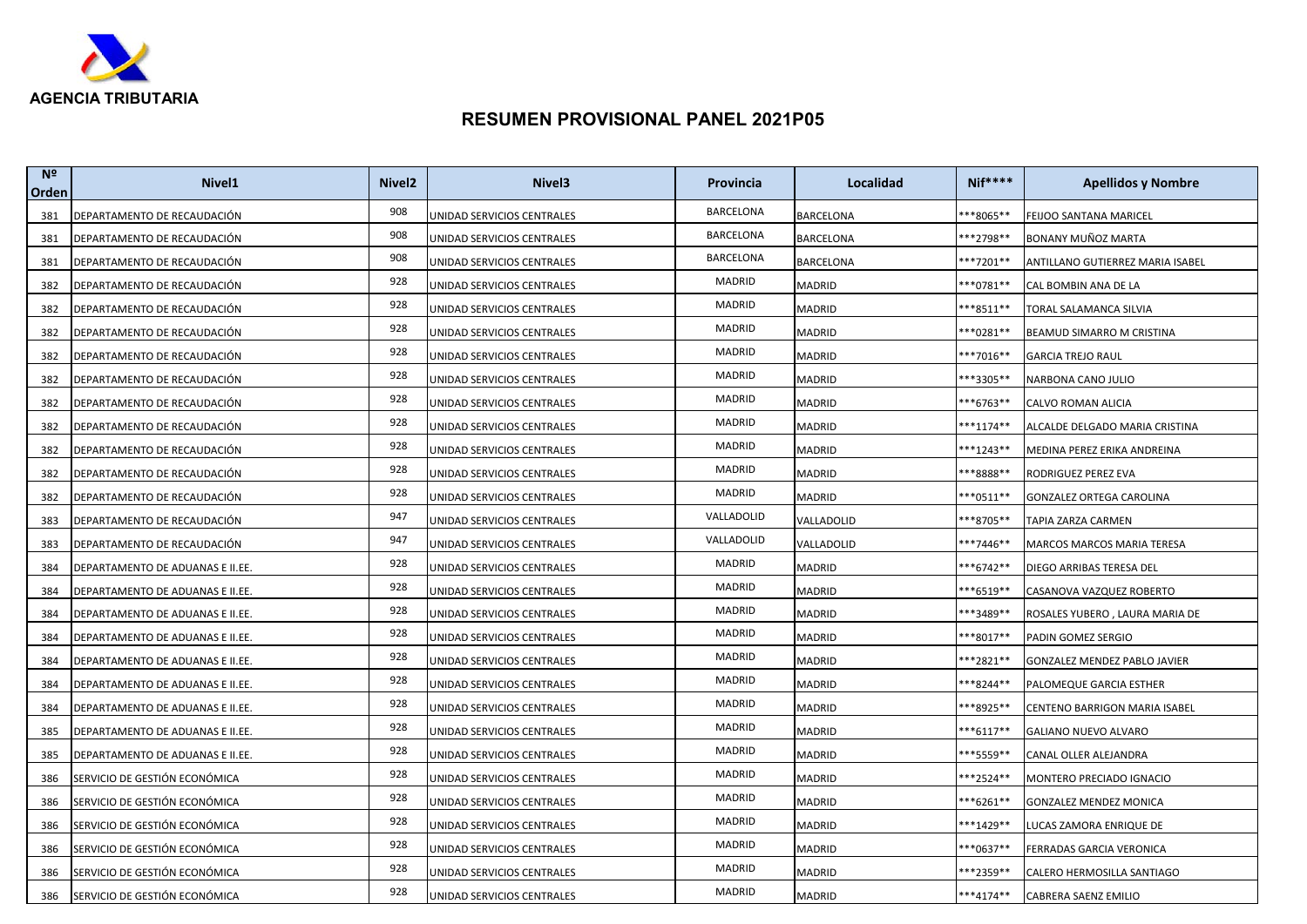AGENCIA TRIBUTARIA

# RESUMEN PROVISIONAL PANEL 2021P05

| Nº Orden | Nivel1 | Nivel2 | Nivel3 | Provincia | Localidad | Nif**** | Apellidos y Nombre |
|---|---|---|---|---|---|---|---|
| 381 | DEPARTAMENTO DE RECAUDACIÓN | 908 | UNIDAD SERVICIOS CENTRALES | BARCELONA | BARCELONA | ***8065** | FEIJOO SANTANA MARICEL |
| 381 | DEPARTAMENTO DE RECAUDACIÓN | 908 | UNIDAD SERVICIOS CENTRALES | BARCELONA | BARCELONA | ***2798** | BONANY MUÑOZ MARTA |
| 381 | DEPARTAMENTO DE RECAUDACIÓN | 908 | UNIDAD SERVICIOS CENTRALES | BARCELONA | BARCELONA | ***7201** | ANTILLANO GUTIERREZ MARIA ISABEL |
| 382 | DEPARTAMENTO DE RECAUDACIÓN | 928 | UNIDAD SERVICIOS CENTRALES | MADRID | MADRID | ***0781** | CAL BOMBIN ANA DE LA |
| 382 | DEPARTAMENTO DE RECAUDACIÓN | 928 | UNIDAD SERVICIOS CENTRALES | MADRID | MADRID | ***8511** | TORAL SALAMANCA SILVIA |
| 382 | DEPARTAMENTO DE RECAUDACIÓN | 928 | UNIDAD SERVICIOS CENTRALES | MADRID | MADRID | ***0281** | BEAMUD SIMARRO M CRISTINA |
| 382 | DEPARTAMENTO DE RECAUDACIÓN | 928 | UNIDAD SERVICIOS CENTRALES | MADRID | MADRID | ***7016** | GARCIA TREJO RAUL |
| 382 | DEPARTAMENTO DE RECAUDACIÓN | 928 | UNIDAD SERVICIOS CENTRALES | MADRID | MADRID | ***3305** | NARBONA CANO JULIO |
| 382 | DEPARTAMENTO DE RECAUDACIÓN | 928 | UNIDAD SERVICIOS CENTRALES | MADRID | MADRID | ***6763** | CALVO ROMAN ALICIA |
| 382 | DEPARTAMENTO DE RECAUDACIÓN | 928 | UNIDAD SERVICIOS CENTRALES | MADRID | MADRID | ***1174** | ALCALDE DELGADO MARIA CRISTINA |
| 382 | DEPARTAMENTO DE RECAUDACIÓN | 928 | UNIDAD SERVICIOS CENTRALES | MADRID | MADRID | ***1243** | MEDINA PEREZ ERIKA ANDREINA |
| 382 | DEPARTAMENTO DE RECAUDACIÓN | 928 | UNIDAD SERVICIOS CENTRALES | MADRID | MADRID | ***8888** | RODRIGUEZ PEREZ EVA |
| 382 | DEPARTAMENTO DE RECAUDACIÓN | 928 | UNIDAD SERVICIOS CENTRALES | MADRID | MADRID | ***0511** | GONZALEZ ORTEGA CAROLINA |
| 383 | DEPARTAMENTO DE RECAUDACIÓN | 947 | UNIDAD SERVICIOS CENTRALES | VALLADOLID | VALLADOLID | ***8705** | TAPIA ZARZA CARMEN |
| 383 | DEPARTAMENTO DE RECAUDACIÓN | 947 | UNIDAD SERVICIOS CENTRALES | VALLADOLID | VALLADOLID | ***7446** | MARCOS MARCOS MARIA TERESA |
| 384 | DEPARTAMENTO DE ADUANAS E II.EE. | 928 | UNIDAD SERVICIOS CENTRALES | MADRID | MADRID | ***6742** | DIEGO ARRIBAS TERESA DEL |
| 384 | DEPARTAMENTO DE ADUANAS E II.EE. | 928 | UNIDAD SERVICIOS CENTRALES | MADRID | MADRID | ***6519** | CASANOVA VAZQUEZ ROBERTO |
| 384 | DEPARTAMENTO DE ADUANAS E II.EE. | 928 | UNIDAD SERVICIOS CENTRALES | MADRID | MADRID | ***3489** | ROSALES YUBERO , LAURA MARIA DE |
| 384 | DEPARTAMENTO DE ADUANAS E II.EE. | 928 | UNIDAD SERVICIOS CENTRALES | MADRID | MADRID | ***8017** | PADIN GOMEZ SERGIO |
| 384 | DEPARTAMENTO DE ADUANAS E II.EE. | 928 | UNIDAD SERVICIOS CENTRALES | MADRID | MADRID | ***2821** | GONZALEZ MENDEZ PABLO JAVIER |
| 384 | DEPARTAMENTO DE ADUANAS E II.EE. | 928 | UNIDAD SERVICIOS CENTRALES | MADRID | MADRID | ***8244** | PALOMEQUE GARCIA ESTHER |
| 384 | DEPARTAMENTO DE ADUANAS E II.EE. | 928 | UNIDAD SERVICIOS CENTRALES | MADRID | MADRID | ***8925** | CENTENO BARRIGON MARIA ISABEL |
| 385 | DEPARTAMENTO DE ADUANAS E II.EE. | 928 | UNIDAD SERVICIOS CENTRALES | MADRID | MADRID | ***6117** | GALIANO NUEVO ALVARO |
| 385 | DEPARTAMENTO DE ADUANAS E II.EE. | 928 | UNIDAD SERVICIOS CENTRALES | MADRID | MADRID | ***5559** | CANAL OLLER ALEJANDRA |
| 386 | SERVICIO DE GESTIÓN ECONÓMICA | 928 | UNIDAD SERVICIOS CENTRALES | MADRID | MADRID | ***2524** | MONTERO PRECIADO IGNACIO |
| 386 | SERVICIO DE GESTIÓN ECONÓMICA | 928 | UNIDAD SERVICIOS CENTRALES | MADRID | MADRID | ***6261** | GONZALEZ MENDEZ MONICA |
| 386 | SERVICIO DE GESTIÓN ECONÓMICA | 928 | UNIDAD SERVICIOS CENTRALES | MADRID | MADRID | ***1429** | LUCAS ZAMORA ENRIQUE DE |
| 386 | SERVICIO DE GESTIÓN ECONÓMICA | 928 | UNIDAD SERVICIOS CENTRALES | MADRID | MADRID | ***0637** | FERRADAS GARCIA VERONICA |
| 386 | SERVICIO DE GESTIÓN ECONÓMICA | 928 | UNIDAD SERVICIOS CENTRALES | MADRID | MADRID | ***2359** | CALERO HERMOSILLA SANTIAGO |
| 386 | SERVICIO DE GESTIÓN ECONÓMICA | 928 | UNIDAD SERVICIOS CENTRALES | MADRID | MADRID | ***4174** | CABRERA SAENZ EMILIO |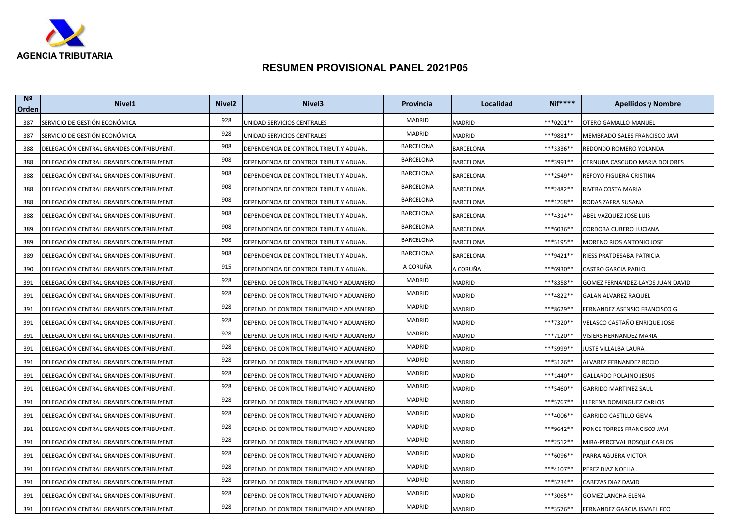AGENCIA TRIBUTARIA

# RESUMEN PROVISIONAL PANEL 2021P05

| Nº Orden | Nivel1 | Nivel2 | Nivel3 | Provincia | Localidad | Nif**** | Apellidos y Nombre |
|---|---|---|---|---|---|---|---|
| 387 | SERVICIO DE GESTIÓN ECONÓMICA | 928 | UNIDAD SERVICIOS CENTRALES | MADRID | MADRID | ***0201** | OTERO GAMALLO MANUEL |
| 387 | SERVICIO DE GESTIÓN ECONÓMICA | 928 | UNIDAD SERVICIOS CENTRALES | MADRID | MADRID | ***9881** | MEMBRADO SALES FRANCISCO JAVI |
| 388 | DELEGACIÓN CENTRAL GRANDES CONTRIBUYENT. | 908 | DEPENDENCIA DE CONTROL TRIBUT.Y ADUAN. | BARCELONA | BARCELONA | ***3336** | REDONDO ROMERO YOLANDA |
| 388 | DELEGACIÓN CENTRAL GRANDES CONTRIBUYENT. | 908 | DEPENDENCIA DE CONTROL TRIBUT.Y ADUAN. | BARCELONA | BARCELONA | ***3991** | CERNUDA CASCUDO MARIA DOLORES |
| 388 | DELEGACIÓN CENTRAL GRANDES CONTRIBUYENT. | 908 | DEPENDENCIA DE CONTROL TRIBUT.Y ADUAN. | BARCELONA | BARCELONA | ***2549** | REFOYO FIGUERA CRISTINA |
| 388 | DELEGACIÓN CENTRAL GRANDES CONTRIBUYENT. | 908 | DEPENDENCIA DE CONTROL TRIBUT.Y ADUAN. | BARCELONA | BARCELONA | ***2482** | RIVERA COSTA MARIA |
| 388 | DELEGACIÓN CENTRAL GRANDES CONTRIBUYENT. | 908 | DEPENDENCIA DE CONTROL TRIBUT.Y ADUAN. | BARCELONA | BARCELONA | ***1268** | RODAS ZAFRA SUSANA |
| 388 | DELEGACIÓN CENTRAL GRANDES CONTRIBUYENT. | 908 | DEPENDENCIA DE CONTROL TRIBUT.Y ADUAN. | BARCELONA | BARCELONA | ***4314** | ABEL VAZQUEZ JOSE LUIS |
| 389 | DELEGACIÓN CENTRAL GRANDES CONTRIBUYENT. | 908 | DEPENDENCIA DE CONTROL TRIBUT.Y ADUAN. | BARCELONA | BARCELONA | ***6036** | CORDOBA CUBERO LUCIANA |
| 389 | DELEGACIÓN CENTRAL GRANDES CONTRIBUYENT. | 908 | DEPENDENCIA DE CONTROL TRIBUT.Y ADUAN. | BARCELONA | BARCELONA | ***5195** | MORENO RIOS ANTONIO JOSE |
| 389 | DELEGACIÓN CENTRAL GRANDES CONTRIBUYENT. | 908 | DEPENDENCIA DE CONTROL TRIBUT.Y ADUAN. | BARCELONA | BARCELONA | ***9421** | RIESS PRATDESABA PATRICIA |
| 390 | DELEGACIÓN CENTRAL GRANDES CONTRIBUYENT. | 915 | DEPENDENCIA DE CONTROL TRIBUT.Y ADUAN. | A CORUÑA | A CORUÑA | ***6930** | CASTRO GARCIA PABLO |
| 391 | DELEGACIÓN CENTRAL GRANDES CONTRIBUYENT. | 928 | DEPEND. DE CONTROL TRIBUTARIO Y ADUANERO | MADRID | MADRID | ***8358** | GOMEZ FERNANDEZ-LAYOS JUAN DAVID |
| 391 | DELEGACIÓN CENTRAL GRANDES CONTRIBUYENT. | 928 | DEPEND. DE CONTROL TRIBUTARIO Y ADUANERO | MADRID | MADRID | ***4822** | GALAN ALVAREZ RAQUEL |
| 391 | DELEGACIÓN CENTRAL GRANDES CONTRIBUYENT. | 928 | DEPEND. DE CONTROL TRIBUTARIO Y ADUANERO | MADRID | MADRID | ***8629** | FERNANDEZ ASENSIO FRANCISCO G |
| 391 | DELEGACIÓN CENTRAL GRANDES CONTRIBUYENT. | 928 | DEPEND. DE CONTROL TRIBUTARIO Y ADUANERO | MADRID | MADRID | ***7320** | VELASCO CASTAÑO ENRIQUE JOSE |
| 391 | DELEGACIÓN CENTRAL GRANDES CONTRIBUYENT. | 928 | DEPEND. DE CONTROL TRIBUTARIO Y ADUANERO | MADRID | MADRID | ***7120** | VISIERS HERNANDEZ MARIA |
| 391 | DELEGACIÓN CENTRAL GRANDES CONTRIBUYENT. | 928 | DEPEND. DE CONTROL TRIBUTARIO Y ADUANERO | MADRID | MADRID | ***5999** | JUSTE VILLALBA LAURA |
| 391 | DELEGACIÓN CENTRAL GRANDES CONTRIBUYENT. | 928 | DEPEND. DE CONTROL TRIBUTARIO Y ADUANERO | MADRID | MADRID | ***3126** | ALVAREZ FERNANDEZ ROCIO |
| 391 | DELEGACIÓN CENTRAL GRANDES CONTRIBUYENT. | 928 | DEPEND. DE CONTROL TRIBUTARIO Y ADUANERO | MADRID | MADRID | ***1440** | GALLARDO POLAINO JESUS |
| 391 | DELEGACIÓN CENTRAL GRANDES CONTRIBUYENT. | 928 | DEPEND. DE CONTROL TRIBUTARIO Y ADUANERO | MADRID | MADRID | ***5460** | GARRIDO MARTINEZ SAUL |
| 391 | DELEGACIÓN CENTRAL GRANDES CONTRIBUYENT. | 928 | DEPEND. DE CONTROL TRIBUTARIO Y ADUANERO | MADRID | MADRID | ***5767** | LLERENA DOMINGUEZ CARLOS |
| 391 | DELEGACIÓN CENTRAL GRANDES CONTRIBUYENT. | 928 | DEPEND. DE CONTROL TRIBUTARIO Y ADUANERO | MADRID | MADRID | ***4006** | GARRIDO CASTILLO GEMA |
| 391 | DELEGACIÓN CENTRAL GRANDES CONTRIBUYENT. | 928 | DEPEND. DE CONTROL TRIBUTARIO Y ADUANERO | MADRID | MADRID | ***9642** | PONCE TORRES FRANCISCO JAVI |
| 391 | DELEGACIÓN CENTRAL GRANDES CONTRIBUYENT. | 928 | DEPEND. DE CONTROL TRIBUTARIO Y ADUANERO | MADRID | MADRID | ***2512** | MIRA-PERCEVAL BOSQUE CARLOS |
| 391 | DELEGACIÓN CENTRAL GRANDES CONTRIBUYENT. | 928 | DEPEND. DE CONTROL TRIBUTARIO Y ADUANERO | MADRID | MADRID | ***6096** | PARRA AGUERA VICTOR |
| 391 | DELEGACIÓN CENTRAL GRANDES CONTRIBUYENT. | 928 | DEPEND. DE CONTROL TRIBUTARIO Y ADUANERO | MADRID | MADRID | ***4107** | PEREZ DIAZ NOELIA |
| 391 | DELEGACIÓN CENTRAL GRANDES CONTRIBUYENT. | 928 | DEPEND. DE CONTROL TRIBUTARIO Y ADUANERO | MADRID | MADRID | ***5234** | CABEZAS DIAZ DAVID |
| 391 | DELEGACIÓN CENTRAL GRANDES CONTRIBUYENT. | 928 | DEPEND. DE CONTROL TRIBUTARIO Y ADUANERO | MADRID | MADRID | ***3065** | GOMEZ LANCHA ELENA |
| 391 | DELEGACIÓN CENTRAL GRANDES CONTRIBUYENT. | 928 | DEPEND. DE CONTROL TRIBUTARIO Y ADUANERO | MADRID | MADRID | ***3576** | FERNANDEZ GARCIA ISMAEL FCO |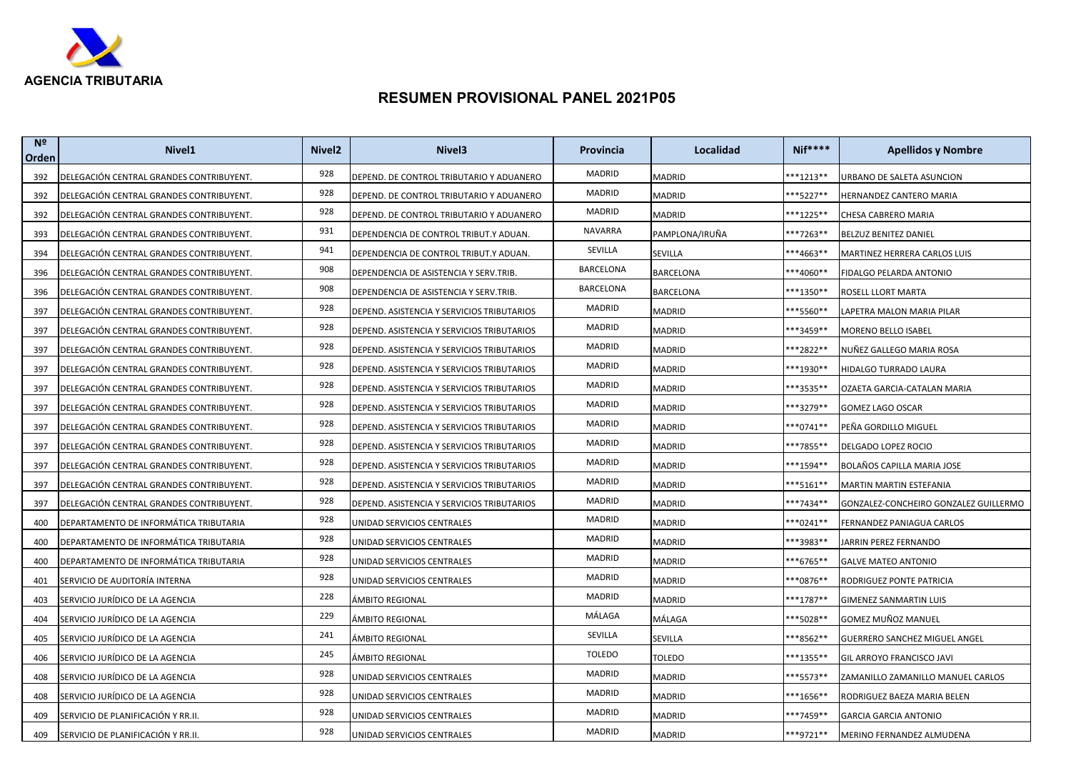AGENCIA TRIBUTARIA

# RESUMEN PROVISIONAL PANEL 2021P05

| Nº Orden | Nivel1 | Nivel2 | Nivel3 | Provincia | Localidad | Nif**** | Apellidos y Nombre |
|---|---|---|---|---|---|---|---|
| 392 | DELEGACIÓN CENTRAL GRANDES CONTRIBUYENT. | 928 | DEPEND. DE CONTROL TRIBUTARIO Y ADUANERO | MADRID | MADRID | ***1213** | URBANO DE SALETA ASUNCION |
| 392 | DELEGACIÓN CENTRAL GRANDES CONTRIBUYENT. | 928 | DEPEND. DE CONTROL TRIBUTARIO Y ADUANERO | MADRID | MADRID | ***5227** | HERNANDEZ CANTERO MARIA |
| 392 | DELEGACIÓN CENTRAL GRANDES CONTRIBUYENT. | 928 | DEPEND. DE CONTROL TRIBUTARIO Y ADUANERO | MADRID | MADRID | ***1225** | CHESA CABRERO MARIA |
| 393 | DELEGACIÓN CENTRAL GRANDES CONTRIBUYENT. | 931 | DEPENDENCIA DE CONTROL TRIBUT.Y ADUAN. | NAVARRA | PAMPLONA/IRUÑA | ***7263** | BELZUZ BENITEZ DANIEL |
| 394 | DELEGACIÓN CENTRAL GRANDES CONTRIBUYENT. | 941 | DEPENDENCIA DE CONTROL TRIBUT.Y ADUAN. | SEVILLA | SEVILLA | ***4663** | MARTINEZ HERRERA CARLOS LUIS |
| 396 | DELEGACIÓN CENTRAL GRANDES CONTRIBUYENT. | 908 | DEPENDENCIA DE ASISTENCIA Y SERV.TRIB. | BARCELONA | BARCELONA | ***4060** | FIDALGO PELARDA ANTONIO |
| 396 | DELEGACIÓN CENTRAL GRANDES CONTRIBUYENT. | 908 | DEPENDENCIA DE ASISTENCIA Y SERV.TRIB. | BARCELONA | BARCELONA | ***1350** | ROSELL LLORT MARTA |
| 397 | DELEGACIÓN CENTRAL GRANDES CONTRIBUYENT. | 928 | DEPEND. ASISTENCIA Y SERVICIOS TRIBUTARIOS | MADRID | MADRID | ***5560** | LAPETRA MALON MARIA PILAR |
| 397 | DELEGACIÓN CENTRAL GRANDES CONTRIBUYENT. | 928 | DEPEND. ASISTENCIA Y SERVICIOS TRIBUTARIOS | MADRID | MADRID | ***3459** | MORENO BELLO ISABEL |
| 397 | DELEGACIÓN CENTRAL GRANDES CONTRIBUYENT. | 928 | DEPEND. ASISTENCIA Y SERVICIOS TRIBUTARIOS | MADRID | MADRID | ***2822** | NUÑEZ GALLEGO MARIA ROSA |
| 397 | DELEGACIÓN CENTRAL GRANDES CONTRIBUYENT. | 928 | DEPEND. ASISTENCIA Y SERVICIOS TRIBUTARIOS | MADRID | MADRID | ***1930** | HIDALGO TURRADO LAURA |
| 397 | DELEGACIÓN CENTRAL GRANDES CONTRIBUYENT. | 928 | DEPEND. ASISTENCIA Y SERVICIOS TRIBUTARIOS | MADRID | MADRID | ***3535** | OZAETA GARCIA-CATALAN MARIA |
| 397 | DELEGACIÓN CENTRAL GRANDES CONTRIBUYENT. | 928 | DEPEND. ASISTENCIA Y SERVICIOS TRIBUTARIOS | MADRID | MADRID | ***3279** | GOMEZ LAGO OSCAR |
| 397 | DELEGACIÓN CENTRAL GRANDES CONTRIBUYENT. | 928 | DEPEND. ASISTENCIA Y SERVICIOS TRIBUTARIOS | MADRID | MADRID | ***0741** | PEÑA GORDILLO MIGUEL |
| 397 | DELEGACIÓN CENTRAL GRANDES CONTRIBUYENT. | 928 | DEPEND. ASISTENCIA Y SERVICIOS TRIBUTARIOS | MADRID | MADRID | ***7855** | DELGADO LOPEZ ROCIO |
| 397 | DELEGACIÓN CENTRAL GRANDES CONTRIBUYENT. | 928 | DEPEND. ASISTENCIA Y SERVICIOS TRIBUTARIOS | MADRID | MADRID | ***1594** | BOLAÑOS CAPILLA MARIA JOSE |
| 397 | DELEGACIÓN CENTRAL GRANDES CONTRIBUYENT. | 928 | DEPEND. ASISTENCIA Y SERVICIOS TRIBUTARIOS | MADRID | MADRID | ***5161** | MARTIN MARTIN ESTEFANIA |
| 397 | DELEGACIÓN CENTRAL GRANDES CONTRIBUYENT. | 928 | DEPEND. ASISTENCIA Y SERVICIOS TRIBUTARIOS | MADRID | MADRID | ***7434** | GONZALEZ-CONCHEIRO GONZALEZ GUILLERMO |
| 400 | DEPARTAMENTO DE INFORMÁTICA TRIBUTARIA | 928 | UNIDAD SERVICIOS CENTRALES | MADRID | MADRID | ***0241** | FERNANDEZ PANIAGUA CARLOS |
| 400 | DEPARTAMENTO DE INFORMÁTICA TRIBUTARIA | 928 | UNIDAD SERVICIOS CENTRALES | MADRID | MADRID | ***3983** | JARRIN PEREZ FERNANDO |
| 400 | DEPARTAMENTO DE INFORMÁTICA TRIBUTARIA | 928 | UNIDAD SERVICIOS CENTRALES | MADRID | MADRID | ***6765** | GALVE MATEO ANTONIO |
| 401 | SERVICIO DE AUDITORÍA INTERNA | 928 | UNIDAD SERVICIOS CENTRALES | MADRID | MADRID | ***0876** | RODRIGUEZ PONTE PATRICIA |
| 403 | SERVICIO JURÍDICO DE LA AGENCIA | 228 | ÁMBITO REGIONAL | MADRID | MADRID | ***1787** | GIMENEZ SANMARTIN LUIS |
| 404 | SERVICIO JURÍDICO DE LA AGENCIA | 229 | ÁMBITO REGIONAL | MÁLAGA | MÁLAGA | ***5028** | GOMEZ MUÑOZ MANUEL |
| 405 | SERVICIO JURÍDICO DE LA AGENCIA | 241 | ÁMBITO REGIONAL | SEVILLA | SEVILLA | ***8562** | GUERRERO SANCHEZ MIGUEL ANGEL |
| 406 | SERVICIO JURÍDICO DE LA AGENCIA | 245 | ÁMBITO REGIONAL | TOLEDO | TOLEDO | ***1355** | GIL ARROYO FRANCISCO JAVI |
| 408 | SERVICIO JURÍDICO DE LA AGENCIA | 928 | UNIDAD SERVICIOS CENTRALES | MADRID | MADRID | ***5573** | ZAMANILLO ZAMANILLO MANUEL CARLOS |
| 408 | SERVICIO JURÍDICO DE LA AGENCIA | 928 | UNIDAD SERVICIOS CENTRALES | MADRID | MADRID | ***1656** | RODRIGUEZ BAEZA MARIA BELEN |
| 409 | SERVICIO DE PLANIFICACIÓN Y RR.II. | 928 | UNIDAD SERVICIOS CENTRALES | MADRID | MADRID | ***7459** | GARCIA GARCIA ANTONIO |
| 409 | SERVICIO DE PLANIFICACIÓN Y RR.II. | 928 | UNIDAD SERVICIOS CENTRALES | MADRID | MADRID | ***9721** | MERINO FERNANDEZ ALMUDENA |